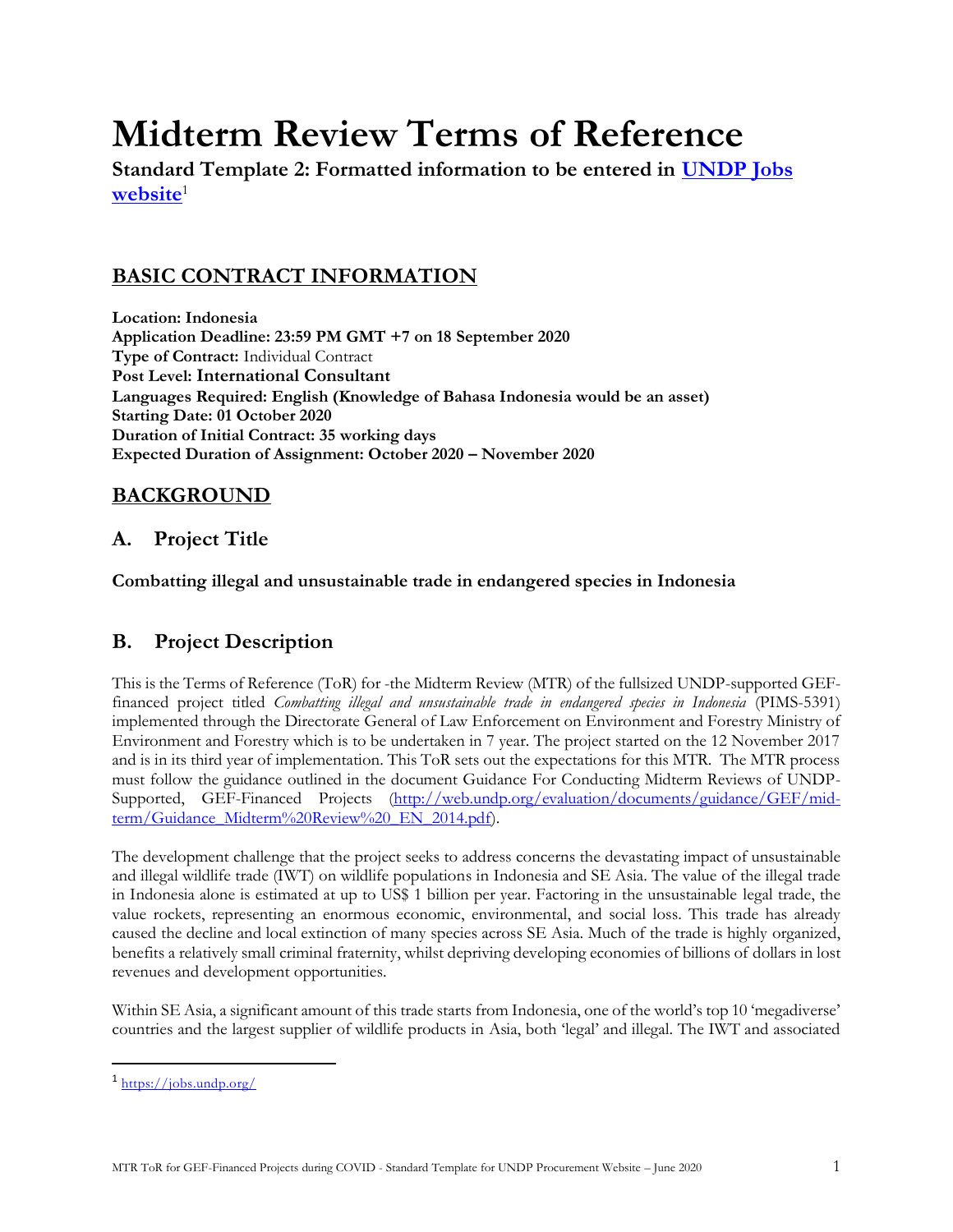# Midterm Review Terms of Reference

**Standard Template 2: Formatted information to be entered in [UNDP Jobs website](https://jobs.undp.org/)**[1]

## BASIC CONTRACT INFORMATION

**Location: Indonesia**
**Application Deadline: 23:59 PM GMT +7 on 18 September 2020**
**Type of Contract:** Individual Contract
**Post Level: International Consultant**
**Languages Required: English (Knowledge of Bahasa Indonesia would be an asset)**
**Starting Date: 01 October 2020**
**Duration of Initial Contract: 35 working days**
**Expected Duration of Assignment: October 2020 – November 2020**

## BACKGROUND

### A. Project Title

**Combatting illegal and unsustainable trade in endangered species in Indonesia**

### B. Project Description

This is the Terms of Reference (ToR) for -the Midterm Review (MTR) of the fullsized UNDP-supported GEF-financed project titled *Combatting illegal and unsustainable trade in endangered species in Indonesia* (PIMS-5391) implemented through the Directorate General of Law Enforcement on Environment and Forestry Ministry of Environment and Forestry which is to be undertaken in 7 year. The project started on the 12 November 2017 and is in its third year of implementation. This ToR sets out the expectations for this MTR. The MTR process must follow the guidance outlined in the document Guidance For Conducting Midterm Reviews of UNDP-Supported, GEF-Financed Projects (http://web.undp.org/evaluation/documents/guidance/GEF/mid-term/Guidance_Midterm%20Review%20_EN_2014.pdf).

The development challenge that the project seeks to address concerns the devastating impact of unsustainable and illegal wildlife trade (IWT) on wildlife populations in Indonesia and SE Asia. The value of the illegal trade in Indonesia alone is estimated at up to US$ 1 billion per year. Factoring in the unsustainable legal trade, the value rockets, representing an enormous economic, environmental, and social loss. This trade has already caused the decline and local extinction of many species across SE Asia. Much of the trade is highly organized, benefits a relatively small criminal fraternity, whilst depriving developing economies of billions of dollars in lost revenues and development opportunities.

Within SE Asia, a significant amount of this trade starts from Indonesia, one of the world's top 10 'megadiverse' countries and the largest supplier of wildlife products in Asia, both 'legal' and illegal. The IWT and associated

[1] https://jobs.undp.org/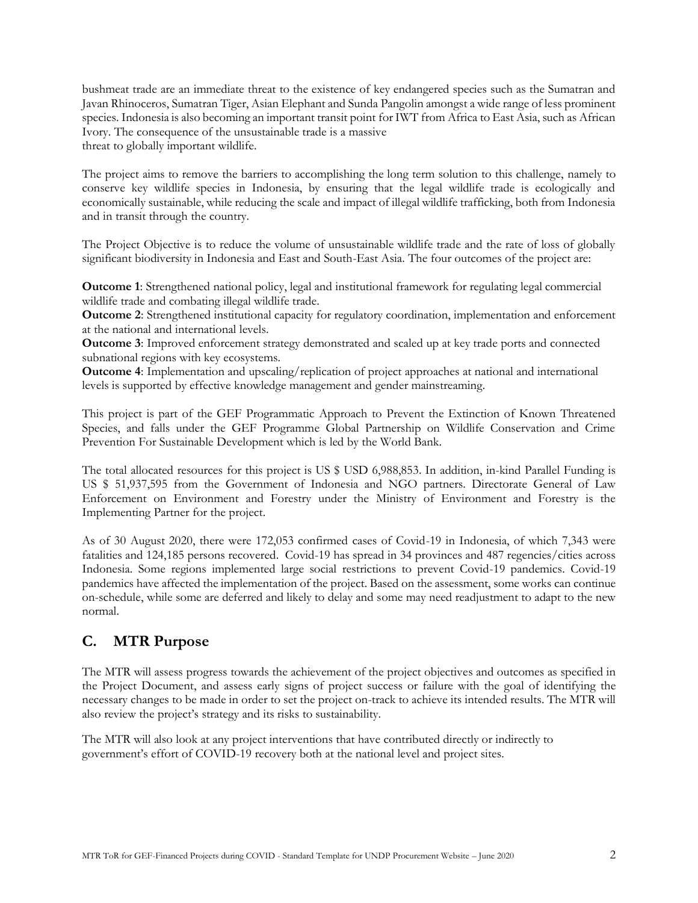bushmeat trade are an immediate threat to the existence of key endangered species such as the Sumatran and Javan Rhinoceros, Sumatran Tiger, Asian Elephant and Sunda Pangolin amongst a wide range of less prominent species. Indonesia is also becoming an important transit point for IWT from Africa to East Asia, such as African Ivory. The consequence of the unsustainable trade is a massive threat to globally important wildlife.

The project aims to remove the barriers to accomplishing the long term solution to this challenge, namely to conserve key wildlife species in Indonesia, by ensuring that the legal wildlife trade is ecologically and economically sustainable, while reducing the scale and impact of illegal wildlife trafficking, both from Indonesia and in transit through the country.

The Project Objective is to reduce the volume of unsustainable wildlife trade and the rate of loss of globally significant biodiversity in Indonesia and East and South-East Asia. The four outcomes of the project are:

**Outcome 1**: Strengthened national policy, legal and institutional framework for regulating legal commercial wildlife trade and combating illegal wildlife trade.
**Outcome 2**: Strengthened institutional capacity for regulatory coordination, implementation and enforcement at the national and international levels.
**Outcome 3**: Improved enforcement strategy demonstrated and scaled up at key trade ports and connected subnational regions with key ecosystems.
**Outcome 4**: Implementation and upscaling/replication of project approaches at national and international levels is supported by effective knowledge management and gender mainstreaming.

This project is part of the GEF Programmatic Approach to Prevent the Extinction of Known Threatened Species, and falls under the GEF Programme Global Partnership on Wildlife Conservation and Crime Prevention For Sustainable Development which is led by the World Bank.

The total allocated resources for this project is US $ USD 6,988,853. In addition, in-kind Parallel Funding is US $ 51,937,595 from the Government of Indonesia and NGO partners. Directorate General of Law Enforcement on Environment and Forestry under the Ministry of Environment and Forestry is the Implementing Partner for the project.

As of 30 August 2020, there were 172,053 confirmed cases of Covid-19 in Indonesia, of which 7,343 were fatalities and 124,185 persons recovered. Covid-19 has spread in 34 provinces and 487 regencies/cities across Indonesia. Some regions implemented large social restrictions to prevent Covid-19 pandemics. Covid-19 pandemics have affected the implementation of the project. Based on the assessment, some works can continue on-schedule, while some are deferred and likely to delay and some may need readjustment to adapt to the new normal.

## C. MTR Purpose

The MTR will assess progress towards the achievement of the project objectives and outcomes as specified in the Project Document, and assess early signs of project success or failure with the goal of identifying the necessary changes to be made in order to set the project on-track to achieve its intended results. The MTR will also review the project's strategy and its risks to sustainability.

The MTR will also look at any project interventions that have contributed directly or indirectly to government's effort of COVID-19 recovery both at the national level and project sites.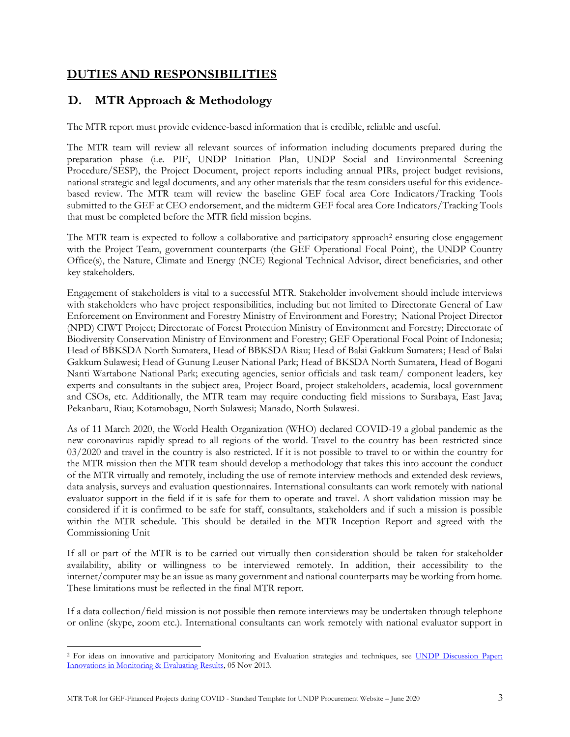## DUTIES AND RESPONSIBILITIES

### D. MTR Approach & Methodology

The MTR report must provide evidence-based information that is credible, reliable and useful.

The MTR team will review all relevant sources of information including documents prepared during the preparation phase (i.e. PIF, UNDP Initiation Plan, UNDP Social and Environmental Screening Procedure/SESP), the Project Document, project reports including annual PIRs, project budget revisions, national strategic and legal documents, and any other materials that the team considers useful for this evidence-based review. The MTR team will review the baseline GEF focal area Core Indicators/Tracking Tools submitted to the GEF at CEO endorsement, and the midterm GEF focal area Core Indicators/Tracking Tools that must be completed before the MTR field mission begins.

The MTR team is expected to follow a collaborative and participatory approach[2] ensuring close engagement with the Project Team, government counterparts (the GEF Operational Focal Point), the UNDP Country Office(s), the Nature, Climate and Energy (NCE) Regional Technical Advisor, direct beneficiaries, and other key stakeholders.

Engagement of stakeholders is vital to a successful MTR. Stakeholder involvement should include interviews with stakeholders who have project responsibilities, including but not limited to Directorate General of Law Enforcement on Environment and Forestry Ministry of Environment and Forestry; National Project Director (NPD) CIWT Project; Directorate of Forest Protection Ministry of Environment and Forestry; Directorate of Biodiversity Conservation Ministry of Environment and Forestry; GEF Operational Focal Point of Indonesia; Head of BBKSDA North Sumatera, Head of BBKSDA Riau; Head of Balai Gakkum Sumatera; Head of Balai Gakkum Sulawesi; Head of Gunung Leuser National Park; Head of BKSDA North Sumatera, Head of Bogani Nanti Wartabone National Park; executing agencies, senior officials and task team/ component leaders, key experts and consultants in the subject area, Project Board, project stakeholders, academia, local government and CSOs, etc. Additionally, the MTR team may require conducting field missions to Surabaya, East Java; Pekanbaru, Riau; Kotamobagu, North Sulawesi; Manado, North Sulawesi.

As of 11 March 2020, the World Health Organization (WHO) declared COVID-19 a global pandemic as the new coronavirus rapidly spread to all regions of the world. Travel to the country has been restricted since 03/2020 and travel in the country is also restricted. If it is not possible to travel to or within the country for the MTR mission then the MTR team should develop a methodology that takes this into account the conduct of the MTR virtually and remotely, including the use of remote interview methods and extended desk reviews, data analysis, surveys and evaluation questionnaires. International consultants can work remotely with national evaluator support in the field if it is safe for them to operate and travel. A short validation mission may be considered if it is confirmed to be safe for staff, consultants, stakeholders and if such a mission is possible within the MTR schedule. This should be detailed in the MTR Inception Report and agreed with the Commissioning Unit

If all or part of the MTR is to be carried out virtually then consideration should be taken for stakeholder availability, ability or willingness to be interviewed remotely. In addition, their accessibility to the internet/computer may be an issue as many government and national counterparts may be working from home. These limitations must be reflected in the final MTR report.

If a data collection/field mission is not possible then remote interviews may be undertaken through telephone or online (skype, zoom etc.). International consultants can work remotely with national evaluator support in

---

[2] For ideas on innovative and participatory Monitoring and Evaluation strategies and techniques, see [UNDP Discussion Paper: Innovations in Monitoring & Evaluating Results](), 05 Nov 2013.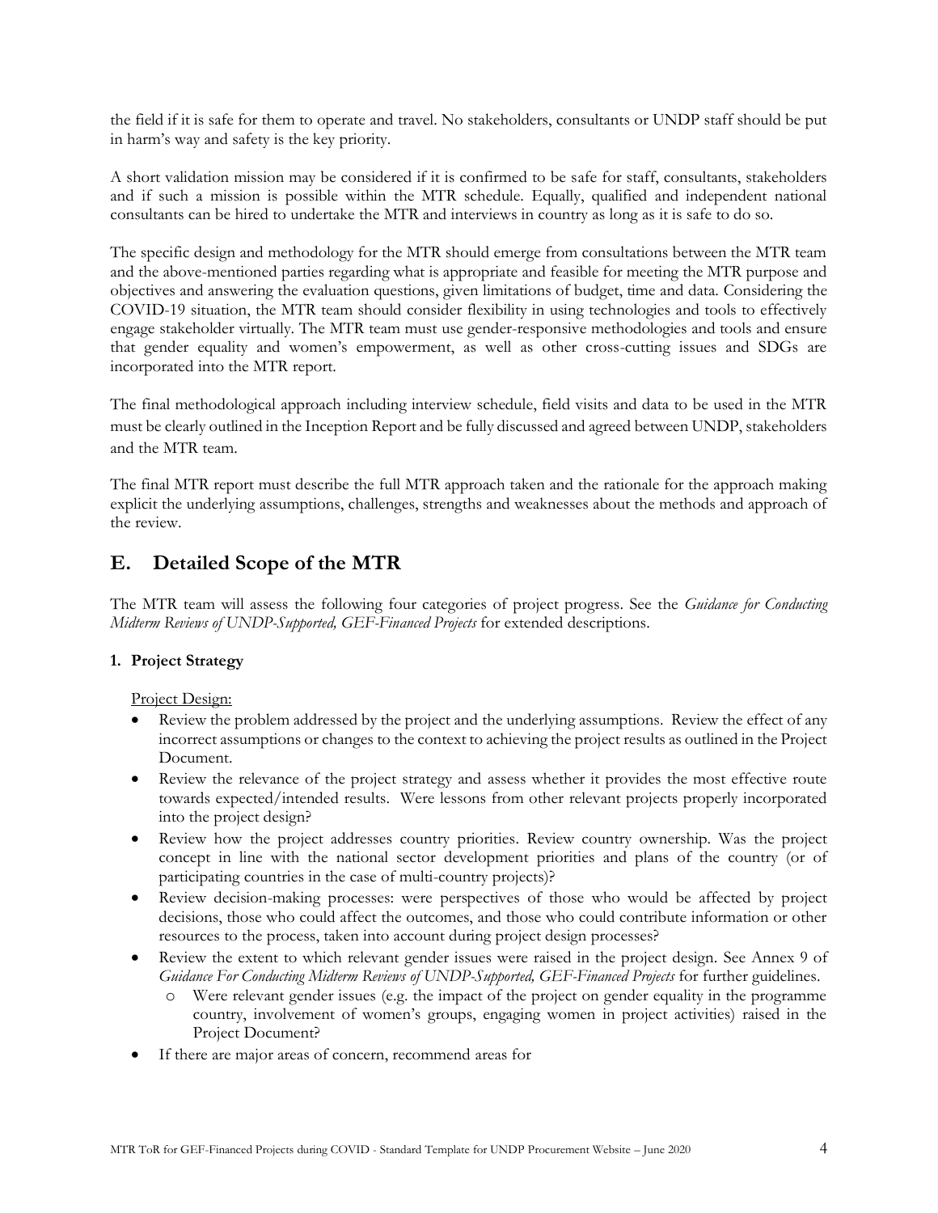the field if it is safe for them to operate and travel. No stakeholders, consultants or UNDP staff should be put in harm's way and safety is the key priority.

A short validation mission may be considered if it is confirmed to be safe for staff, consultants, stakeholders and if such a mission is possible within the MTR schedule. Equally, qualified and independent national consultants can be hired to undertake the MTR and interviews in country as long as it is safe to do so.

The specific design and methodology for the MTR should emerge from consultations between the MTR team and the above-mentioned parties regarding what is appropriate and feasible for meeting the MTR purpose and objectives and answering the evaluation questions, given limitations of budget, time and data. Considering the COVID-19 situation, the MTR team should consider flexibility in using technologies and tools to effectively engage stakeholder virtually. The MTR team must use gender-responsive methodologies and tools and ensure that gender equality and women's empowerment, as well as other cross-cutting issues and SDGs are incorporated into the MTR report.

The final methodological approach including interview schedule, field visits and data to be used in the MTR must be clearly outlined in the Inception Report and be fully discussed and agreed between UNDP, stakeholders and the MTR team.

The final MTR report must describe the full MTR approach taken and the rationale for the approach making explicit the underlying assumptions, challenges, strengths and weaknesses about the methods and approach of the review.

## E. Detailed Scope of the MTR

The MTR team will assess the following four categories of project progress. See the *Guidance for Conducting Midterm Reviews of UNDP-Supported, GEF-Financed Projects* for extended descriptions.

**1. Project Strategy**

Project Design:

- Review the problem addressed by the project and the underlying assumptions. Review the effect of any incorrect assumptions or changes to the context to achieving the project results as outlined in the Project Document.
- Review the relevance of the project strategy and assess whether it provides the most effective route towards expected/intended results. Were lessons from other relevant projects properly incorporated into the project design?
- Review how the project addresses country priorities. Review country ownership. Was the project concept in line with the national sector development priorities and plans of the country (or of participating countries in the case of multi-country projects)?
- Review decision-making processes: were perspectives of those who would be affected by project decisions, those who could affect the outcomes, and those who could contribute information or other resources to the process, taken into account during project design processes?
- Review the extent to which relevant gender issues were raised in the project design. See Annex 9 of *Guidance For Conducting Midterm Reviews of UNDP-Supported, GEF-Financed Projects* for further guidelines.
  - Were relevant gender issues (e.g. the impact of the project on gender equality in the programme country, involvement of women's groups, engaging women in project activities) raised in the Project Document?
- If there are major areas of concern, recommend areas for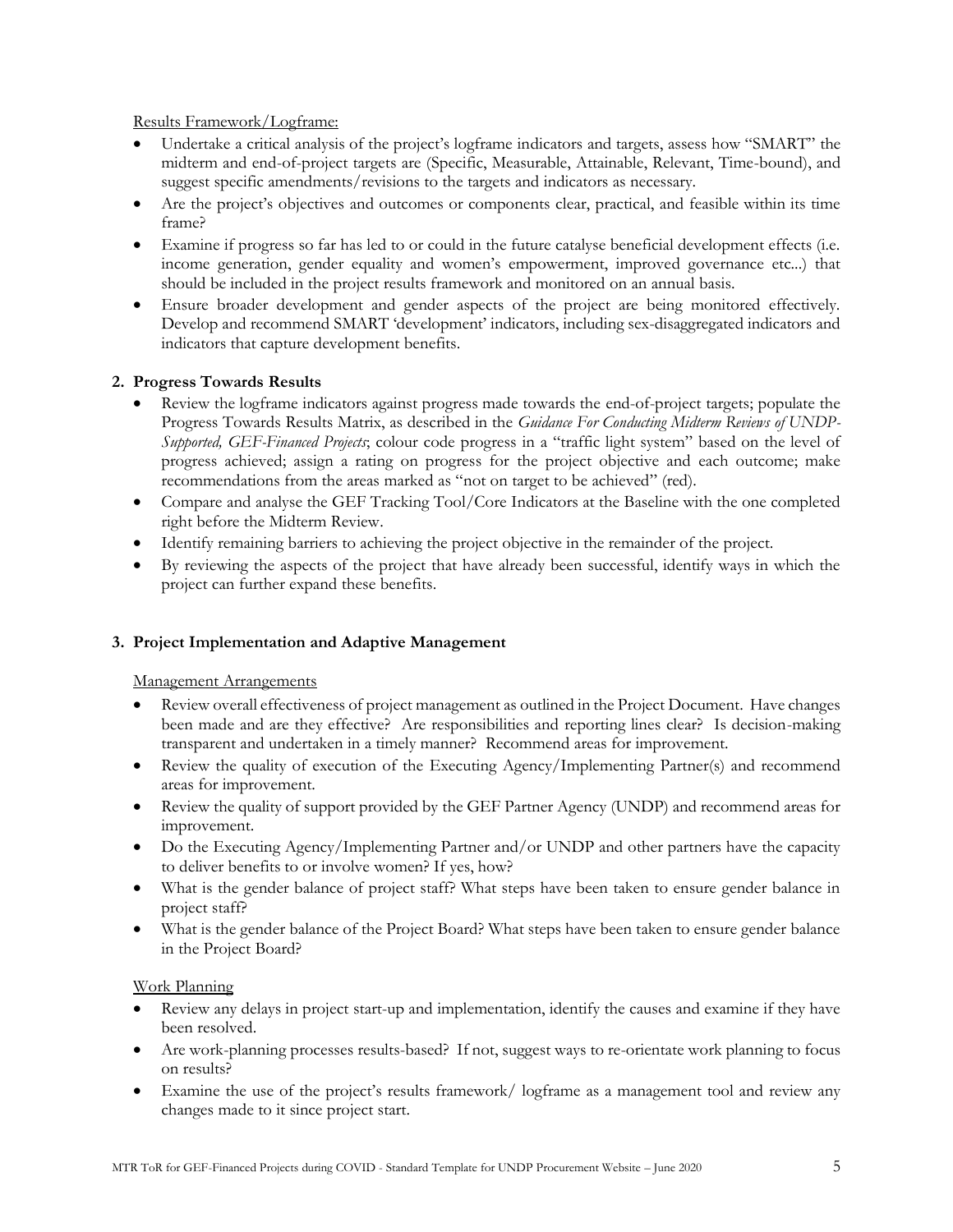Results Framework/Logframe:

- Undertake a critical analysis of the project's logframe indicators and targets, assess how "SMART" the midterm and end-of-project targets are (Specific, Measurable, Attainable, Relevant, Time-bound), and suggest specific amendments/revisions to the targets and indicators as necessary.
- Are the project's objectives and outcomes or components clear, practical, and feasible within its time frame?
- Examine if progress so far has led to or could in the future catalyse beneficial development effects (i.e. income generation, gender equality and women's empowerment, improved governance etc...) that should be included in the project results framework and monitored on an annual basis.
- Ensure broader development and gender aspects of the project are being monitored effectively. Develop and recommend SMART 'development' indicators, including sex-disaggregated indicators and indicators that capture development benefits.

**2. Progress Towards Results**

- Review the logframe indicators against progress made towards the end-of-project targets; populate the Progress Towards Results Matrix, as described in the *Guidance For Conducting Midterm Reviews of UNDP-Supported, GEF-Financed Projects*; colour code progress in a "traffic light system" based on the level of progress achieved; assign a rating on progress for the project objective and each outcome; make recommendations from the areas marked as "not on target to be achieved" (red).
- Compare and analyse the GEF Tracking Tool/Core Indicators at the Baseline with the one completed right before the Midterm Review.
- Identify remaining barriers to achieving the project objective in the remainder of the project.
- By reviewing the aspects of the project that have already been successful, identify ways in which the project can further expand these benefits.

**3. Project Implementation and Adaptive Management**

Management Arrangements

- Review overall effectiveness of project management as outlined in the Project Document. Have changes been made and are they effective? Are responsibilities and reporting lines clear? Is decision-making transparent and undertaken in a timely manner? Recommend areas for improvement.
- Review the quality of execution of the Executing Agency/Implementing Partner(s) and recommend areas for improvement.
- Review the quality of support provided by the GEF Partner Agency (UNDP) and recommend areas for improvement.
- Do the Executing Agency/Implementing Partner and/or UNDP and other partners have the capacity to deliver benefits to or involve women? If yes, how?
- What is the gender balance of project staff? What steps have been taken to ensure gender balance in project staff?
- What is the gender balance of the Project Board? What steps have been taken to ensure gender balance in the Project Board?

Work Planning

- Review any delays in project start-up and implementation, identify the causes and examine if they have been resolved.
- Are work-planning processes results-based? If not, suggest ways to re-orientate work planning to focus on results?
- Examine the use of the project's results framework/ logframe as a management tool and review any changes made to it since project start.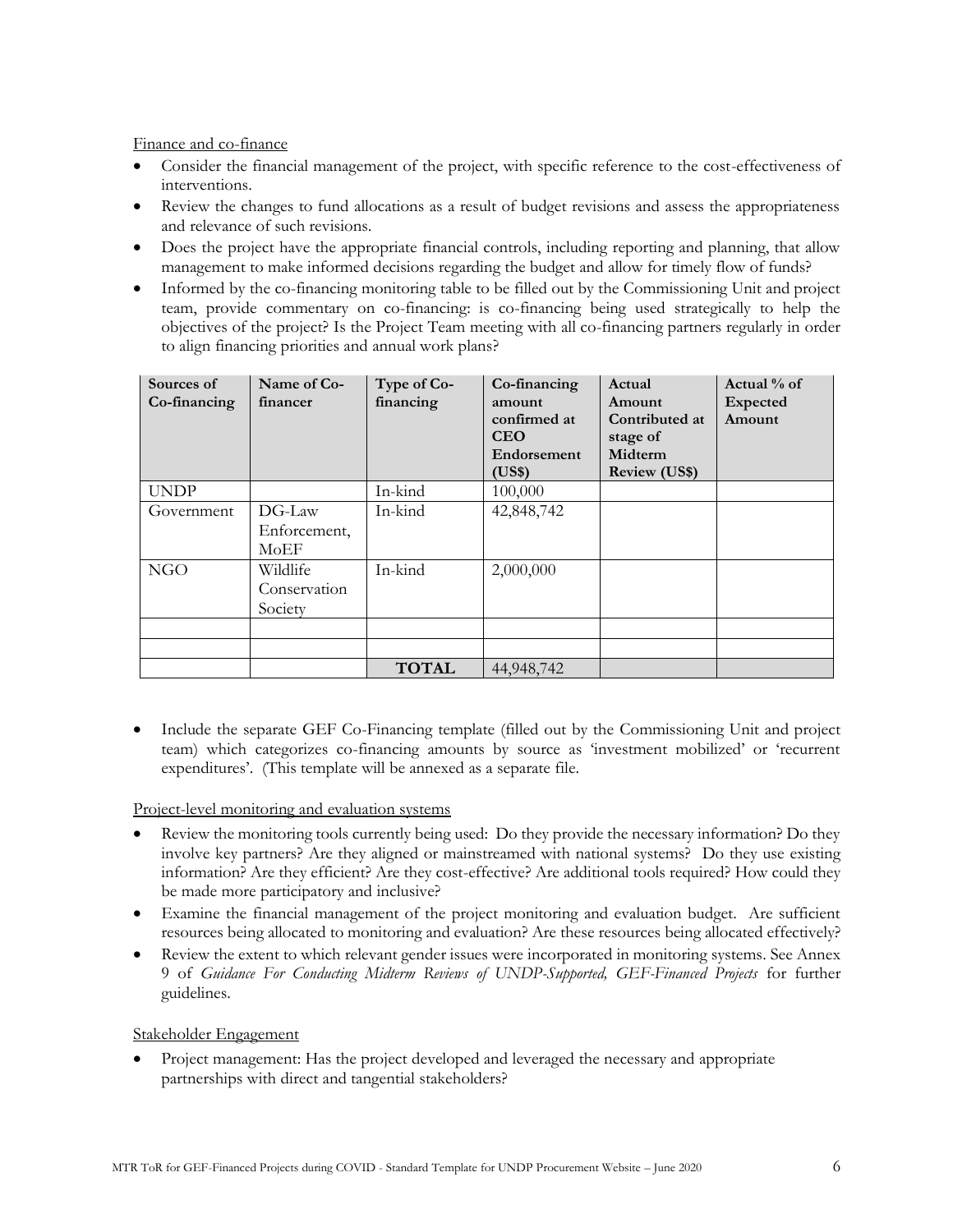Finance and co-finance

- Consider the financial management of the project, with specific reference to the cost-effectiveness of interventions.
- Review the changes to fund allocations as a result of budget revisions and assess the appropriateness and relevance of such revisions.
- Does the project have the appropriate financial controls, including reporting and planning, that allow management to make informed decisions regarding the budget and allow for timely flow of funds?
- Informed by the co-financing monitoring table to be filled out by the Commissioning Unit and project team, provide commentary on co-financing: is co-financing being used strategically to help the objectives of the project? Is the Project Team meeting with all co-financing partners regularly in order to align financing priorities and annual work plans?

| Sources of Co-financing | Name of Co-financer | Type of Co-financing | Co-financing amount confirmed at CEO Endorsement (US$) | Actual Amount Contributed at stage of Midterm Review (US$) | Actual % of Expected Amount |
|---|---|---|---|---|---|
| UNDP | | In-kind | 100,000 | | |
| Government | DG-Law Enforcement, MoEF | In-kind | 42,848,742 | | |
| NGO | Wildlife Conservation Society | In-kind | 2,000,000 | | |
| | | | | | |
| | | | | | |
| | | **TOTAL** | 44,948,742 | | |

- Include the separate GEF Co-Financing template (filled out by the Commissioning Unit and project team) which categorizes co-financing amounts by source as 'investment mobilized' or 'recurrent expenditures'. (This template will be annexed as a separate file.

Project-level monitoring and evaluation systems

- Review the monitoring tools currently being used: Do they provide the necessary information? Do they involve key partners? Are they aligned or mainstreamed with national systems? Do they use existing information? Are they efficient? Are they cost-effective? Are additional tools required? How could they be made more participatory and inclusive?
- Examine the financial management of the project monitoring and evaluation budget. Are sufficient resources being allocated to monitoring and evaluation? Are these resources being allocated effectively?
- Review the extent to which relevant gender issues were incorporated in monitoring systems. See Annex 9 of *Guidance For Conducting Midterm Reviews of UNDP-Supported, GEF-Financed Projects* for further guidelines.

Stakeholder Engagement

- Project management: Has the project developed and leveraged the necessary and appropriate partnerships with direct and tangential stakeholders?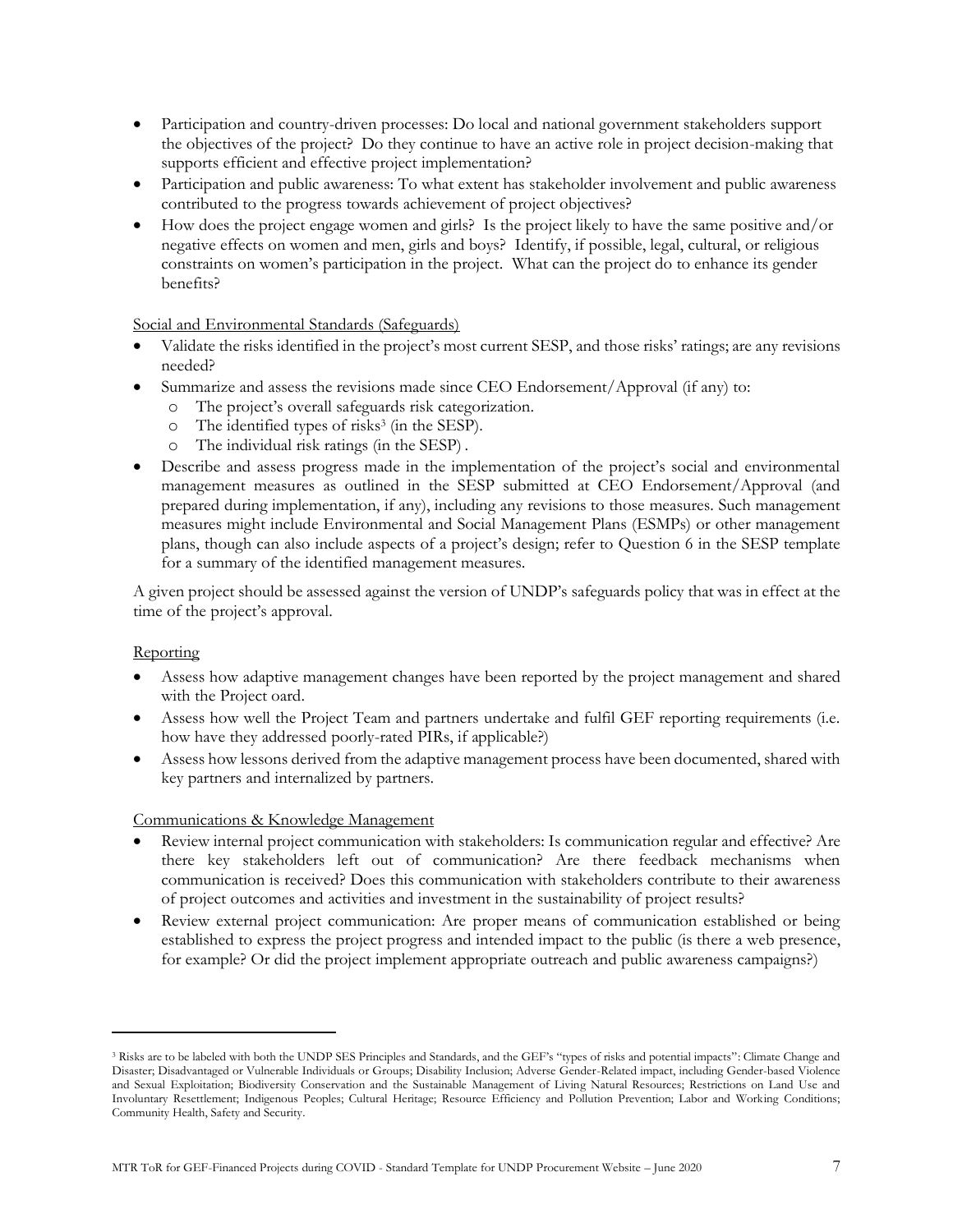- Participation and country-driven processes: Do local and national government stakeholders support the objectives of the project? Do they continue to have an active role in project decision-making that supports efficient and effective project implementation?
- Participation and public awareness: To what extent has stakeholder involvement and public awareness contributed to the progress towards achievement of project objectives?
- How does the project engage women and girls? Is the project likely to have the same positive and/or negative effects on women and men, girls and boys? Identify, if possible, legal, cultural, or religious constraints on women's participation in the project. What can the project do to enhance its gender benefits?

<u>Social and Environmental Standards (Safeguards)</u>

- Validate the risks identified in the project's most current SESP, and those risks' ratings; are any revisions needed?
- Summarize and assess the revisions made since CEO Endorsement/Approval (if any) to:
  - o The project's overall safeguards risk categorization.
  - o The identified types of risks[3] (in the SESP).
  - o The individual risk ratings (in the SESP) .
- Describe and assess progress made in the implementation of the project's social and environmental management measures as outlined in the SESP submitted at CEO Endorsement/Approval (and prepared during implementation, if any), including any revisions to those measures. Such management measures might include Environmental and Social Management Plans (ESMPs) or other management plans, though can also include aspects of a project's design; refer to Question 6 in the SESP template for a summary of the identified management measures.

A given project should be assessed against the version of UNDP's safeguards policy that was in effect at the time of the project's approval.

<u>Reporting</u>

- Assess how adaptive management changes have been reported by the project management and shared with the Project oard.
- Assess how well the Project Team and partners undertake and fulfil GEF reporting requirements (i.e. how have they addressed poorly-rated PIRs, if applicable?)
- Assess how lessons derived from the adaptive management process have been documented, shared with key partners and internalized by partners.

<u>Communications & Knowledge Management</u>

- Review internal project communication with stakeholders: Is communication regular and effective? Are there key stakeholders left out of communication? Are there feedback mechanisms when communication is received? Does this communication with stakeholders contribute to their awareness of project outcomes and activities and investment in the sustainability of project results?
- Review external project communication: Are proper means of communication established or being established to express the project progress and intended impact to the public (is there a web presence, for example? Or did the project implement appropriate outreach and public awareness campaigns?)

---

[3] Risks are to be labeled with both the UNDP SES Principles and Standards, and the GEF's "types of risks and potential impacts": Climate Change and Disaster; Disadvantaged or Vulnerable Individuals or Groups; Disability Inclusion; Adverse Gender-Related impact, including Gender-based Violence and Sexual Exploitation; Biodiversity Conservation and the Sustainable Management of Living Natural Resources; Restrictions on Land Use and Involuntary Resettlement; Indigenous Peoples; Cultural Heritage; Resource Efficiency and Pollution Prevention; Labor and Working Conditions; Community Health, Safety and Security.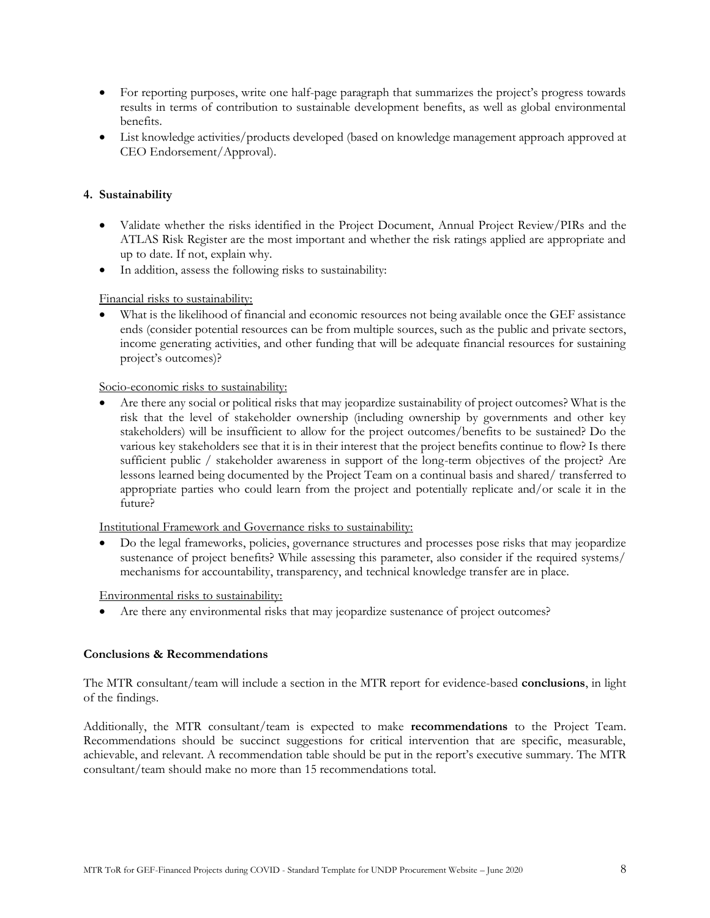- For reporting purposes, write one half-page paragraph that summarizes the project's progress towards results in terms of contribution to sustainable development benefits, as well as global environmental benefits.
- List knowledge activities/products developed (based on knowledge management approach approved at CEO Endorsement/Approval).

#### 4. Sustainability

- Validate whether the risks identified in the Project Document, Annual Project Review/PIRs and the ATLAS Risk Register are the most important and whether the risk ratings applied are appropriate and up to date. If not, explain why.
- In addition, assess the following risks to sustainability:

<u>Financial risks to sustainability:</u>

- What is the likelihood of financial and economic resources not being available once the GEF assistance ends (consider potential resources can be from multiple sources, such as the public and private sectors, income generating activities, and other funding that will be adequate financial resources for sustaining project's outcomes)?

<u>Socio-economic risks to sustainability:</u>

- Are there any social or political risks that may jeopardize sustainability of project outcomes? What is the risk that the level of stakeholder ownership (including ownership by governments and other key stakeholders) will be insufficient to allow for the project outcomes/benefits to be sustained? Do the various key stakeholders see that it is in their interest that the project benefits continue to flow? Is there sufficient public / stakeholder awareness in support of the long-term objectives of the project? Are lessons learned being documented by the Project Team on a continual basis and shared/ transferred to appropriate parties who could learn from the project and potentially replicate and/or scale it in the future?

<u>Institutional Framework and Governance risks to sustainability:</u>

- Do the legal frameworks, policies, governance structures and processes pose risks that may jeopardize sustenance of project benefits? While assessing this parameter, also consider if the required systems/ mechanisms for accountability, transparency, and technical knowledge transfer are in place.

<u>Environmental risks to sustainability:</u>

- Are there any environmental risks that may jeopardize sustenance of project outcomes?

#### Conclusions & Recommendations

The MTR consultant/team will include a section in the MTR report for evidence-based **conclusions**, in light of the findings.

Additionally, the MTR consultant/team is expected to make **recommendations** to the Project Team. Recommendations should be succinct suggestions for critical intervention that are specific, measurable, achievable, and relevant. A recommendation table should be put in the report's executive summary. The MTR consultant/team should make no more than 15 recommendations total.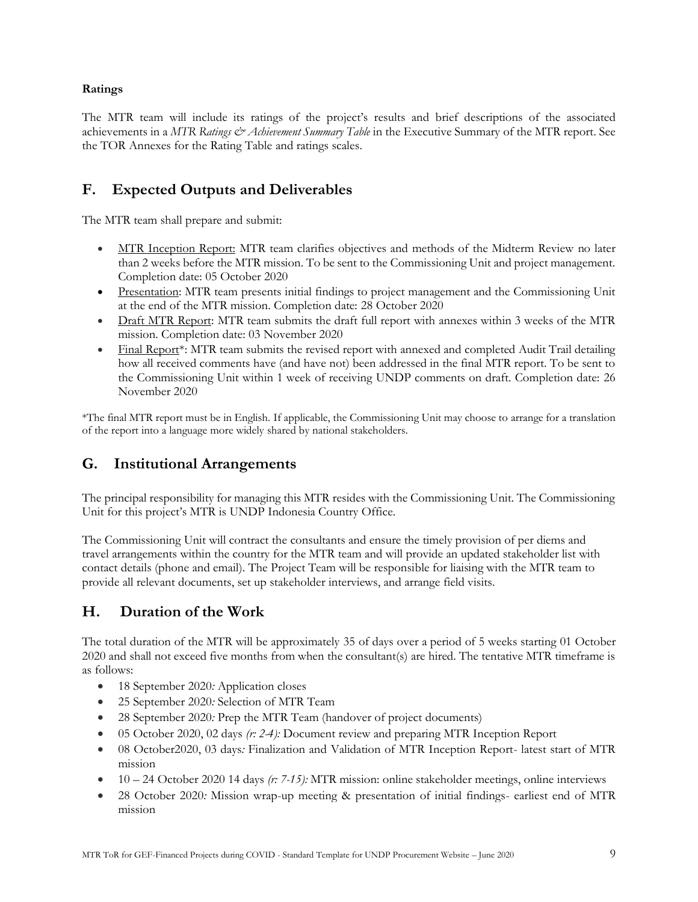**Ratings**

The MTR team will include its ratings of the project's results and brief descriptions of the associated achievements in a *MTR Ratings & Achievement Summary Table* in the Executive Summary of the MTR report. See the TOR Annexes for the Rating Table and ratings scales.

## F. Expected Outputs and Deliverables

The MTR team shall prepare and submit:

- MTR Inception Report: MTR team clarifies objectives and methods of the Midterm Review no later than 2 weeks before the MTR mission. To be sent to the Commissioning Unit and project management. Completion date: 05 October 2020
- Presentation: MTR team presents initial findings to project management and the Commissioning Unit at the end of the MTR mission. Completion date: 28 October 2020
- Draft MTR Report: MTR team submits the draft full report with annexes within 3 weeks of the MTR mission. Completion date: 03 November 2020
- Final Report*: MTR team submits the revised report with annexed and completed Audit Trail detailing how all received comments have (and have not) been addressed in the final MTR report. To be sent to the Commissioning Unit within 1 week of receiving UNDP comments on draft. Completion date: 26 November 2020

*The final MTR report must be in English. If applicable, the Commissioning Unit may choose to arrange for a translation of the report into a language more widely shared by national stakeholders.

## G. Institutional Arrangements

The principal responsibility for managing this MTR resides with the Commissioning Unit. The Commissioning Unit for this project's MTR is UNDP Indonesia Country Office.

The Commissioning Unit will contract the consultants and ensure the timely provision of per diems and travel arrangements within the country for the MTR team and will provide an updated stakeholder list with contact details (phone and email). The Project Team will be responsible for liaising with the MTR team to provide all relevant documents, set up stakeholder interviews, and arrange field visits.

## H. Duration of the Work

The total duration of the MTR will be approximately 35 of days over a period of 5 weeks starting 01 October 2020 and shall not exceed five months from when the consultant(s) are hired. The tentative MTR timeframe is as follows:

- 18 September 2020*:* Application closes
- 25 September 2020*:* Selection of MTR Team
- 28 September 2020*:* Prep the MTR Team (handover of project documents)
- 05 October 2020, 02 days *(r: 2-4):* Document review and preparing MTR Inception Report
- 08 October2020, 03 days*:* Finalization and Validation of MTR Inception Report- latest start of MTR mission
- 10 – 24 October 2020 14 days *(r: 7-15):* MTR mission: online stakeholder meetings, online interviews
- 28 October 2020*:* Mission wrap-up meeting & presentation of initial findings- earliest end of MTR mission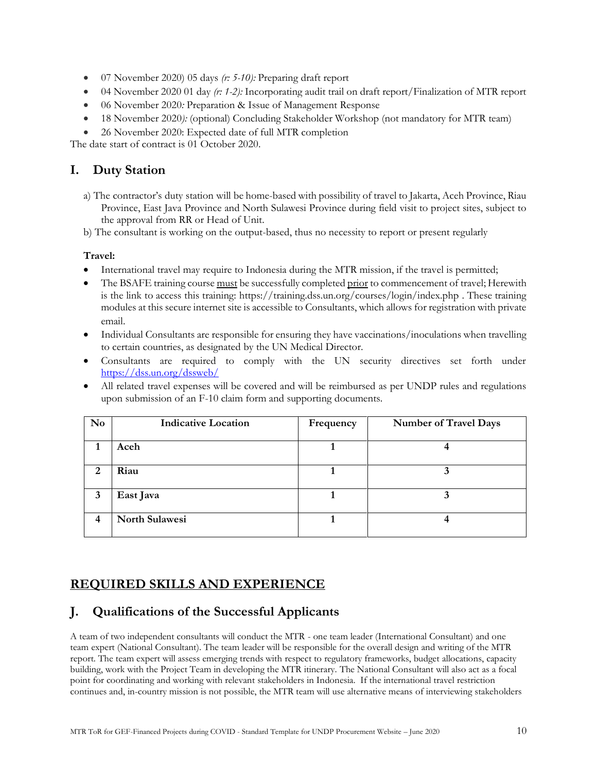- 07 November 2020) 05 days *(r: 5-10):* Preparing draft report
- 04 November 2020 01 day *(r: 1-2):* Incorporating audit trail on draft report/Finalization of MTR report
- 06 November 2020*:* Preparation & Issue of Management Response
- 18 November 2020*):* (optional) Concluding Stakeholder Workshop (not mandatory for MTR team)
- 26 November 2020: Expected date of full MTR completion

The date start of contract is 01 October 2020.

## I. Duty Station

a) The contractor's duty station will be home-based with possibility of travel to Jakarta, Aceh Province, Riau Province, East Java Province and North Sulawesi Province during field visit to project sites, subject to the approval from RR or Head of Unit.

b) The consultant is working on the output-based, thus no necessity to report or present regularly

**Travel:**

- International travel may require to Indonesia during the MTR mission, if the travel is permitted;
- The BSAFE training course <u>must</u> be successfully completed <u>prior</u> to commencement of travel; Herewith is the link to access this training: https://training.dss.un.org/courses/login/index.php . These training modules at this secure internet site is accessible to Consultants, which allows for registration with private email.
- Individual Consultants are responsible for ensuring they have vaccinations/inoculations when travelling to certain countries, as designated by the UN Medical Director.
- Consultants are required to comply with the UN security directives set forth under https://dss.un.org/dssweb/
- All related travel expenses will be covered and will be reimbursed as per UNDP rules and regulations upon submission of an F-10 claim form and supporting documents.

| No | Indicative Location | Frequency | Number of Travel Days |
|---|---|---|---|
| 1 | Aceh | 1 | 4 |
| 2 | Riau | 1 | 3 |
| 3 | East Java | 1 | 3 |
| 4 | North Sulawesi | 1 | 4 |

# REQUIRED SKILLS AND EXPERIENCE

## J. Qualifications of the Successful Applicants

A team of two independent consultants will conduct the MTR - one team leader (International Consultant) and one team expert (National Consultant). The team leader will be responsible for the overall design and writing of the MTR report. The team expert will assess emerging trends with respect to regulatory frameworks, budget allocations, capacity building, work with the Project Team in developing the MTR itinerary. The National Consultant will also act as a focal point for coordinating and working with relevant stakeholders in Indonesia. If the international travel restriction continues and, in-country mission is not possible, the MTR team will use alternative means of interviewing stakeholders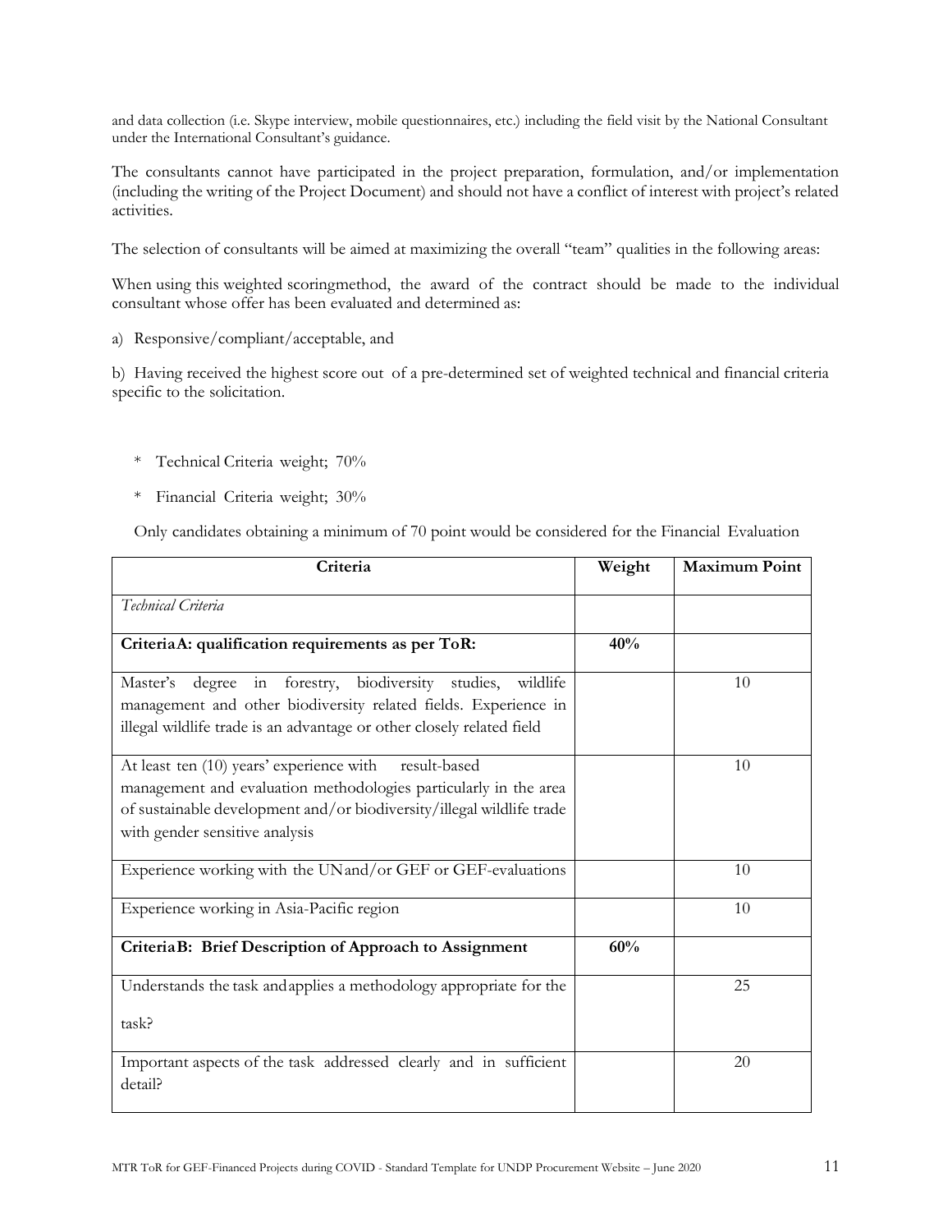and data collection (i.e. Skype interview, mobile questionnaires, etc.) including the field visit by the National Consultant under the International Consultant's guidance.

The consultants cannot have participated in the project preparation, formulation, and/or implementation (including the writing of the Project Document) and should not have a conflict of interest with project's related activities.

The selection of consultants will be aimed at maximizing the overall "team" qualities in the following areas:

When using this weighted scoringmethod, the award of the contract should be made to the individual consultant whose offer has been evaluated and determined as:

a) Responsive/compliant/acceptable, and

b) Having received the highest score out of a pre-determined set of weighted technical and financial criteria specific to the solicitation.

* Technical Criteria weight; 70%
* Financial Criteria weight; 30%

Only candidates obtaining a minimum of 70 point would be considered for the Financial Evaluation

| Criteria | Weight | Maximum Point |
|---|---|---|
| *Technical Criteria* | | |
| **CriteriaA: qualification requirements as per ToR:** | **40%** | |
| Master's degree in forestry, biodiversity studies, wildlife management and other biodiversity related fields. Experience in illegal wildlife trade is an advantage or other closely related field | | 10 |
| At least ten (10) years' experience with result-based management and evaluation methodologies particularly in the area of sustainable development and/or biodiversity/illegal wildlife trade with gender sensitive analysis | | 10 |
| Experience working with the UNand/or GEF or GEF-evaluations | | 10 |
| Experience working in Asia-Pacific region | | 10 |
| **CriteriaB: Brief Description of Approach to Assignment** | **60%** | |
| Understands the task andapplies a methodology appropriate for the task? | | 25 |
| Important aspects of the task addressed clearly and in sufficient detail? | | 20 |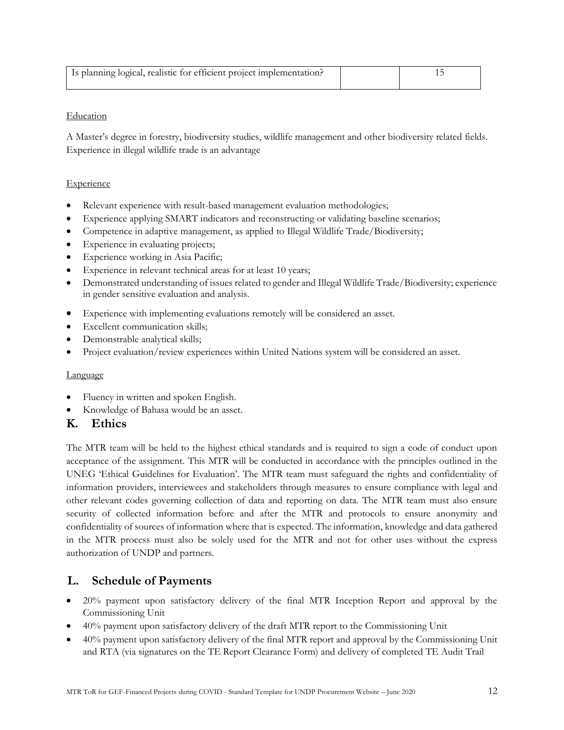| Is planning logical, realistic for efficient project implementation? | | 15 |
|---|---|---|

Education

A Master's degree in forestry, biodiversity studies, wildlife management and other biodiversity related fields. Experience in illegal wildlife trade is an advantage

Experience

- Relevant experience with result-based management evaluation methodologies;
- Experience applying SMART indicators and reconstructing or validating baseline scenarios;
- Competence in adaptive management, as applied to Illegal Wildlife Trade/Biodiversity;
- Experience in evaluating projects;
- Experience working in Asia Pacific;
- Experience in relevant technical areas for at least 10 years;
- Demonstrated understanding of issues related to gender and Illegal Wildlife Trade/Biodiversity; experience in gender sensitive evaluation and analysis.
- Experience with implementing evaluations remotely will be considered an asset.
- Excellent communication skills;
- Demonstrable analytical skills;
- Project evaluation/review experiences within United Nations system will be considered an asset.

Language

- Fluency in written and spoken English.
- Knowledge of Bahasa would be an asset.

## K. Ethics

The MTR team will be held to the highest ethical standards and is required to sign a code of conduct upon acceptance of the assignment. This MTR will be conducted in accordance with the principles outlined in the UNEG 'Ethical Guidelines for Evaluation'. The MTR team must safeguard the rights and confidentiality of information providers, interviewees and stakeholders through measures to ensure compliance with legal and other relevant codes governing collection of data and reporting on data. The MTR team must also ensure security of collected information before and after the MTR and protocols to ensure anonymity and confidentiality of sources of information where that is expected. The information, knowledge and data gathered in the MTR process must also be solely used for the MTR and not for other uses without the express authorization of UNDP and partners.

## L. Schedule of Payments

- 20% payment upon satisfactory delivery of the final MTR Inception Report and approval by the Commissioning Unit
- 40% payment upon satisfactory delivery of the draft MTR report to the Commissioning Unit
- 40% payment upon satisfactory delivery of the final MTR report and approval by the Commissioning Unit and RTA (via signatures on the TE Report Clearance Form) and delivery of completed TE Audit Trail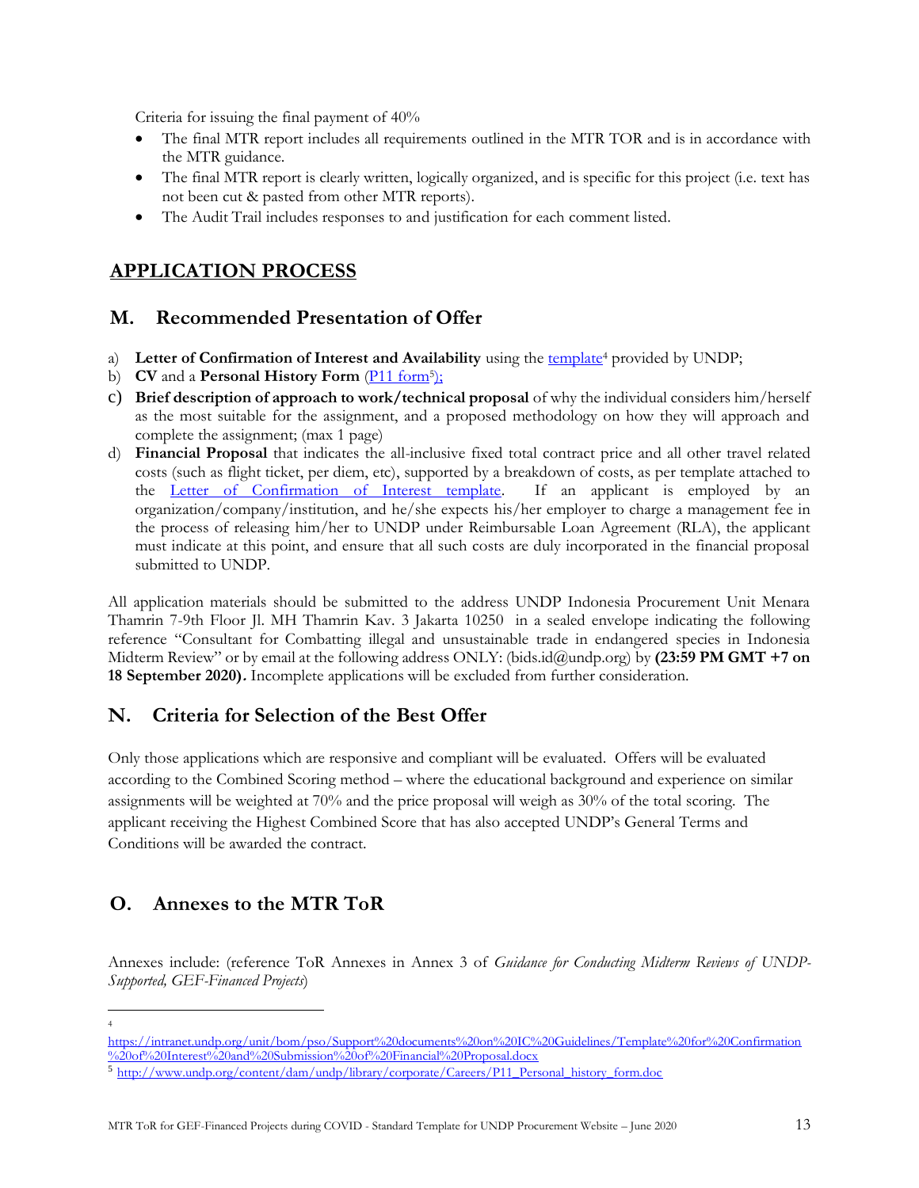Criteria for issuing the final payment of 40%

- The final MTR report includes all requirements outlined in the MTR TOR and is in accordance with the MTR guidance.
- The final MTR report is clearly written, logically organized, and is specific for this project (i.e. text has not been cut & pasted from other MTR reports).
- The Audit Trail includes responses to and justification for each comment listed.

# APPLICATION PROCESS

## M. Recommended Presentation of Offer

a) **Letter of Confirmation of Interest and Availability** using the [template][4] provided by UNDP;

b) **CV** and a **Personal History Form** ([P11 form][5]);

c) **Brief description of approach to work/technical proposal** of why the individual considers him/herself as the most suitable for the assignment, and a proposed methodology on how they will approach and complete the assignment; (max 1 page)

d) **Financial Proposal** that indicates the all-inclusive fixed total contract price and all other travel related costs (such as flight ticket, per diem, etc), supported by a breakdown of costs, as per template attached to the Letter of Confirmation of Interest template. If an applicant is employed by an organization/company/institution, and he/she expects his/her employer to charge a management fee in the process of releasing him/her to UNDP under Reimbursable Loan Agreement (RLA), the applicant must indicate at this point, and ensure that all such costs are duly incorporated in the financial proposal submitted to UNDP.

All application materials should be submitted to the address UNDP Indonesia Procurement Unit Menara Thamrin 7-9th Floor Jl. MH Thamrin Kav. 3 Jakarta 10250 in a sealed envelope indicating the following reference "Consultant for Combatting illegal and unsustainable trade in endangered species in Indonesia Midterm Review" or by email at the following address ONLY: (bids.id@undp.org) by **(23:59 PM GMT +7 on 18 September 2020)**. Incomplete applications will be excluded from further consideration.

## N. Criteria for Selection of the Best Offer

Only those applications which are responsive and compliant will be evaluated. Offers will be evaluated according to the Combined Scoring method – where the educational background and experience on similar assignments will be weighted at 70% and the price proposal will weigh as 30% of the total scoring. The applicant receiving the Highest Combined Score that has also accepted UNDP's General Terms and Conditions will be awarded the contract.

## O. Annexes to the MTR ToR

Annexes include: (reference ToR Annexes in Annex 3 of *Guidance for Conducting Midterm Reviews of UNDP-Supported, GEF-Financed Projects*)

---

[4] https://intranet.undp.org/unit/bom/pso/Support%20documents%20on%20IC%20Guidelines/Template%20for%20Confirmation%20of%20Interest%20and%20Submission%20of%20Financial%20Proposal.docx

[5] http://www.undp.org/content/dam/undp/library/corporate/Careers/P11_Personal_history_form.doc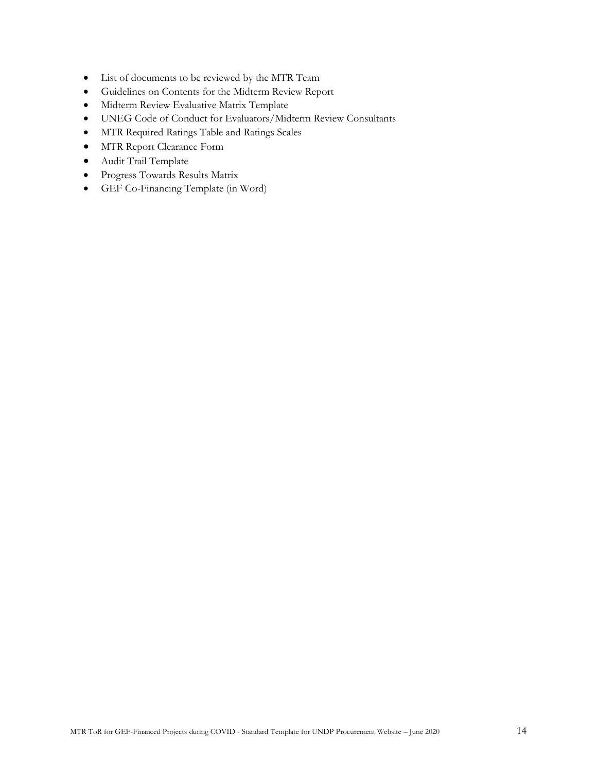- List of documents to be reviewed by the MTR Team
- Guidelines on Contents for the Midterm Review Report
- Midterm Review Evaluative Matrix Template
- UNEG Code of Conduct for Evaluators/Midterm Review Consultants
- MTR Required Ratings Table and Ratings Scales
- MTR Report Clearance Form
- Audit Trail Template
- Progress Towards Results Matrix
- GEF Co-Financing Template (in Word)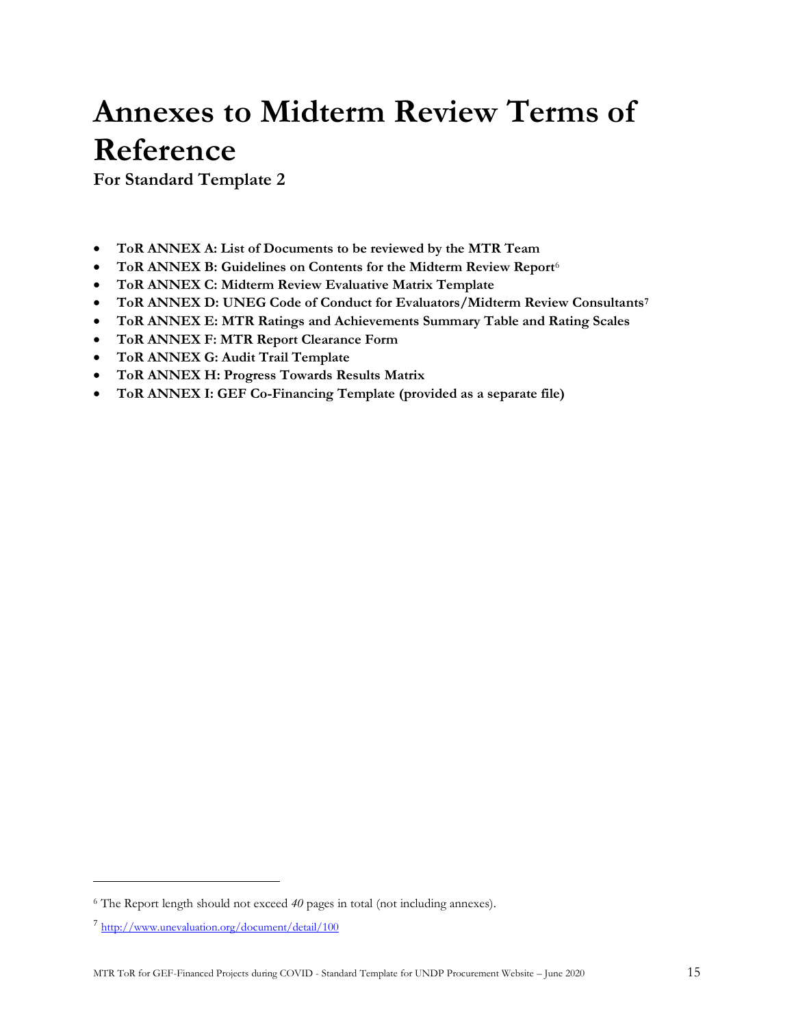# Annexes to Midterm Review Terms of Reference

**For Standard Template 2**

- **ToR ANNEX A: List of Documents to be reviewed by the MTR Team**
- **ToR ANNEX B: Guidelines on Contents for the Midterm Review Report**[6]
- **ToR ANNEX C: Midterm Review Evaluative Matrix Template**
- **ToR ANNEX D: UNEG Code of Conduct for Evaluators/Midterm Review Consultants**[7]
- **ToR ANNEX E: MTR Ratings and Achievements Summary Table and Rating Scales**
- **ToR ANNEX F: MTR Report Clearance Form**
- **ToR ANNEX G: Audit Trail Template**
- **ToR ANNEX H: Progress Towards Results Matrix**
- **ToR ANNEX I: GEF Co-Financing Template (provided as a separate file)**

---

[6] The Report length should not exceed *40* pages in total (not including annexes).

[7] http://www.unevaluation.org/document/detail/100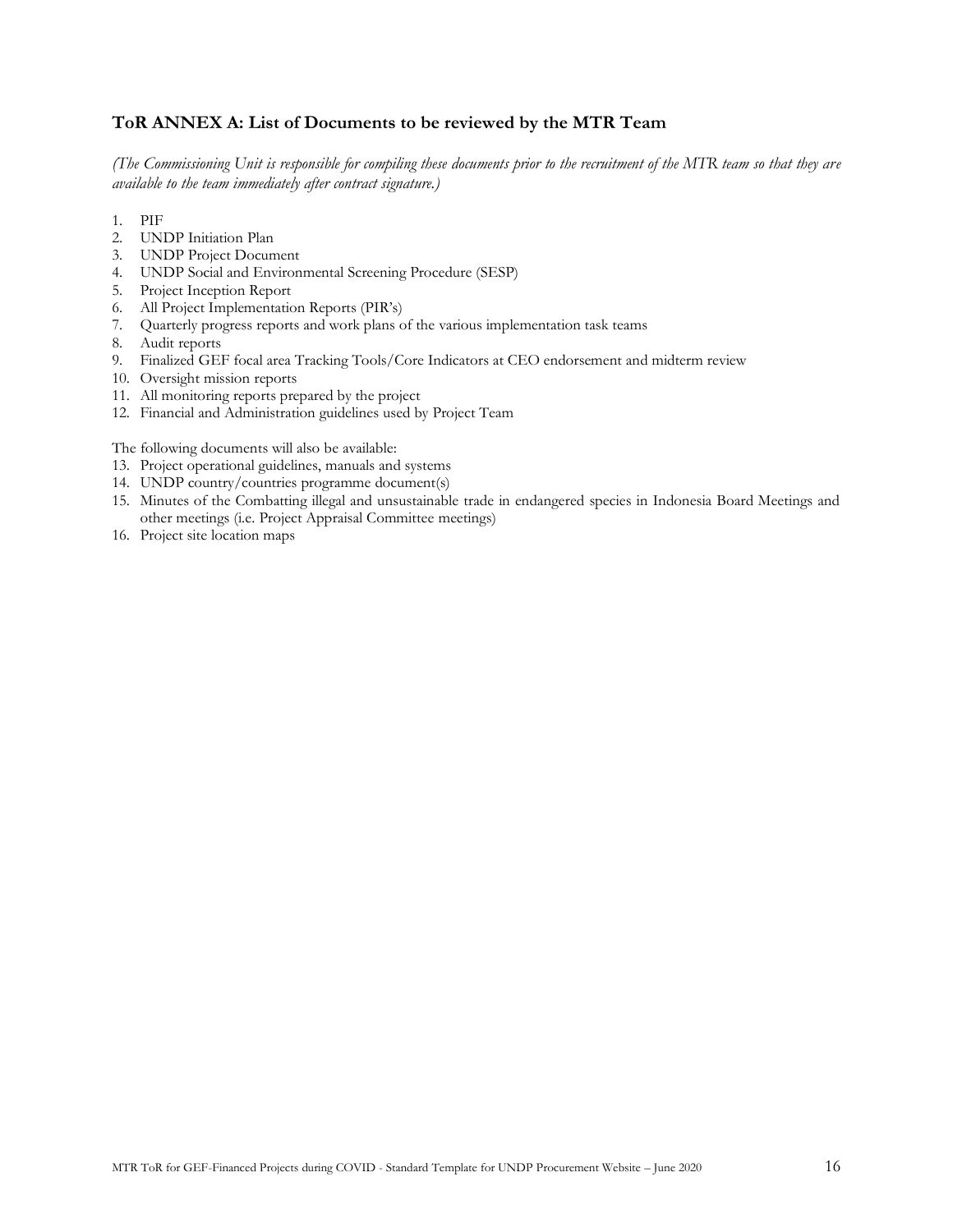### ToR ANNEX A: List of Documents to be reviewed by the MTR Team

*(The Commissioning Unit is responsible for compiling these documents prior to the recruitment of the MTR team so that they are available to the team immediately after contract signature.)*

1. PIF
2. UNDP Initiation Plan
3. UNDP Project Document
4. UNDP Social and Environmental Screening Procedure (SESP)
5. Project Inception Report
6. All Project Implementation Reports (PIR's)
7. Quarterly progress reports and work plans of the various implementation task teams
8. Audit reports
9. Finalized GEF focal area Tracking Tools/Core Indicators at CEO endorsement and midterm review
10. Oversight mission reports
11. All monitoring reports prepared by the project
12. Financial and Administration guidelines used by Project Team

The following documents will also be available:

13. Project operational guidelines, manuals and systems
14. UNDP country/countries programme document(s)
15. Minutes of the Combatting illegal and unsustainable trade in endangered species in Indonesia Board Meetings and other meetings (i.e. Project Appraisal Committee meetings)
16. Project site location maps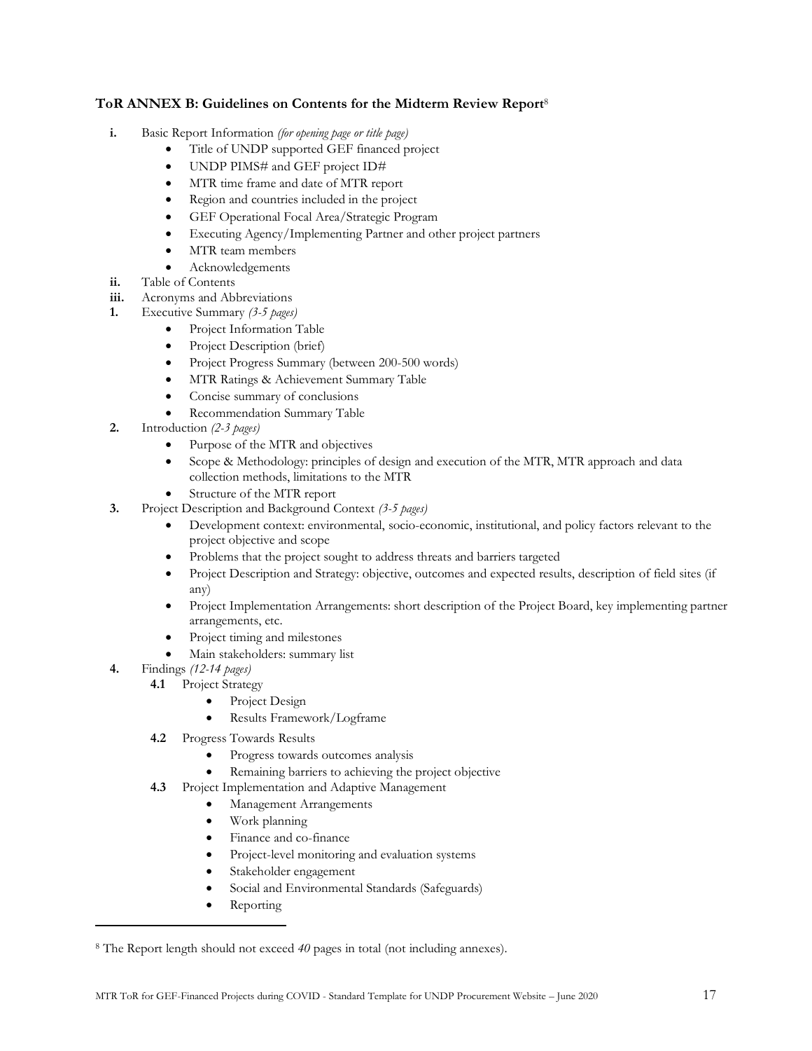### ToR ANNEX B: Guidelines on Contents for the Midterm Review Report[8]

- **i.** Basic Report Information *(for opening page or title page)*
  - Title of UNDP supported GEF financed project
  - UNDP PIMS# and GEF project ID#
  - MTR time frame and date of MTR report
  - Region and countries included in the project
  - GEF Operational Focal Area/Strategic Program
  - Executing Agency/Implementing Partner and other project partners
  - MTR team members
  - Acknowledgements
- **ii.** Table of Contents
- **iii.** Acronyms and Abbreviations
- **1.** Executive Summary *(3-5 pages)*
  - Project Information Table
  - Project Description (brief)
  - Project Progress Summary (between 200-500 words)
  - MTR Ratings & Achievement Summary Table
  - Concise summary of conclusions
  - Recommendation Summary Table
- **2.** Introduction *(2-3 pages)*
  - Purpose of the MTR and objectives
  - Scope & Methodology: principles of design and execution of the MTR, MTR approach and data collection methods, limitations to the MTR
  - Structure of the MTR report
- **3.** Project Description and Background Context *(3-5 pages)*
  - Development context: environmental, socio-economic, institutional, and policy factors relevant to the project objective and scope
  - Problems that the project sought to address threats and barriers targeted
  - Project Description and Strategy: objective, outcomes and expected results, description of field sites (if any)
  - Project Implementation Arrangements: short description of the Project Board, key implementing partner arrangements, etc.
  - Project timing and milestones
  - Main stakeholders: summary list
- **4.** Findings *(12-14 pages)*
  - **4.1** Project Strategy
    - Project Design
    - Results Framework/Logframe
  - **4.2** Progress Towards Results
    - Progress towards outcomes analysis
    - Remaining barriers to achieving the project objective
  - **4.3** Project Implementation and Adaptive Management
    - Management Arrangements
    - Work planning
    - Finance and co-finance
    - Project-level monitoring and evaluation systems
    - Stakeholder engagement
    - Social and Environmental Standards (Safeguards)
    - Reporting

---

[8] The Report length should not exceed *40* pages in total (not including annexes).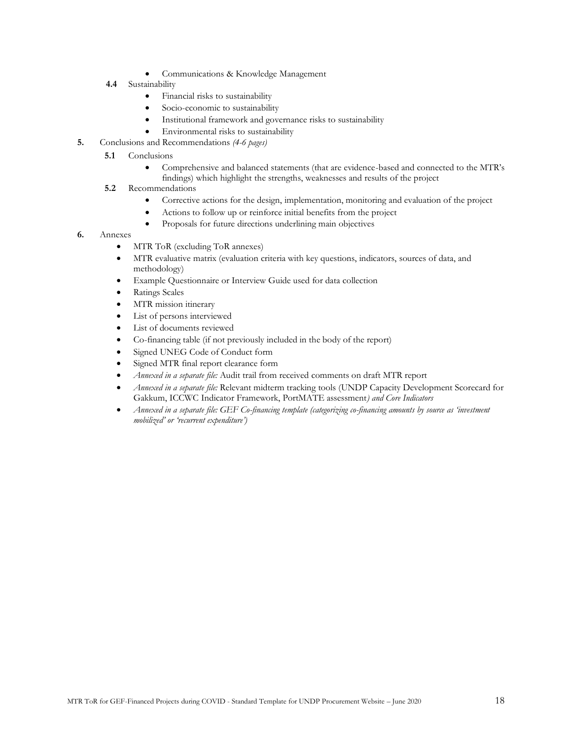- Communications & Knowledge Management

**4.4** Sustainability

- Financial risks to sustainability
- Socio-economic to sustainability
- Institutional framework and governance risks to sustainability
- Environmental risks to sustainability

**5.** Conclusions and Recommendations *(4-6 pages)*

**5.1** Conclusions

- Comprehensive and balanced statements (that are evidence-based and connected to the MTR's findings) which highlight the strengths, weaknesses and results of the project

**5.2** Recommendations

- Corrective actions for the design, implementation, monitoring and evaluation of the project
- Actions to follow up or reinforce initial benefits from the project
- Proposals for future directions underlining main objectives

**6.** Annexes

- MTR ToR (excluding ToR annexes)
- MTR evaluative matrix (evaluation criteria with key questions, indicators, sources of data, and methodology)
- Example Questionnaire or Interview Guide used for data collection
- Ratings Scales
- MTR mission itinerary
- List of persons interviewed
- List of documents reviewed
- Co-financing table (if not previously included in the body of the report)
- Signed UNEG Code of Conduct form
- Signed MTR final report clearance form
- *Annexed in a separate file:* Audit trail from received comments on draft MTR report
- *Annexed in a separate file:* Relevant midterm tracking tools (UNDP Capacity Development Scorecard for Gakkum, ICCWC Indicator Framework, PortMATE assessment*) and Core Indicators*
- *Annexed in a separate file: GEF Co-financing template (categorizing co-financing amounts by source as 'investment mobilized' or 'recurrent expenditure')*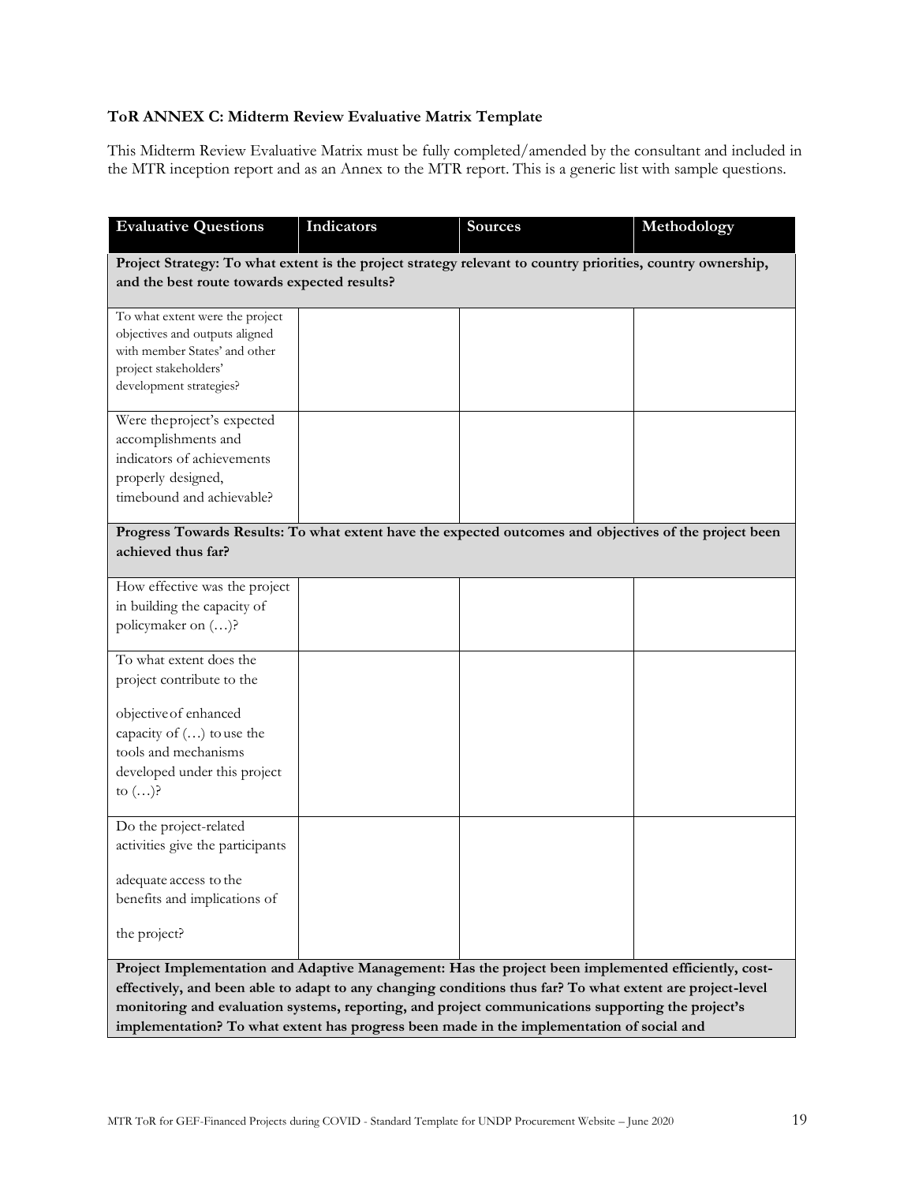**ToR ANNEX C: Midterm Review Evaluative Matrix Template**

This Midterm Review Evaluative Matrix must be fully completed/amended by the consultant and included in the MTR inception report and as an Annex to the MTR report. This is a generic list with sample questions.

| Evaluative Questions | Indicators | Sources | Methodology |
|---|---|---|---|
| **Project Strategy: To what extent is the project strategy relevant to country priorities, country ownership, and the best route towards expected results?** | | | |
| To what extent were the project objectives and outputs aligned with member States' and other project stakeholders' development strategies? | | | |
| Were theproject's expected accomplishments and indicators of achievements properly designed, timebound and achievable? | | | |
| **Progress Towards Results: To what extent have the expected outcomes and objectives of the project been achieved thus far?** | | | |
| How effective was the project in building the capacity of policymaker on (…)? | | | |
| To what extent does the project contribute to the objectiveof enhanced capacity of (…) touse the tools and mechanisms developed under this project to (…)? | | | |
| Do the project-related activities give the participants adequate access tothe benefits and implications of the project? | | | |
| **Project Implementation and Adaptive Management: Has the project been implemented efficiently, cost-effectively, and been able to adapt to any changing conditions thus far? To what extent are project-level monitoring and evaluation systems, reporting, and project communications supporting the project's implementation? To what extent has progress been made in the implementation of social and** | | | |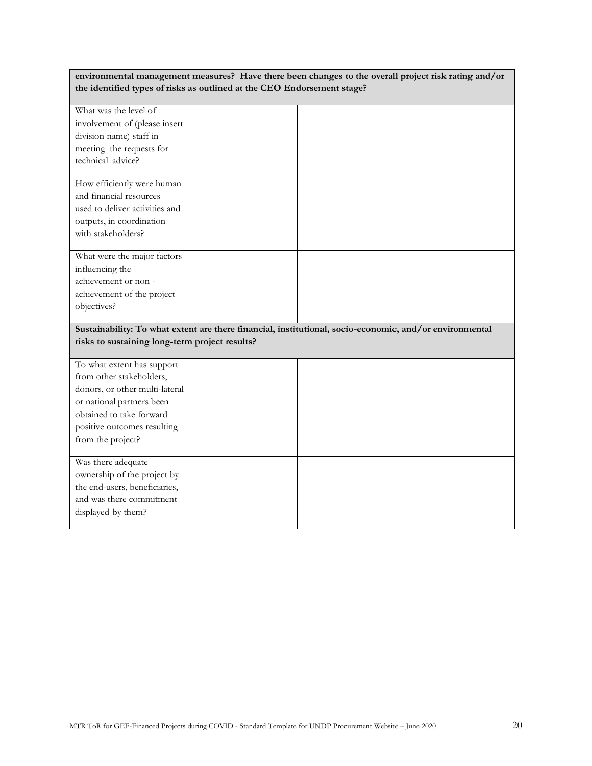| **environmental management measures? Have there been changes to the overall project risk rating and/or the identified types of risks as outlined at the CEO Endorsement stage?** | | | |
|---|---|---|---|
| What was the level of involvement of (please insert division name) staff in meeting the requests for technical advice? | | | |
| How efficiently were human and financial resources used to deliver activities and outputs, in coordination with stakeholders? | | | |
| What were the major factors influencing the achievement or non - achievement of the project objectives? | | | |
| **Sustainability: To what extent are there financial, institutional, socio-economic, and/or environmental risks to sustaining long-term project results?** | | | |
| To what extent has support from other stakeholders, donors, or other multi-lateral or national partners been obtained to take forward positive outcomes resulting from the project? | | | |
| Was there adequate ownership of the project by the end-users, beneficiaries, and was there commitment displayed by them? | | | |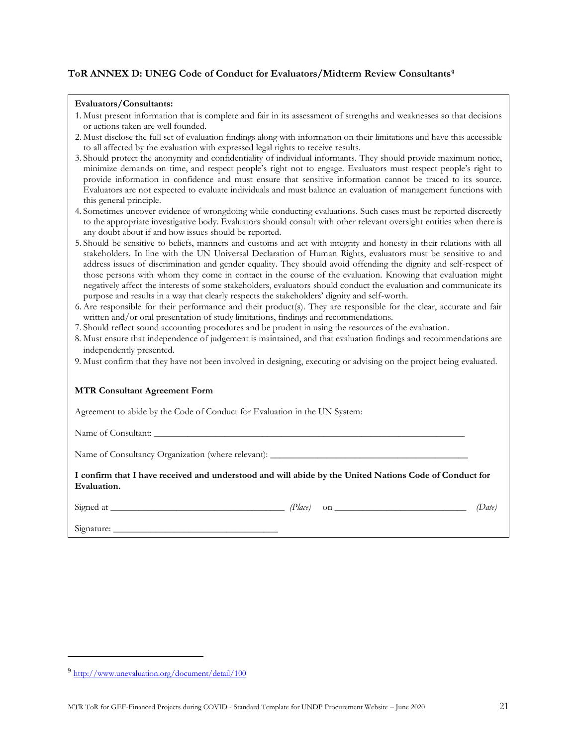### ToR ANNEX D: UNEG Code of Conduct for Evaluators/Midterm Review Consultants[9]

**Evaluators/Consultants:**

1. Must present information that is complete and fair in its assessment of strengths and weaknesses so that decisions or actions taken are well founded.
2. Must disclose the full set of evaluation findings along with information on their limitations and have this accessible to all affected by the evaluation with expressed legal rights to receive results.
3. Should protect the anonymity and confidentiality of individual informants. They should provide maximum notice, minimize demands on time, and respect people's right not to engage. Evaluators must respect people's right to provide information in confidence and must ensure that sensitive information cannot be traced to its source. Evaluators are not expected to evaluate individuals and must balance an evaluation of management functions with this general principle.
4. Sometimes uncover evidence of wrongdoing while conducting evaluations. Such cases must be reported discreetly to the appropriate investigative body. Evaluators should consult with other relevant oversight entities when there is any doubt about if and how issues should be reported.
5. Should be sensitive to beliefs, manners and customs and act with integrity and honesty in their relations with all stakeholders. In line with the UN Universal Declaration of Human Rights, evaluators must be sensitive to and address issues of discrimination and gender equality. They should avoid offending the dignity and self-respect of those persons with whom they come in contact in the course of the evaluation. Knowing that evaluation might negatively affect the interests of some stakeholders, evaluators should conduct the evaluation and communicate its purpose and results in a way that clearly respects the stakeholders' dignity and self-worth.
6. Are responsible for their performance and their product(s). They are responsible for the clear, accurate and fair written and/or oral presentation of study limitations, findings and recommendations.
7. Should reflect sound accounting procedures and be prudent in using the resources of the evaluation.
8. Must ensure that independence of judgement is maintained, and that evaluation findings and recommendations are independently presented.
9. Must confirm that they have not been involved in designing, executing or advising on the project being evaluated.

**MTR Consultant Agreement Form**

Agreement to abide by the Code of Conduct for Evaluation in the UN System:

Name of Consultant: ___________________________________________________________________

Name of Consultancy Organization (where relevant): ________________________________________

**I confirm that I have received and understood and will abide by the United Nations Code of Conduct for Evaluation.**

Signed at _____________________________________ *(Place)* on ____________________________ *(Date)*

Signature: ___________________________________

---

[9] http://www.unevaluation.org/document/detail/100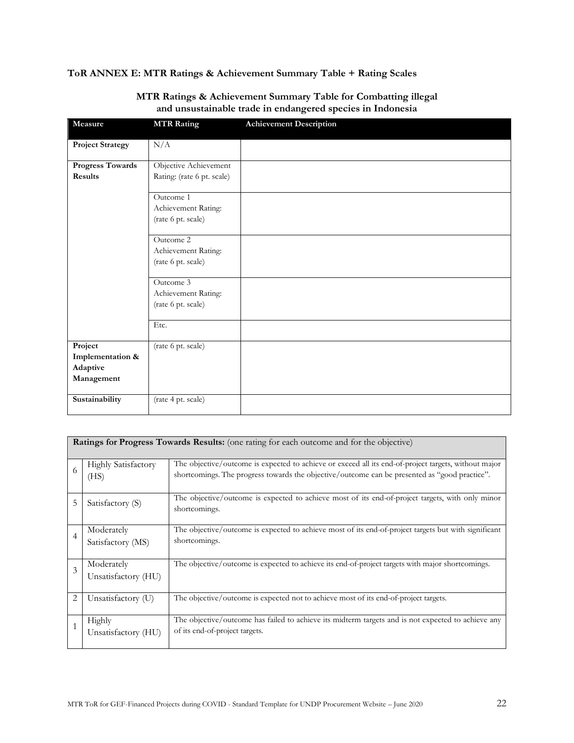### ToR ANNEX E: MTR Ratings & Achievement Summary Table + Rating Scales

**MTR Ratings & Achievement Summary Table for Combatting illegal and unsustainable trade in endangered species in Indonesia**

| Measure | MTR Rating | Achievement Description |
|---|---|---|
| **Project Strategy** | N/A | |
| **Progress Towards Results** | Objective Achievement Rating: (rate 6 pt. scale) | |
| | Outcome 1 Achievement Rating: (rate 6 pt. scale) | |
| | Outcome 2 Achievement Rating: (rate 6 pt. scale) | |
| | Outcome 3 Achievement Rating: (rate 6 pt. scale) | |
| | Etc. | |
| **Project Implementation & Adaptive Management** | (rate 6 pt. scale) | |
| **Sustainability** | (rate 4 pt. scale) | |

| **Ratings for Progress Towards Results:** (one rating for each outcome and for the objective) | | |
|---|---|---|
| 6 | Highly Satisfactory (HS) | The objective/outcome is expected to achieve or exceed all its end-of-project targets, without major shortcomings. The progress towards the objective/outcome can be presented as "good practice". |
| 5 | Satisfactory (S) | The objective/outcome is expected to achieve most of its end-of-project targets, with only minor shortcomings. |
| 4 | Moderately Satisfactory (MS) | The objective/outcome is expected to achieve most of its end-of-project targets but with significant shortcomings. |
| 3 | Moderately Unsatisfactory (HU) | The objective/outcome is expected to achieve its end-of-project targets with major shortcomings. |
| 2 | Unsatisfactory (U) | The objective/outcome is expected not to achieve most of its end-of-project targets. |
| 1 | Highly Unsatisfactory (HU) | The objective/outcome has failed to achieve its midterm targets and is not expected to achieve any of its end-of-project targets. |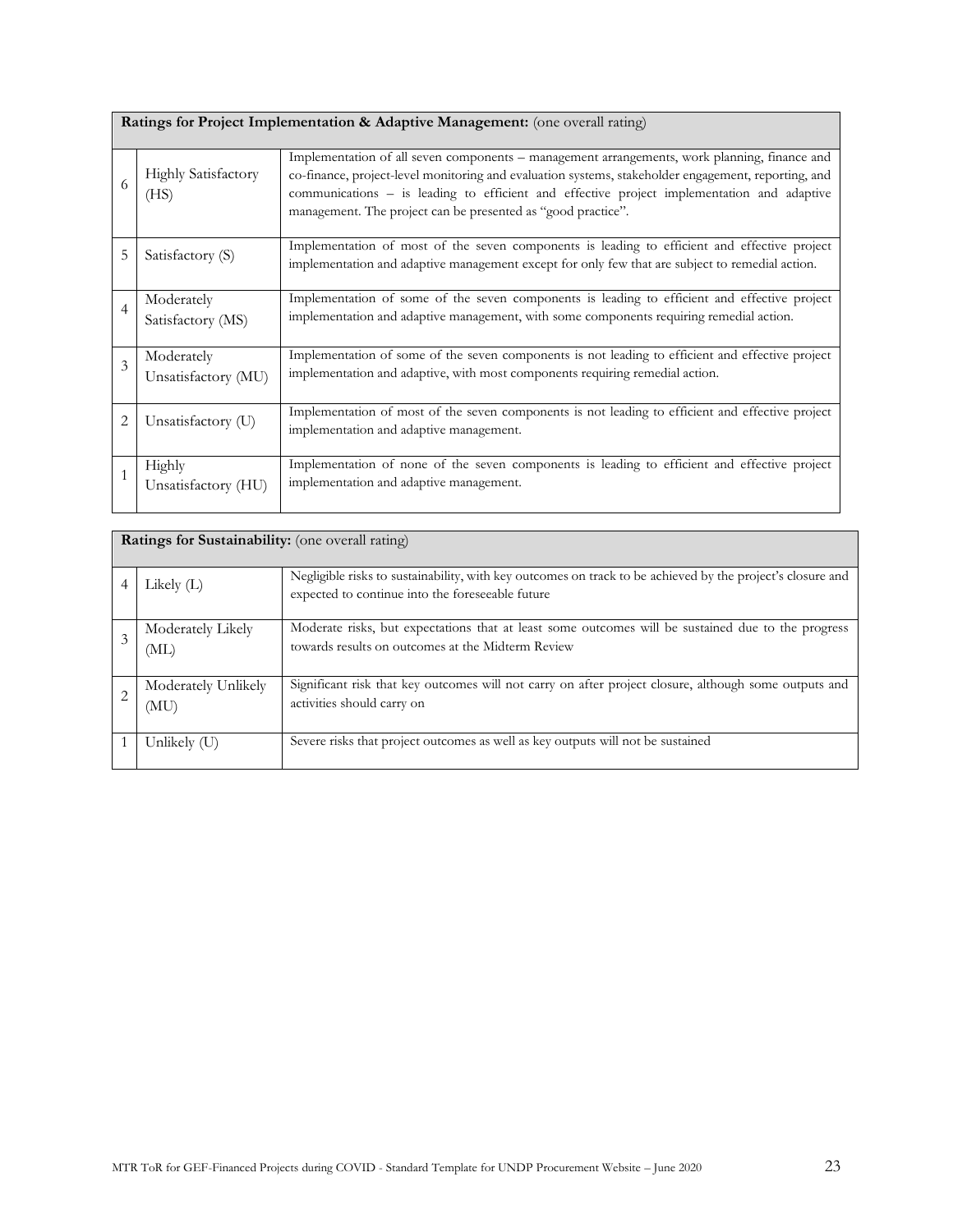| **Ratings for Project Implementation & Adaptive Management:** (one overall rating) | | |
|---|---|---|
| 6 | Highly Satisfactory (HS) | Implementation of all seven components – management arrangements, work planning, finance and co-finance, project-level monitoring and evaluation systems, stakeholder engagement, reporting, and communications – is leading to efficient and effective project implementation and adaptive management. The project can be presented as "good practice". |
| 5 | Satisfactory (S) | Implementation of most of the seven components is leading to efficient and effective project implementation and adaptive management except for only few that are subject to remedial action. |
| 4 | Moderately Satisfactory (MS) | Implementation of some of the seven components is leading to efficient and effective project implementation and adaptive management, with some components requiring remedial action. |
| 3 | Moderately Unsatisfactory (MU) | Implementation of some of the seven components is not leading to efficient and effective project implementation and adaptive, with most components requiring remedial action. |
| 2 | Unsatisfactory (U) | Implementation of most of the seven components is not leading to efficient and effective project implementation and adaptive management. |
| 1 | Highly Unsatisfactory (HU) | Implementation of none of the seven components is leading to efficient and effective project implementation and adaptive management. |

| **Ratings for Sustainability:** (one overall rating) | | |
|---|---|---|
| 4 | Likely (L) | Negligible risks to sustainability, with key outcomes on track to be achieved by the project's closure and expected to continue into the foreseeable future |
| 3 | Moderately Likely (ML) | Moderate risks, but expectations that at least some outcomes will be sustained due to the progress towards results on outcomes at the Midterm Review |
| 2 | Moderately Unlikely (MU) | Significant risk that key outcomes will not carry on after project closure, although some outputs and activities should carry on |
| 1 | Unlikely (U) | Severe risks that project outcomes as well as key outputs will not be sustained |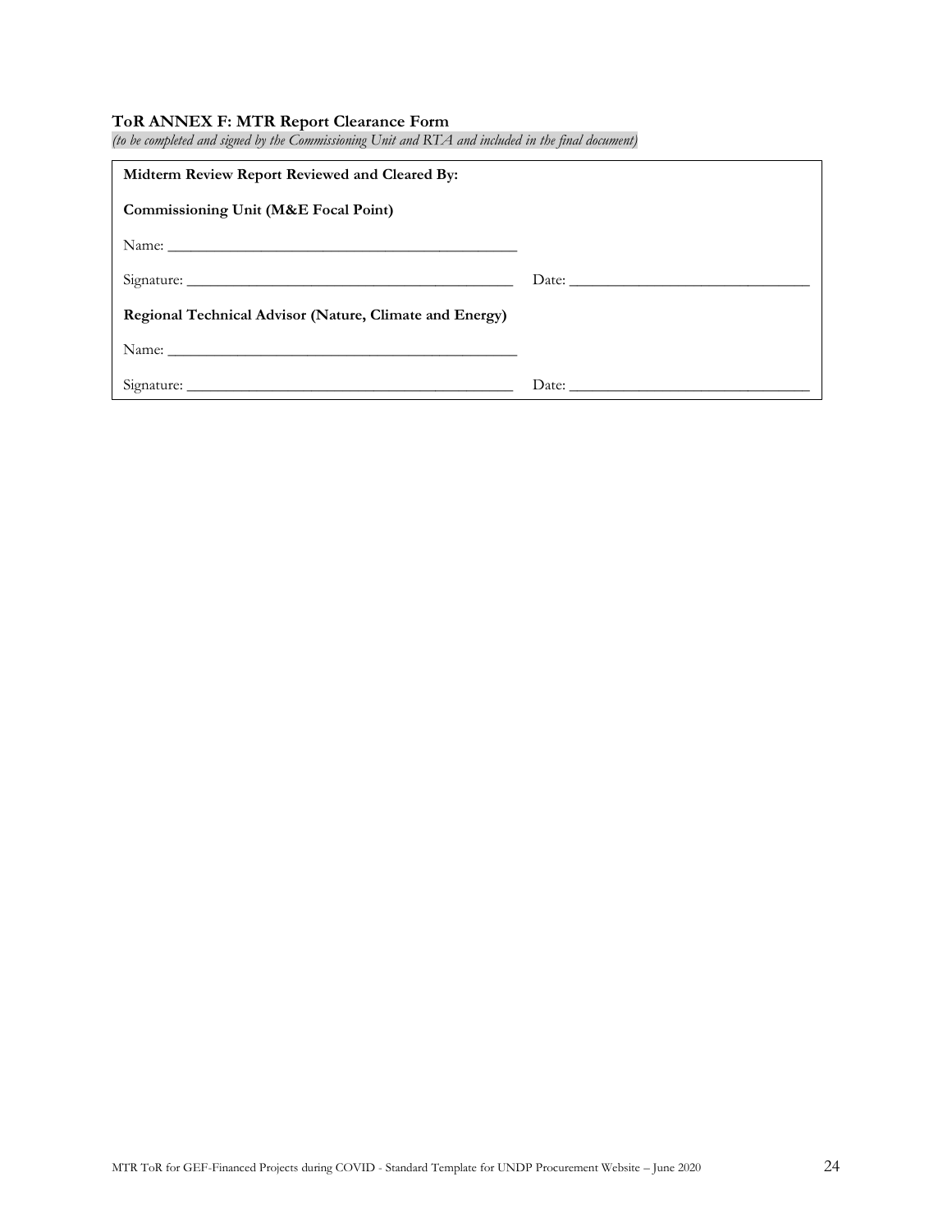### ToR ANNEX F: MTR Report Clearance Form

*(to be completed and signed by the Commissioning Unit and RTA and included in the final document)*

| **Midterm Review Report Reviewed and Cleared By:** | |
|---|---|
| **Commissioning Unit (M&E Focal Point)** | |
| Name: _______________________________________________ | |
| Signature: ____________________________________________ | Date: _______________________________ |
| **Regional Technical Advisor (Nature, Climate and Energy)** | |
| Name: _______________________________________________ | |
| Signature: ____________________________________________ | Date: _______________________________ |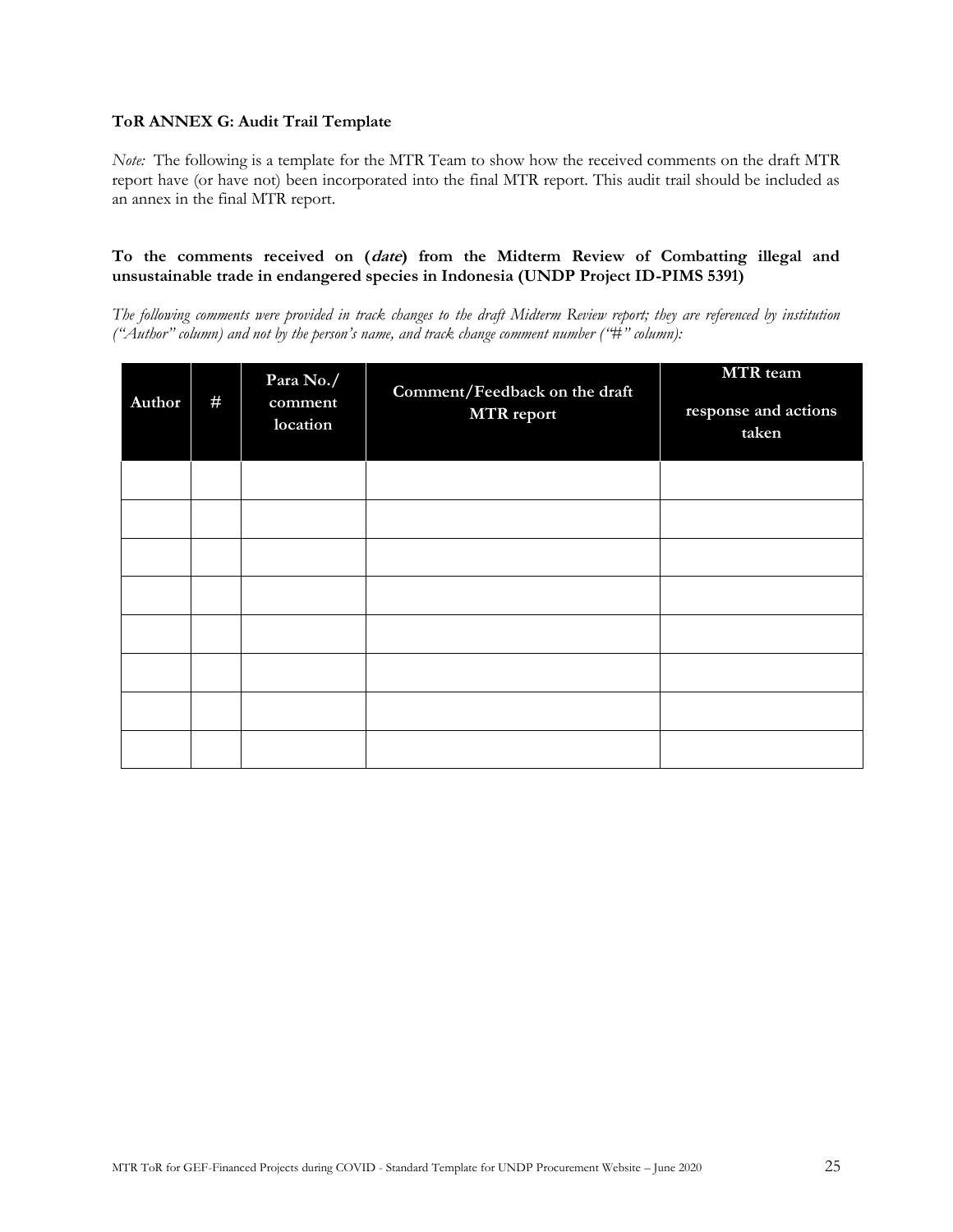**ToR ANNEX G: Audit Trail Template**

*Note:* The following is a template for the MTR Team to show how the received comments on the draft MTR report have (or have not) been incorporated into the final MTR report. This audit trail should be included as an annex in the final MTR report.

**To the comments received on (*date*) from the Midterm Review of Combatting illegal and unsustainable trade in endangered species in Indonesia (UNDP Project ID-PIMS 5391)**

*The following comments were provided in track changes to the draft Midterm Review report; they are referenced by institution ("Author" column) and not by the person's name, and track change comment number ("#" column):*

| Author | # | Para No./ comment location | Comment/Feedback on the draft MTR report | MTR team response and actions taken |
|---|---|---|---|---|
| | | | | |
| | | | | |
| | | | | |
| | | | | |
| | | | | |
| | | | | |
| | | | | |
| | | | | |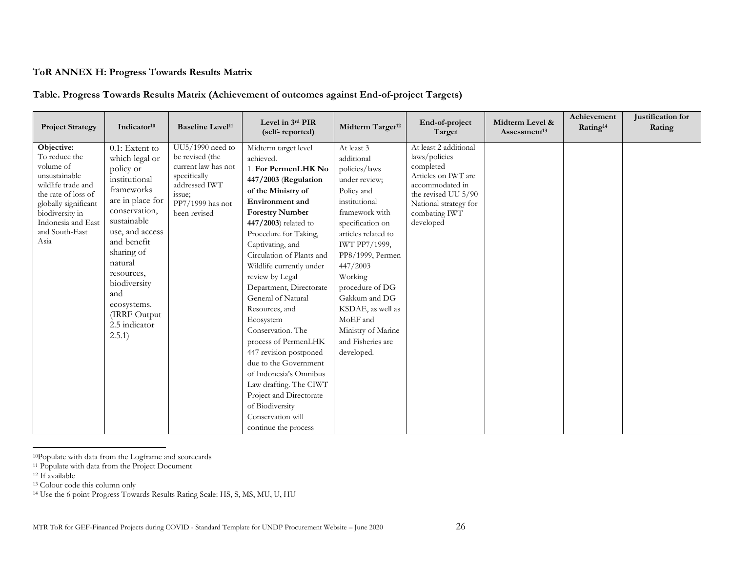**ToR ANNEX H: Progress Towards Results Matrix**

**Table. Progress Towards Results Matrix (Achievement of outcomes against End-of-project Targets)**

| Project Strategy | Indicator[10] | Baseline Level[11] | Level in 3rd PIR (self- reported) | Midterm Target[12] | End-of-project Target | Midterm Level & Assessment[13] | Achievement Rating[14] | Justification for Rating |
|---|---|---|---|---|---|---|---|---|
| **Objective:** To reduce the volume of unsustainable wildlife trade and the rate of loss of globally significant biodiversity in Indonesia and East and South-East Asia | 0.1: Extent to which legal or policy or institutional frameworks are in place for conservation, sustainable use, and access and benefit sharing of natural resources, biodiversity and ecosystems. (IRRF Output 2.5 indicator 2.5.1) | UU5/1990 need to be revised (the current law has not specifically addressed IWT issue; PP7/1999 has not been revised | Midterm target level achieved. 1. **For PermenLHK No 447/2003** (**Regulation of the Ministry of Environment and Forestry Number 447/2003**) related to Procedure for Taking, Captivating, and Circulation of Plants and Wildlife currently under review by Legal Department, Directorate General of Natural Resources, and Ecosystem Conservation. The process of PermenLHK 447 revision postponed due to the Government of Indonesia's Omnibus Law drafting. The CIWT Project and Directorate of Biodiversity Conservation will continue the process | At least 3 additional policies/laws under review; Policy and institutional framework with specification on articles related to IWT PP7/1999, PP8/1999, Permen 447/2003 Working procedure of DG Gakkum and DG KSDAE, as well as MoEF and Ministry of Marine and Fisheries are developed. | At least 2 additional laws/policies completed Articles on IWT are accommodated in the revised UU 5/90 National strategy for combating IWT developed | | | |

[10] Populate with data from the Logframe and scorecards

[11] Populate with data from the Project Document

[12] If available

[13] Colour code this column only

[14] Use the 6 point Progress Towards Results Rating Scale: HS, S, MS, MU, U, HU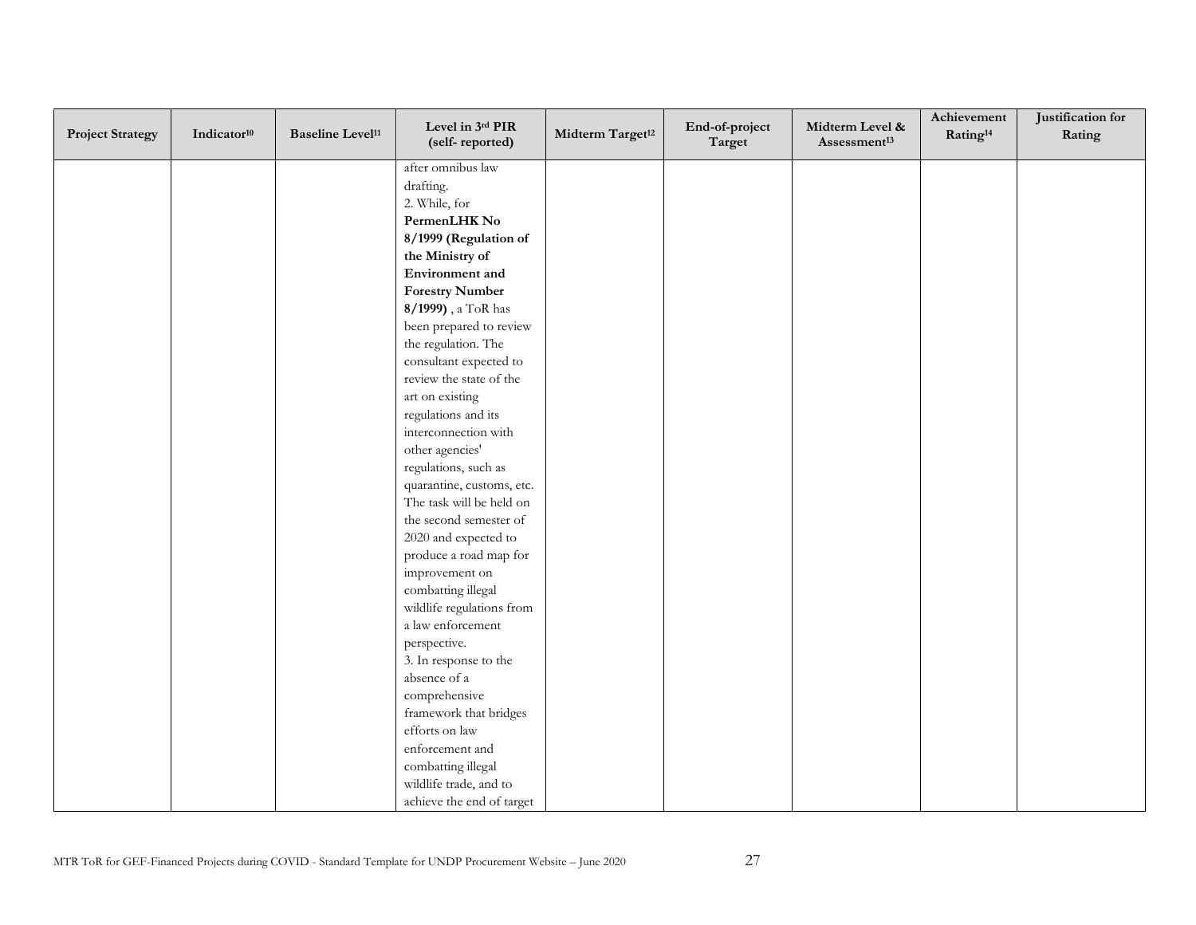| Project Strategy | Indicator[10] | Baseline Level[11] | Level in 3rd PIR (self- reported) | Midterm Target[12] | End-of-project Target | Midterm Level & Assessment[13] | Achievement Rating[14] | Justification for Rating |
|---|---|---|---|---|---|---|---|---|
| | | | after omnibus law drafting.<br>2. While, for **PermenLHK No 8/1999 (Regulation of the Ministry of Environment and Forestry Number 8/1999)** , a ToR has been prepared to review the regulation. The consultant expected to review the state of the art on existing regulations and its interconnection with other agencies' regulations, such as quarantine, customs, etc. The task will be held on the second semester of 2020 and expected to produce a road map for improvement on combatting illegal wildlife regulations from a law enforcement perspective.<br>3. In response to the absence of a comprehensive framework that bridges efforts on law enforcement and combatting illegal wildlife trade, and to achieve the end of target | | | | | |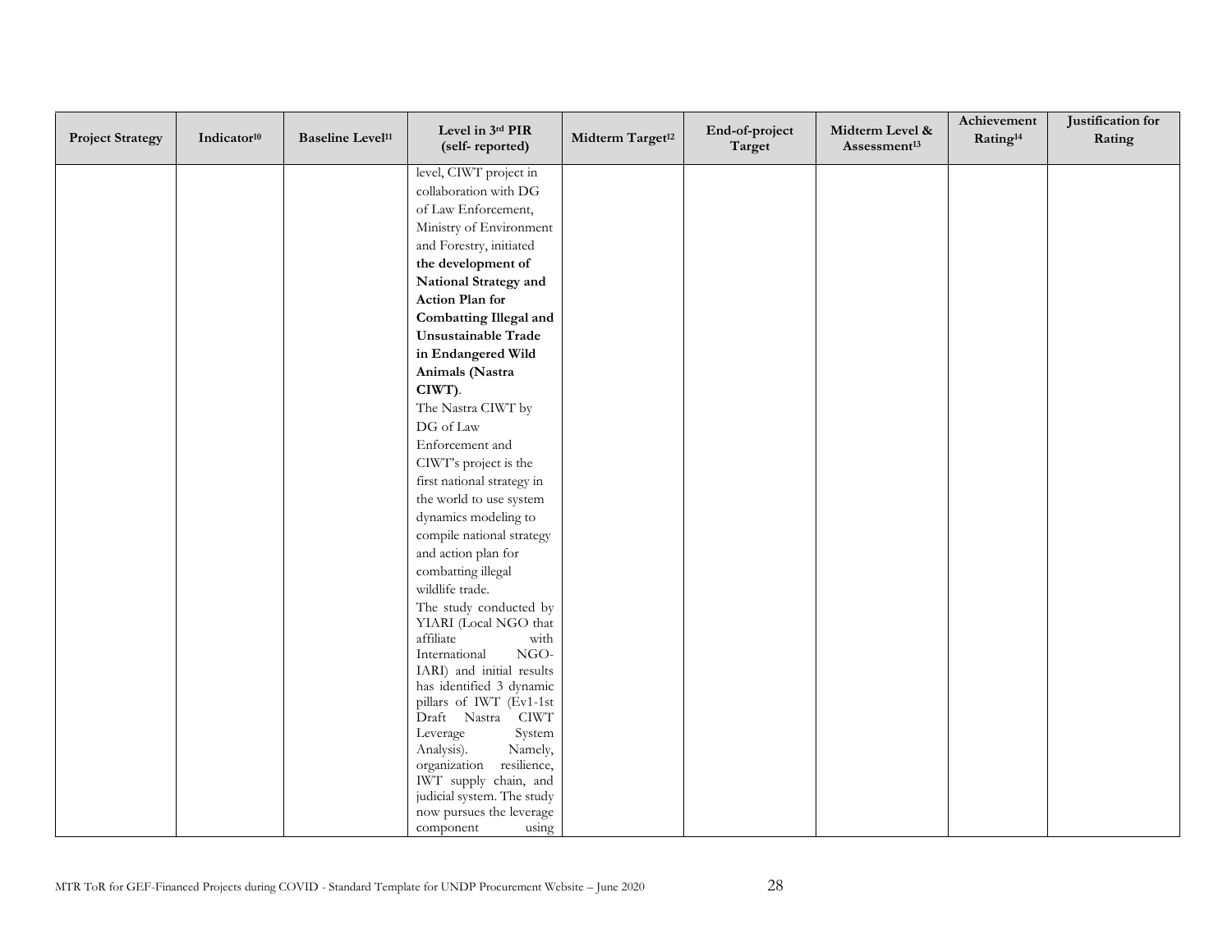| Project Strategy | Indicator[10] | Baseline Level[11] | Level in 3rd PIR (self- reported) | Midterm Target[12] | End-of-project Target | Midterm Level & Assessment[13] | Achievement Rating[14] | Justification for Rating |
|---|---|---|---|---|---|---|---|---|
| | | | level, CIWT project in collaboration with DG of Law Enforcement, Ministry of Environment and Forestry, initiated **the development of National Strategy and Action Plan for Combatting Illegal and Unsustainable Trade in Endangered Wild Animals (Nastra CIWT)**. The Nastra CIWT by DG of Law Enforcement and CIWT's project is the first national strategy in the world to use system dynamics modeling to compile national strategy and action plan for combatting illegal wildlife trade. The study conducted by YIARI (Local NGO that affiliate with International NGO-IARI) and initial results has identified 3 dynamic pillars of IWT (Ev1-1st Draft Nastra CIWT Leverage System Analysis). Namely, organization resilience, IWT supply chain, and judicial system. The study now pursues the leverage component using | | | | | |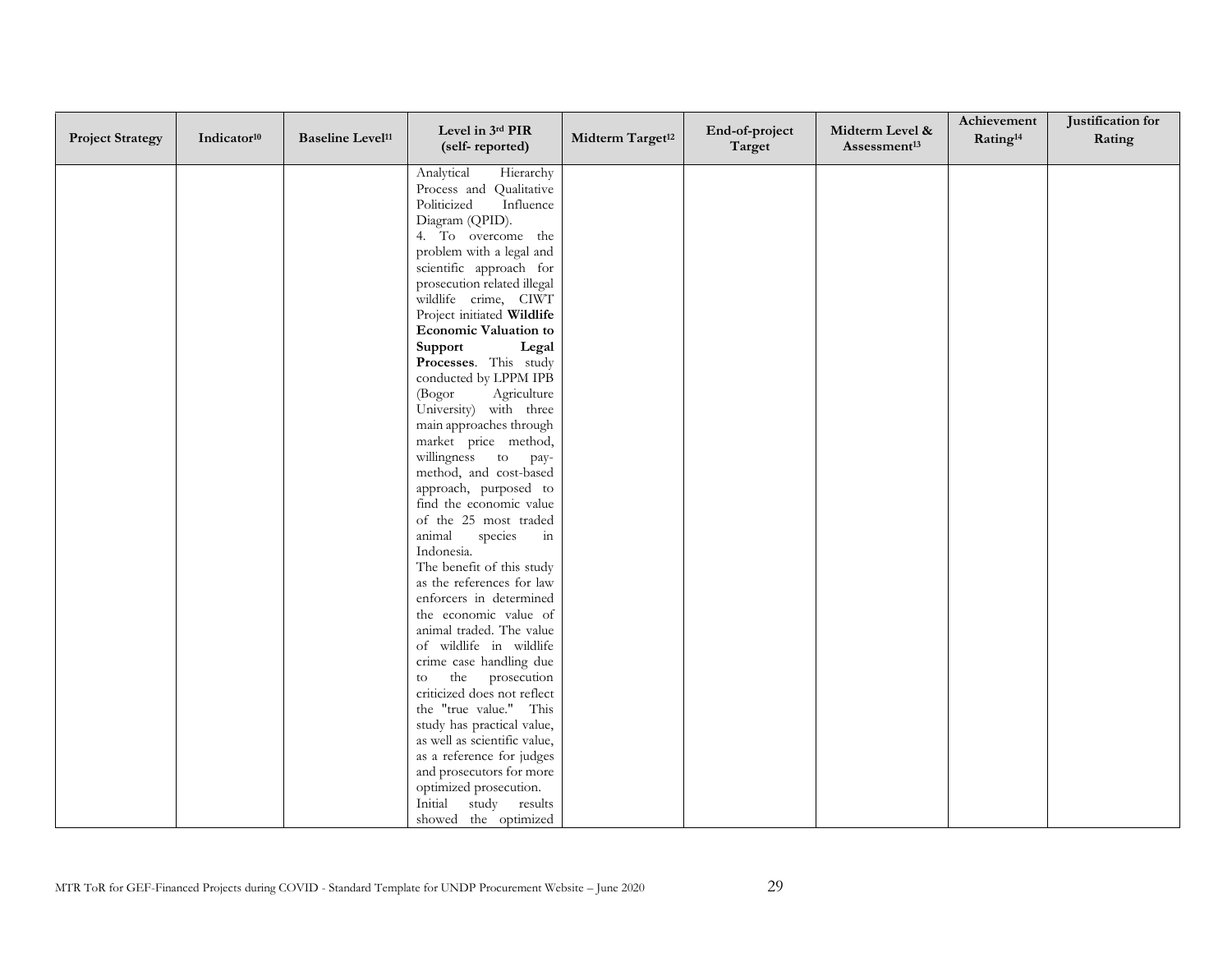| Project Strategy | Indicator[10] | Baseline Level[11] | Level in 3rd PIR (self- reported) | Midterm Target[12] | End-of-project Target | Midterm Level & Assessment[13] | Achievement Rating[14] | Justification for Rating |
|---|---|---|---|---|---|---|---|---|
| | | | Analytical Hierarchy Process and Qualitative Politicized Influence Diagram (QPID).<br>4. To overcome the problem with a legal and scientific approach for prosecution related illegal wildlife crime, CIWT Project initiated **Wildlife Economic Valuation to Support Legal Processes**. This study conducted by LPPM IPB (Bogor Agriculture University) with three main approaches through market price method, willingness to pay-method, and cost-based approach, purposed to find the economic value of the 25 most traded animal species in Indonesia.<br>The benefit of this study as the references for law enforcers in determined the economic value of animal traded. The value of wildlife in wildlife crime case handling due to the prosecution criticized does not reflect the "true value." This study has practical value, as well as scientific value, as a reference for judges and prosecutors for more optimized prosecution.<br>Initial study results showed the optimized | | | | | |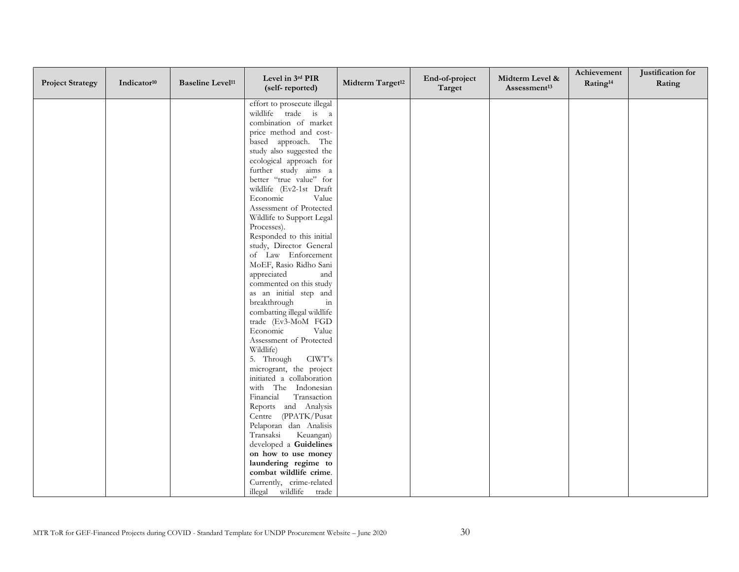| Project Strategy | Indicator[10] | Baseline Level[11] | Level in 3rd PIR (self- reported) | Midterm Target[12] | End-of-project Target | Midterm Level & Assessment[13] | Achievement Rating[14] | Justification for Rating |
|---|---|---|---|---|---|---|---|---|
| | | | effort to prosecute illegal wildlife trade is a combination of market price method and cost-based approach. The study also suggested the ecological approach for further study aims a better "true value" for wildlife (Ev2-1st Draft Economic Value Assessment of Protected Wildlife to Support Legal Processes).<br>Responded to this initial study, Director General of Law Enforcement MoEF, Rasio Ridho Sani appreciated and commented on this study as an initial step and breakthrough in combatting illegal wildlife trade (Ev3-MoM FGD Economic Value Assessment of Protected Wildlife)<br>5. Through CIWT's microgrant, the project initiated a collaboration with The Indonesian Financial Transaction Reports and Analysis Centre (PPATK/Pusat Pelaporan dan Analisis Transaksi Keuangan) developed a **Guidelines on how to use money laundering regime to combat wildlife crime**. Currently, crime-related illegal wildlife trade | | | | | |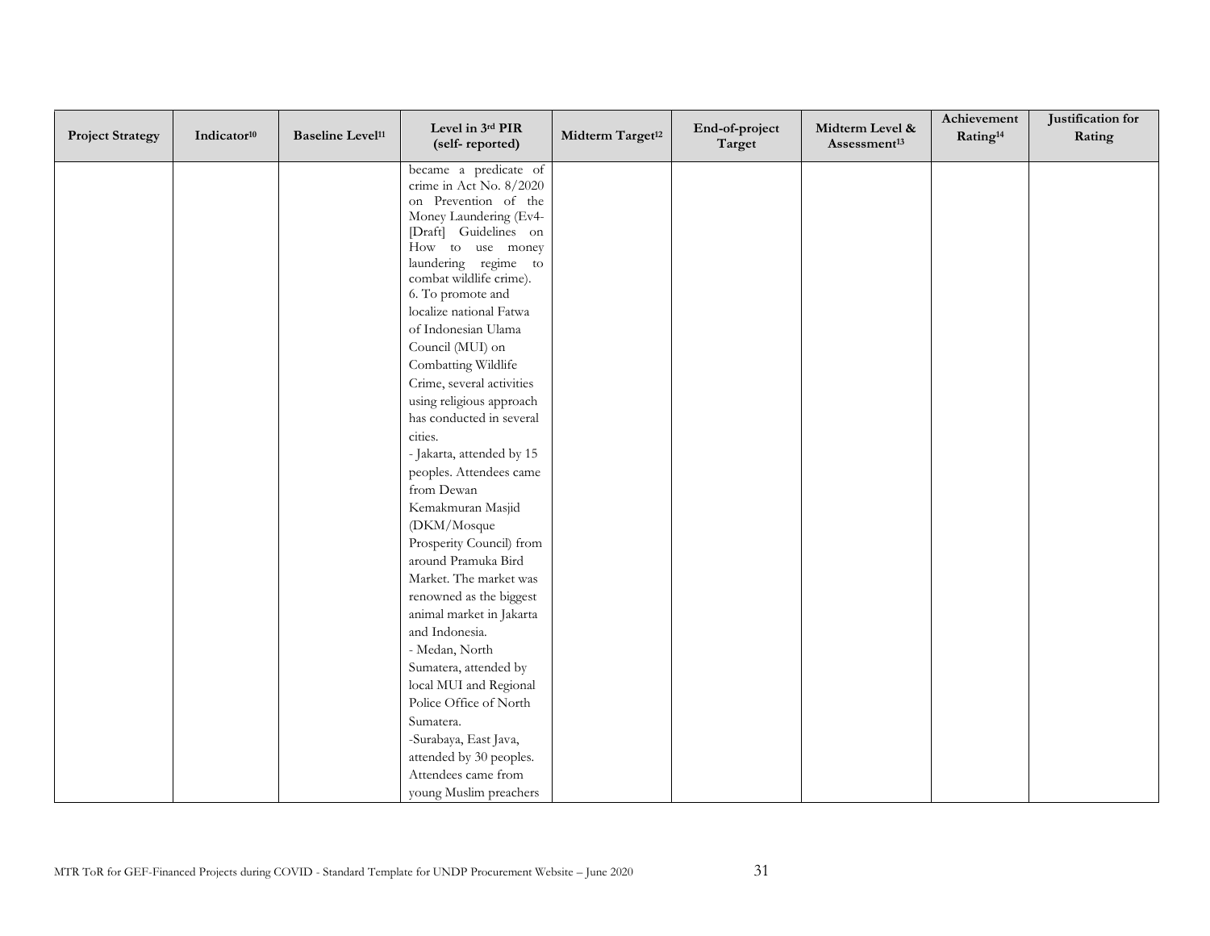| Project Strategy | Indicator[10] | Baseline Level[11] | Level in 3rd PIR (self- reported) | Midterm Target[12] | End-of-project Target | Midterm Level & Assessment[13] | Achievement Rating[14] | Justification for Rating |
|---|---|---|---|---|---|---|---|---|
| | | | became a predicate of crime in Act No. 8/2020 on Prevention of the Money Laundering (Ev4-[Draft] Guidelines on How to use money laundering regime to combat wildlife crime).<br>6. To promote and localize national Fatwa of Indonesian Ulama Council (MUI) on Combatting Wildlife Crime, several activities using religious approach has conducted in several cities.<br>- Jakarta, attended by 15 peoples. Attendees came from Dewan Kemakmuran Masjid (DKM/Mosque Prosperity Council) from around Pramuka Bird Market. The market was renowned as the biggest animal market in Jakarta and Indonesia.<br>- Medan, North Sumatera, attended by local MUI and Regional Police Office of North Sumatera.<br>-Surabaya, East Java, attended by 30 peoples. Attendees came from young Muslim preachers | | | | | |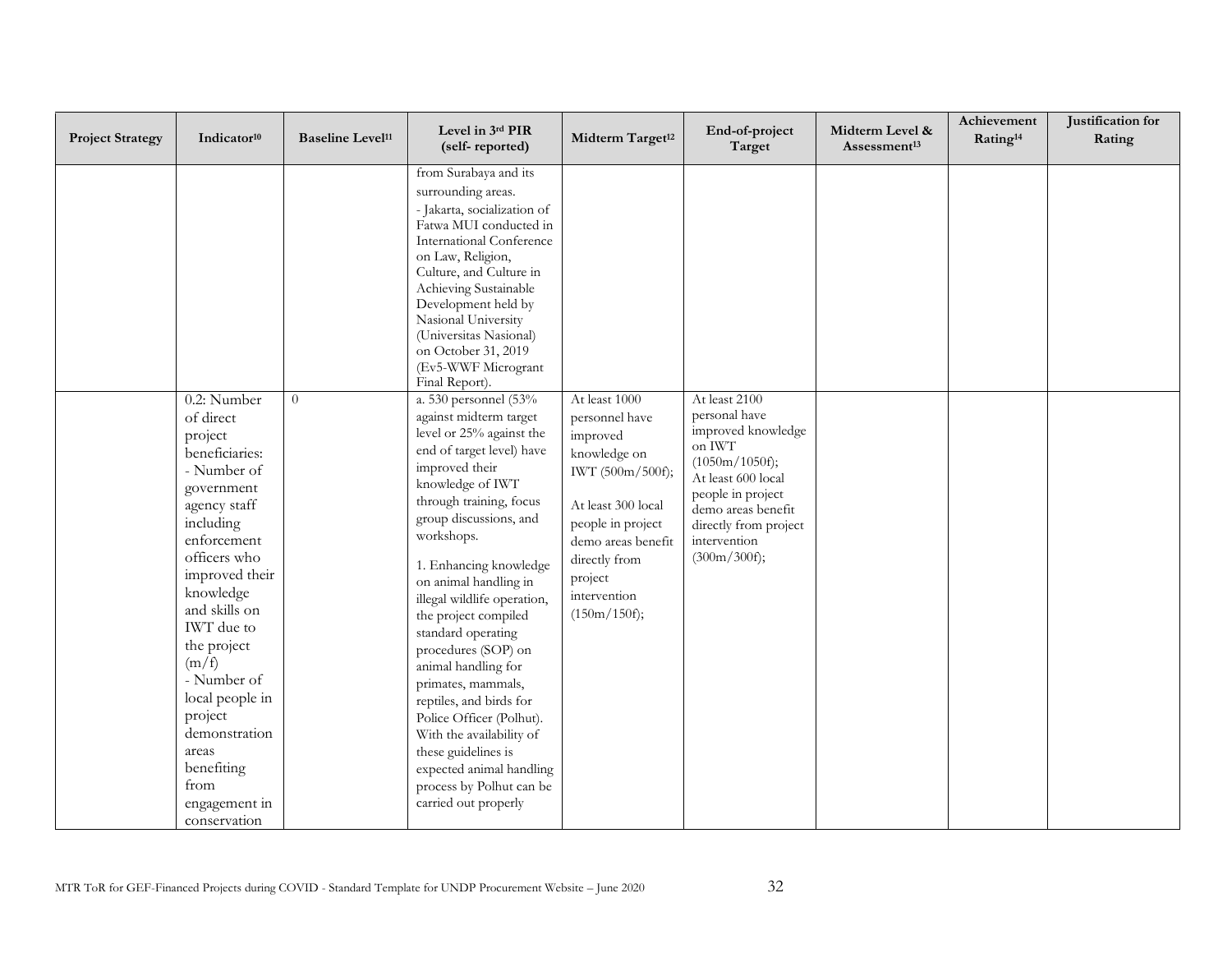| Project Strategy | Indicator[10] | Baseline Level[11] | Level in 3rd PIR (self- reported) | Midterm Target[12] | End-of-project Target | Midterm Level & Assessment[13] | Achievement Rating[14] | Justification for Rating |
|---|---|---|---|---|---|---|---|---|
| | | | from Surabaya and its surrounding areas.<br>- Jakarta, socialization of Fatwa MUI conducted in International Conference on Law, Religion, Culture, and Culture in Achieving Sustainable Development held by Nasional University (Universitas Nasional) on October 31, 2019 (Ev5-WWF Micrograntl Final Report). | | | | | |
| | 0.2: Number of direct project beneficiaries:<br>- Number of government agency staff including enforcement officers who improved their knowledge and skills on IWT due to the project (m/f)<br>- Number of local people in project demonstration areas benefiting from engagement in conservation | 0 | a. 530 personnel (53% against midterm target level or 25% against the end of target level) have improved their knowledge of IWT through training, focus group discussions, and workshops.<br><br>1. Enhancing knowledge on animal handling in illegal wildlife operation, the project compiled standard operating procedures (SOP) on animal handling for primates, mammals, reptiles, and birds for Police Officer (Polhut). With the availability of these guidelines is expected animal handling process by Polhut can be carried out properly | At least 1000 personnel have improved knowledge on IWT (500m/500f);<br><br>At least 300 local people in project demo areas benefit directly from project intervention (150m/150f); | At least 2100 personal have improved knowledge on IWT (1050m/1050f);<br>At least 600 local people in project demo areas benefit directly from project intervention (300m/300f); | | | |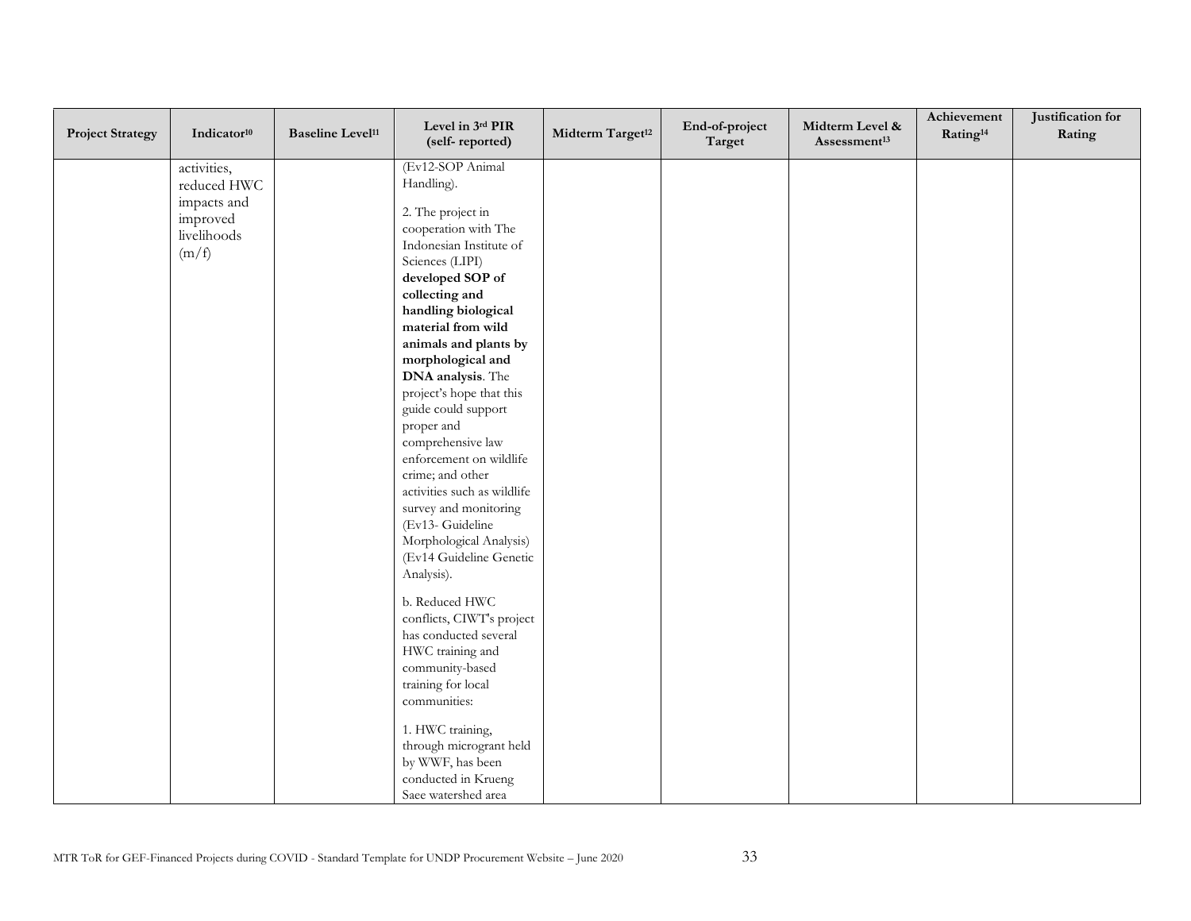| Project Strategy | Indicator[10] | Baseline Level[11] | Level in 3rd PIR (self- reported) | Midterm Target[12] | End-of-project Target | Midterm Level & Assessment[13] | Achievement Rating[14] | Justification for Rating |
|---|---|---|---|---|---|---|---|---|
| | activities, reduced HWC impacts and improved livelihoods (m/f) | | (Ev12-SOP Animal Handling).<br><br>2. The project in cooperation with The Indonesian Institute of Sciences (LIPI) **developed SOP of collecting and handling biological material from wild animals and plants by morphological and DNA analysis**. The project's hope that this guide could support proper and comprehensive law enforcement on wildlife crime; and other activities such as wildlife survey and monitoring (Ev13- Guideline Morphological Analysis) (Ev14 Guideline Genetic Analysis).<br><br>b. Reduced HWC conflicts, CIWT's project has conducted several HWC training and community-based training for local communities:<br><br>1. HWC training, through micrograpnt held by WWF, has been conducted in Krueng Saee watershed area | | | | | |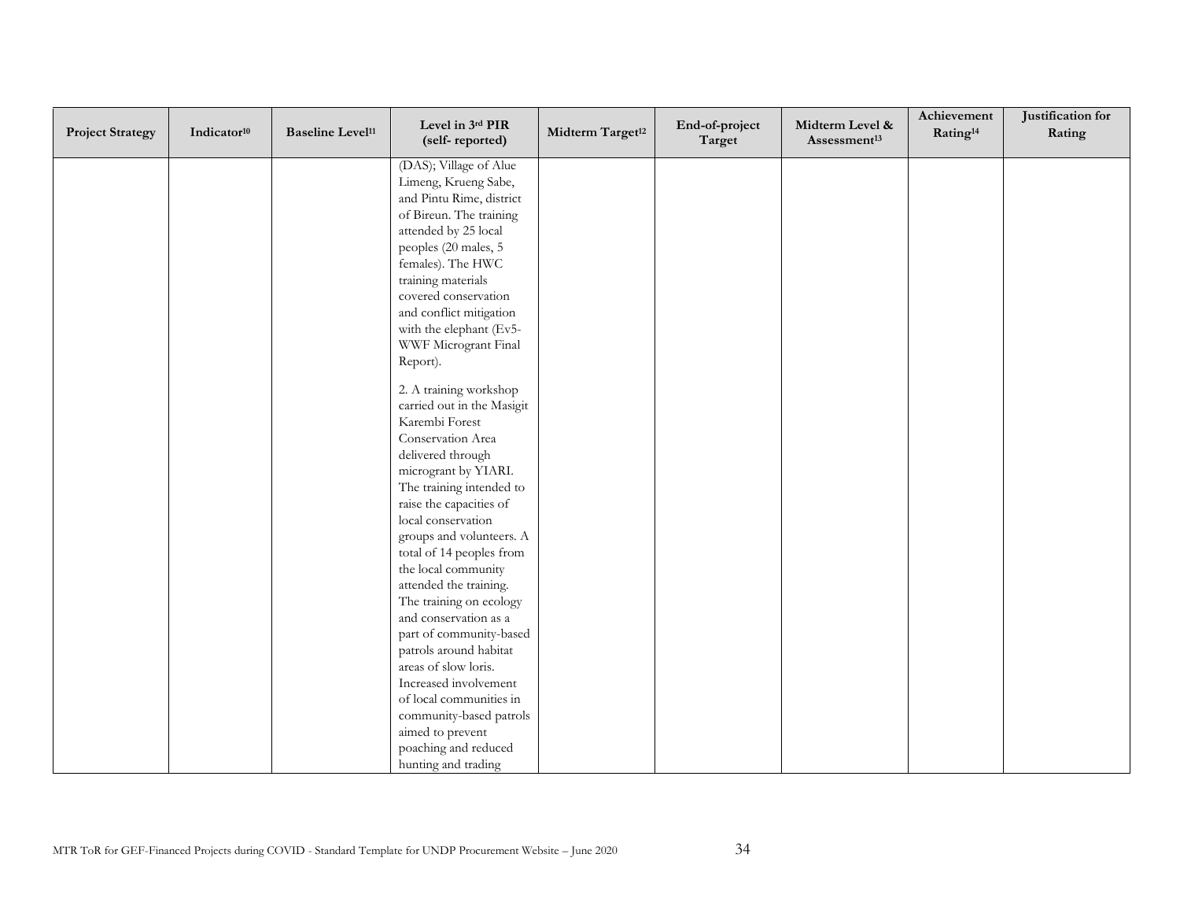| Project Strategy | Indicator[10] | Baseline Level[11] | Level in 3rd PIR (self- reported) | Midterm Target[12] | End-of-project Target | Midterm Level & Assessment[13] | Achievement Rating[14] | Justification for Rating |
|---|---|---|---|---|---|---|---|---|
| | | | (DAS); Village of Alue Limeng, Krueng Sabe, and Pintu Rime, district of Bireun. The training attended by 25 local peoples (20 males, 5 females). The HWC training materials covered conservation and conflict mitigation with the elephant (Ev5-WWF Microgrant Final Report).<br><br>2. A training workshop carried out in the Masigit Karembi Forest Conservation Area delivered through microgrant by YIARI. The training intended to raise the capacities of local conservation groups and volunteers. A total of 14 peoples from the local community attended the training. The training on ecology and conservation as a part of community-based patrols around habitat areas of slow loris. Increased involvement of local communities in community-based patrols aimed to prevent poaching and reduced hunting and trading | | | | | |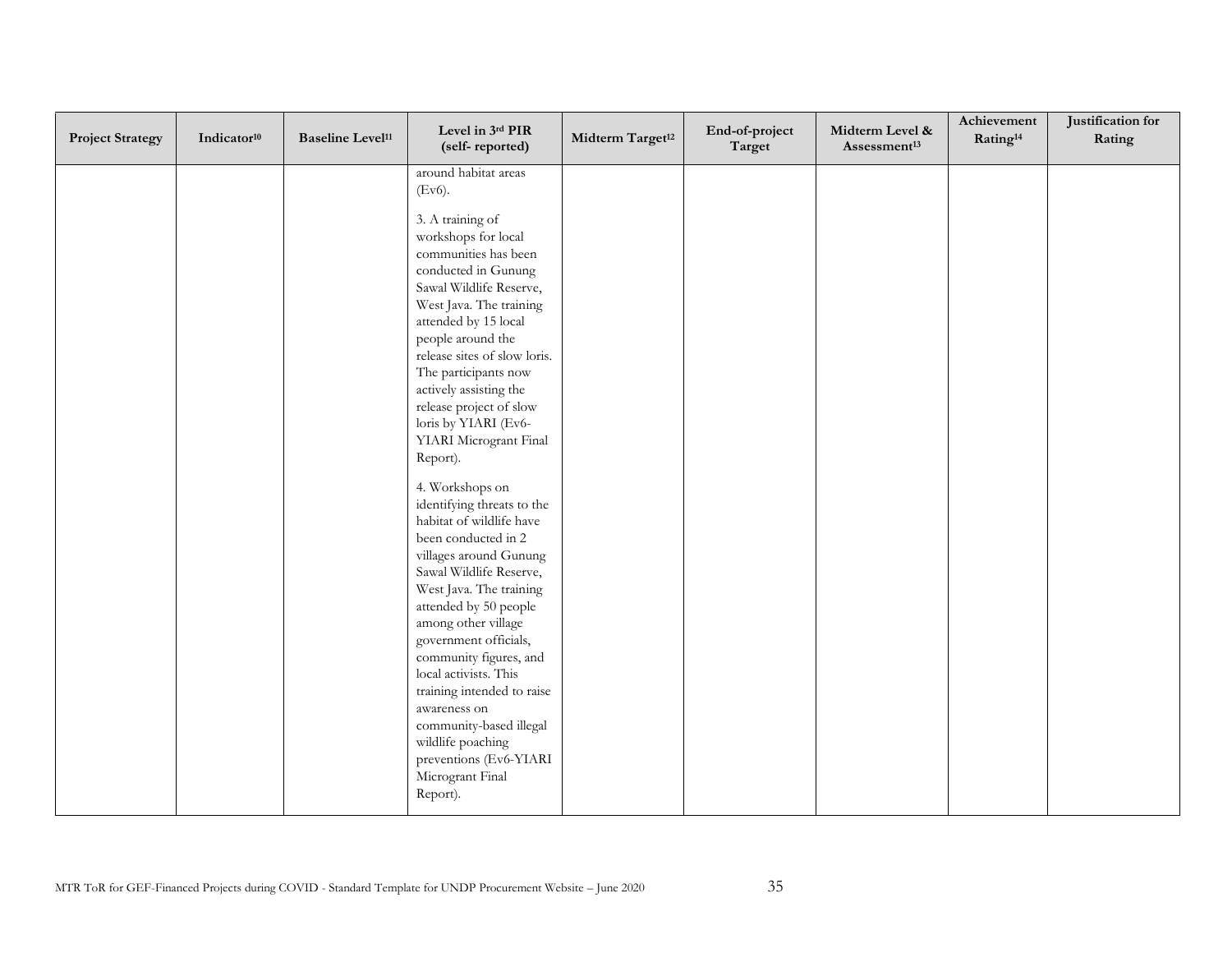| Project Strategy | Indicator[10] | Baseline Level[11] | Level in 3rd PIR (self- reported) | Midterm Target[12] | End-of-project Target | Midterm Level & Assessment[13] | Achievement Rating[14] | Justification for Rating |
|---|---|---|---|---|---|---|---|---|
| | | | around habitat areas (Ev6).<br><br>3. A training of workshops for local communities has been conducted in Gunung Sawal Wildlife Reserve, West Java. The training attended by 15 local people around the release sites of slow loris. The participants now actively assisting the release project of slow loris by YIARI (Ev6-YIARI Microgrant Final Report).<br><br>4. Workshops on identifying threats to the habitat of wildlife have been conducted in 2 villages around Gunung Sawal Wildlife Reserve, West Java. The training attended by 50 people among other village government officials, community figures, and local activists. This training intended to raise awareness on community-based illegal wildlife poaching preventions (Ev6-YIARI Microgrant Final Report). | | | | | |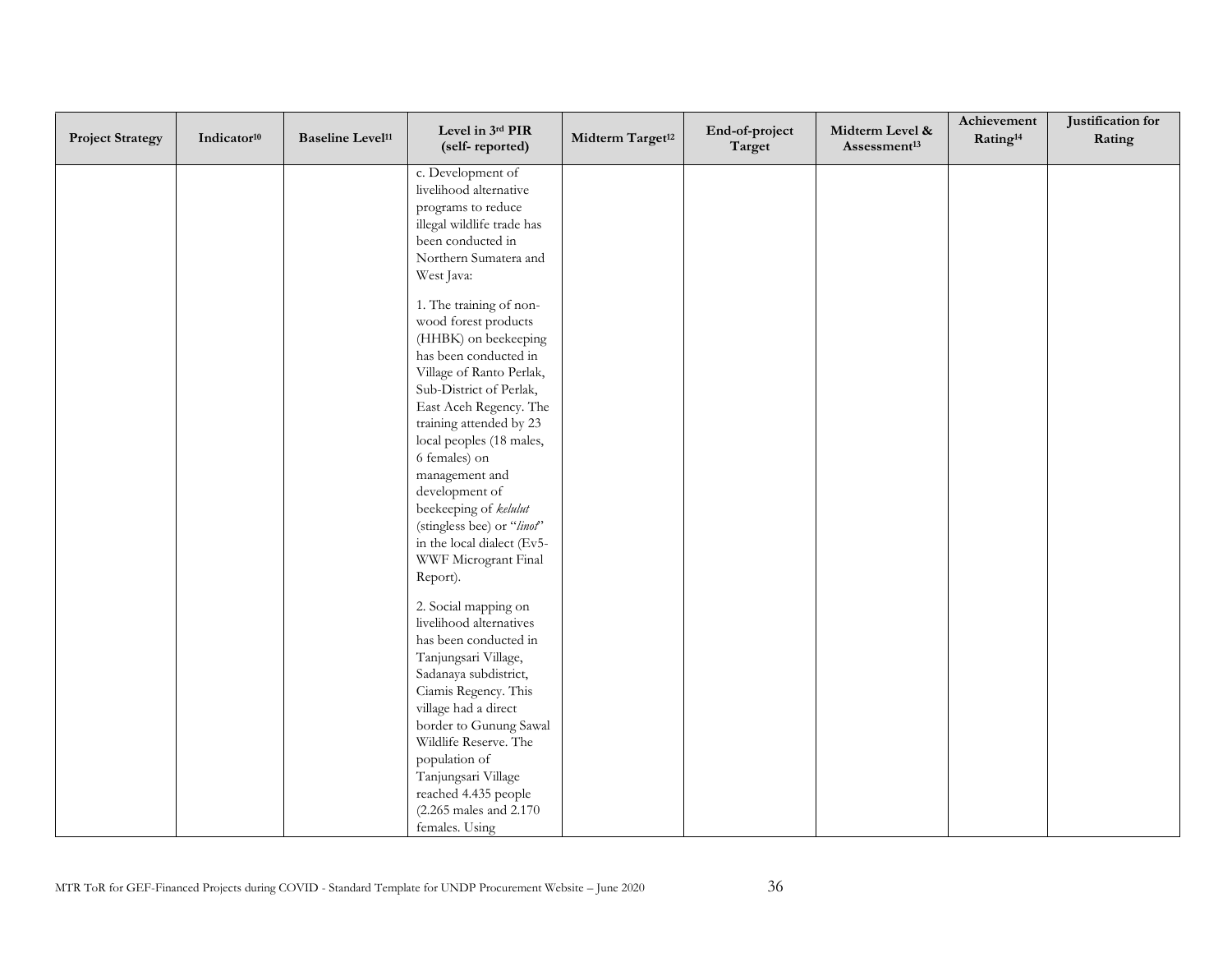| Project Strategy | Indicator[10] | Baseline Level[11] | Level in 3rd PIR (self- reported) | Midterm Target[12] | End-of-project Target | Midterm Level & Assessment[13] | Achievement Rating[14] | Justification for Rating |
|---|---|---|---|---|---|---|---|---|
| | | | c. Development of livelihood alternative programs to reduce illegal wildlife trade has been conducted in Northern Sumatera and West Java:<br><br>1. The training of non-wood forest products (HHBK) on beekeeping has been conducted in Village of Ranto Perlak, Sub-District of Perlak, East Aceh Regency. The training attended by 23 local peoples (18 males, 6 females) on management and development of beekeeping of *kelulut* (stingless bee) or "*linot*" in the local dialect (Ev5-WWF Microgrant Final Report).<br><br>2. Social mapping on livelihood alternatives has been conducted in Tanjungsari Village, Sadanaya subdistrict, Ciamis Regency. This village had a direct border to Gunung Sawal Wildlife Reserve. The population of Tanjungsari Village reached 4.435 people (2.265 males and 2.170 females. Using | | | | | |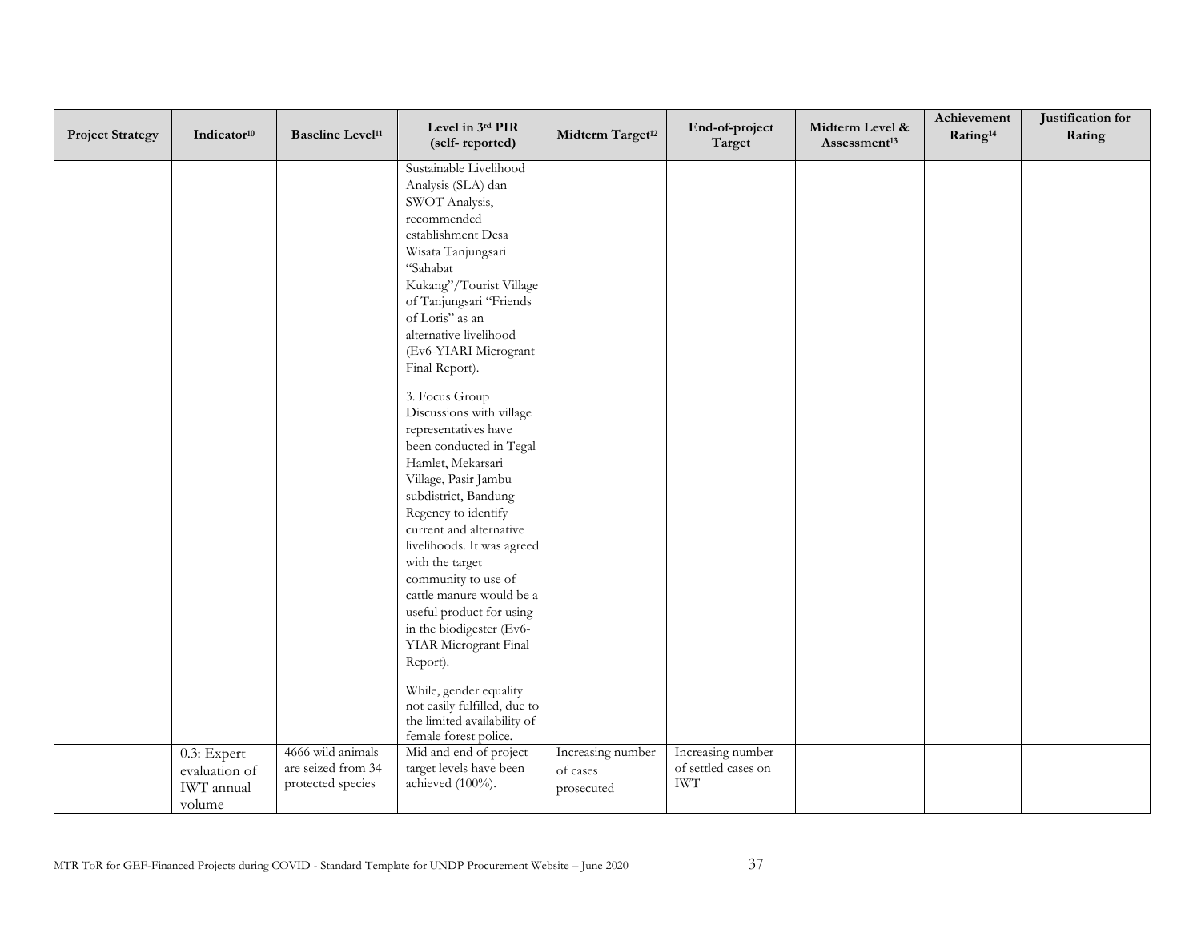| Project Strategy | Indicator[10] | Baseline Level[11] | Level in 3rd PIR (self- reported) | Midterm Target[12] | End-of-project Target | Midterm Level & Assessment[13] | Achievement Rating[14] | Justification for Rating |
|---|---|---|---|---|---|---|---|---|
| | | | Sustainable Livelihood Analysis (SLA) dan SWOT Analysis, recommended establishment Desa Wisata Tanjungsari "Sahabat Kukang"/Tourist Village of Tanjungsari "Friends of Loris" as an alternative livelihood (Ev6-YIARI Microgrant Final Report).<br><br>3. Focus Group Discussions with village representatives have been conducted in Tegal Hamlet, Mekarsari Village, Pasir Jambu subdistrict, Bandung Regency to identify current and alternative livelihoods. It was agreed with the target community to use of cattle manure would be a useful product for using in the biodigester (Ev6-YIAR Microgrant Final Report).<br><br>While, gender equality not easily fulfilled, due to the limited availability of female forest police. | | | | | |
| | 0.3: Expert evaluation of IWT annual volume | 4666 wild animals are seized from 34 protected species | Mid and end of project target levels have been achieved (100%). | Increasing number of cases prosecuted | Increasing number of settled cases on IWT | | | |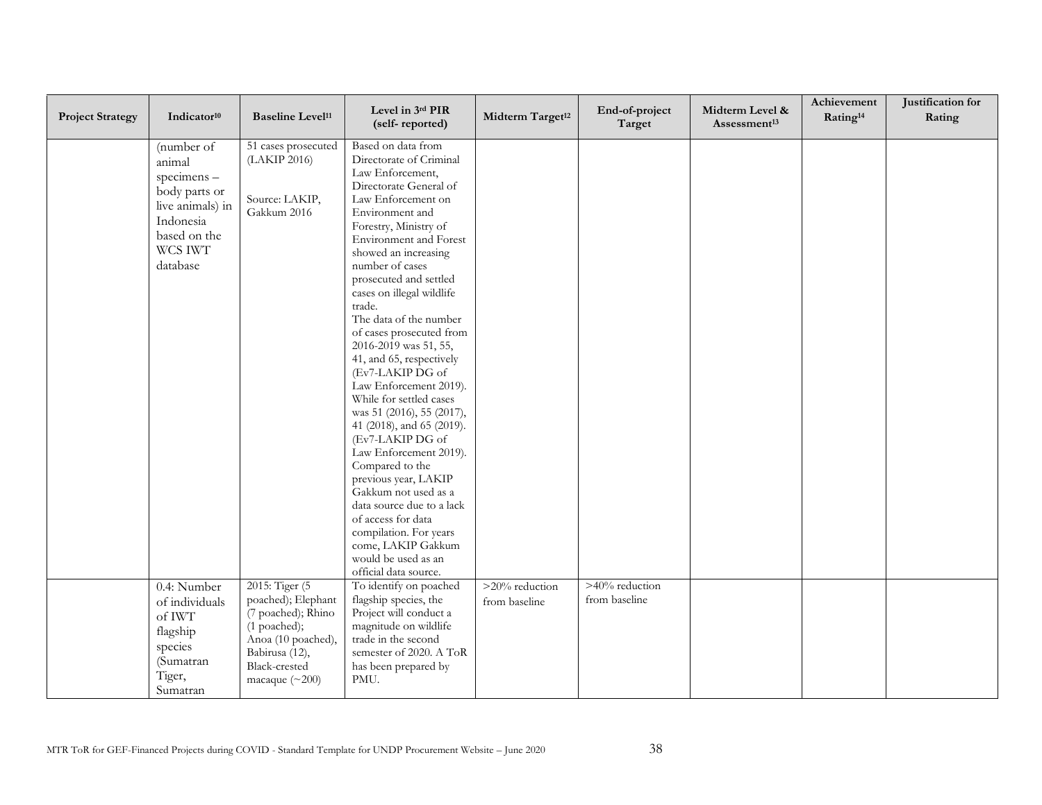| Project Strategy | Indicator[10] | Baseline Level[11] | Level in 3rd PIR (self- reported) | Midterm Target[12] | End-of-project Target | Midterm Level & Assessment[13] | Achievement Rating[14] | Justification for Rating |
|---|---|---|---|---|---|---|---|---|
| | (number of animal specimens – body parts or live animals) in Indonesia based on the WCS IWT database | 51 cases prosecuted (LAKIP 2016)<br><br>Source: LAKIP, Gakkum 2016 | Based on data from Directorate of Criminal Law Enforcement, Directorate General of Law Enforcement on Environment and Forestry, Ministry of Environment and Forest showed an increasing number of cases prosecuted and settled cases on illegal wildlife trade.<br>The data of the number of cases prosecuted from 2016-2019 was 51, 55, 41, and 65, respectively (Ev7-LAKIP DG of Law Enforcement 2019). While for settled cases was 51 (2016), 55 (2017), 41 (2018), and 65 (2019). (Ev7-LAKIP DG of Law Enforcement 2019). Compared to the previous year, LAKIP Gakkum not used as a data source due to a lack of access for data compilation. For years come, LAKIP Gakkum would be used as an official data source. | | | | | |
| | 0.4: Number of individuals of IWT flagship species (Sumatran Tiger, Sumatran | 2015: Tiger (5 poached); Elephant (7 poached); Rhino (1 poached); Anoa (10 poached), Babirusa (12), Black-crested macaque (~200) | To identify on poached flagship species, the Project will conduct a magnitude on wildlife trade in the second semester of 2020. A ToR has been prepared by PMU. | >20% reduction from baseline | >40% reduction from baseline | | | |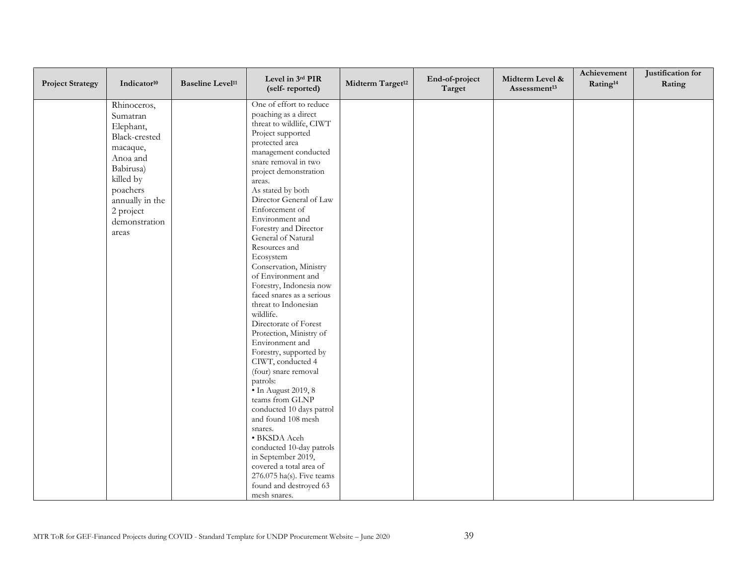| Project Strategy | Indicator[10] | Baseline Level[11] | Level in 3rd PIR (self- reported) | Midterm Target[12] | End-of-project Target | Midterm Level & Assessment[13] | Achievement Rating[14] | Justification for Rating |
|---|---|---|---|---|---|---|---|---|
| | Rhinoceros, Sumatran Elephant, Black-crested macaque, Anoa and Babirusa) killed by poachers annually in the 2 project demonstration areas | | One of effort to reduce poaching as a direct threat to wildlife, CIWT Project supported protected area management conducted snare removal in two project demonstration areas.<br>As stated by both Director General of Law Enforcement of Environment and Forestry and Director General of Natural Resources and Ecosystem Conservation, Ministry of Environment and Forestry, Indonesia now faced snares as a serious threat to Indonesian wildlife.<br>Directorate of Forest Protection, Ministry of Environment and Forestry, supported by CIWT, conducted 4 (four) snare removal patrols:<br>• In August 2019, 8 teams from GLNP conducted 10 days patrol and found 108 mesh snares.<br>• BKSDA Aceh conducted 10-day patrols in September 2019, covered a total area of 276.075 ha(s). Five teams found and destroyed 63 mesh snares. | | | | | |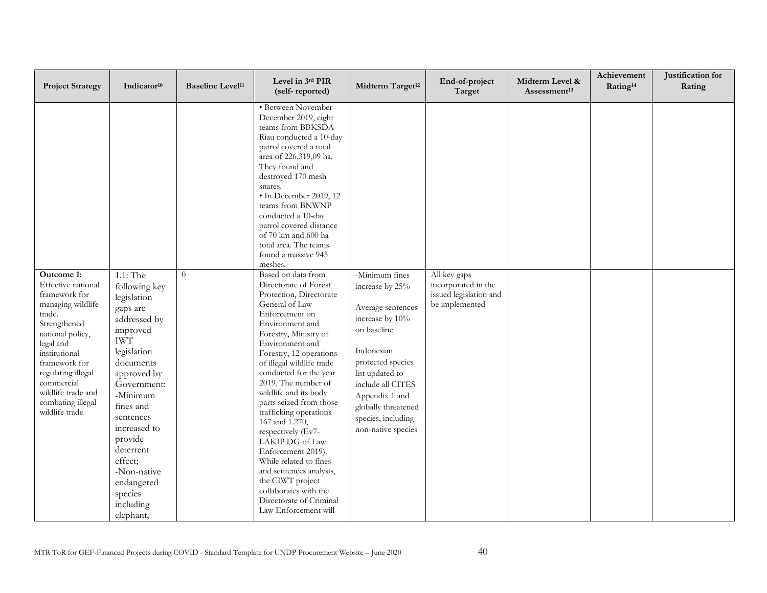| Project Strategy | Indicator[10] | Baseline Level[11] | Level in 3rd PIR (self- reported) | Midterm Target[12] | End-of-project Target | Midterm Level & Assessment[13] | Achievement Rating[14] | Justification for Rating |
|---|---|---|---|---|---|---|---|---|
| | | | • Between November-December 2019, eight teams from BBKSDA Riau conducted a 10-day patrol covered a total area of 226,319,09 ha. They found and destroyed 170 mesh snares.<br>• In December 2019, 12 teams from BNWNP conducted a 10-day patrol covered distance of 70 km and 600 ha total area. The teams found a massive 945 meshes. | | | | | |
| **Outcome 1:** Effective national framework for managing wildlife trade. Strengthened national policy, legal and institutional framework for regulating illegal commercial wildlife trade and combating illegal wildlife trade | 1.1: The following key legislation gaps are addressed by improved IWT legislation documents approved by Government:<br>-Minimum fines and sentences increased to provide deterrent effect;<br>-Non-native endangered species including elephant, | 0 | Based on data from Directorate of Forest Protection, Directorate General of Law Enforcement on Environment and Forestry, Ministry of Environment and Forestry, 12 operations of illegal wildlife trade conducted for the year 2019. The number of wildlife and its body parts seized from those trafficking operations 167 and 1.270, respectively (Ev7-LAKIP DG of Law Enforcement 2019). While related to fines and sentences analysis, the CIWT project collaborates with the Directorate of Criminal Law Enforcement will | -Minimum fines increase by 25%<br><br>Average sentences increase by 10% on baseline.<br><br>Indonesian protected species list updated to include all CITES Appendix 1 and globally threatened species, including non-native species | All key gaps incorporated in the issued legislation and be implemented | | | |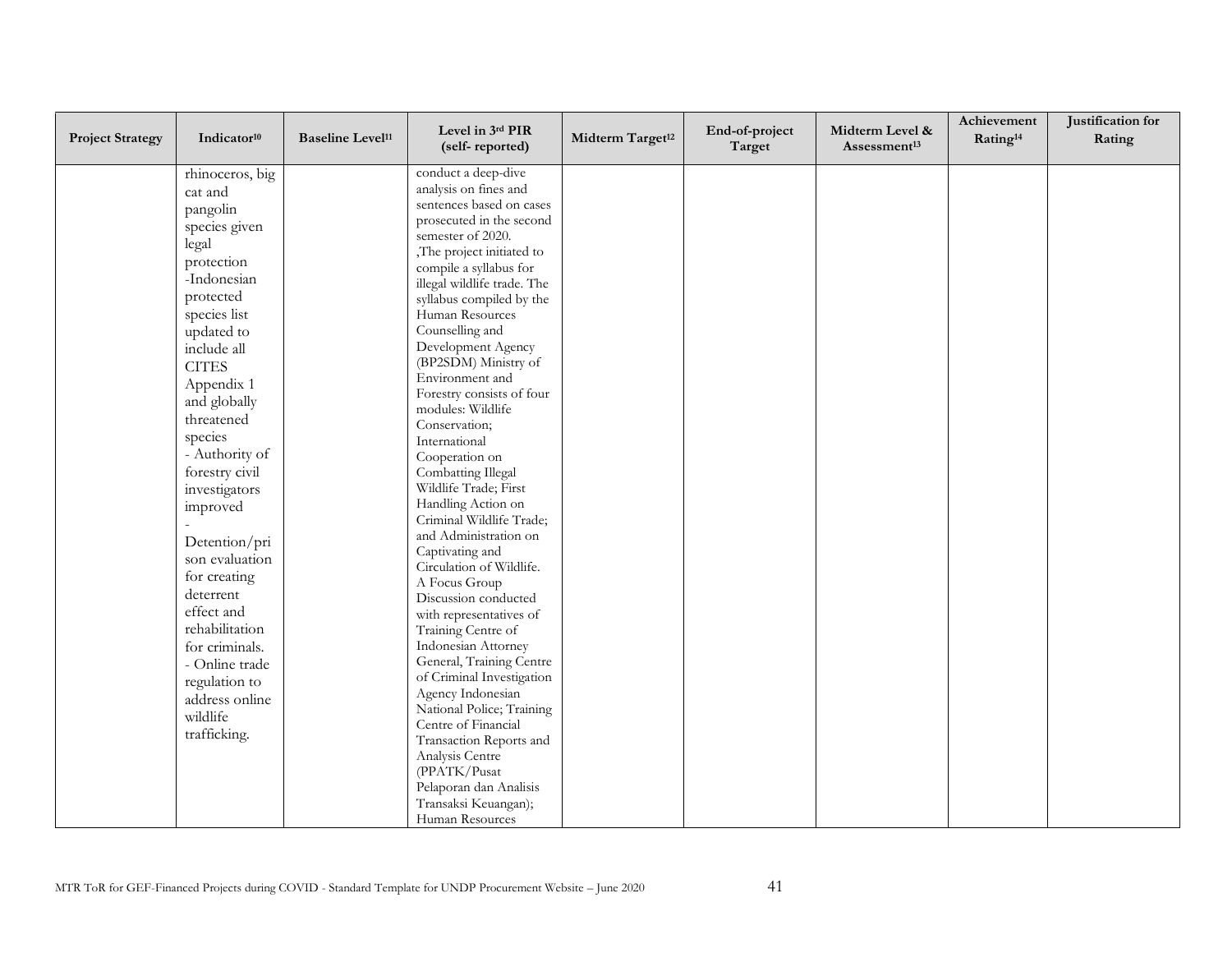| Project Strategy | Indicator[10] | Baseline Level[11] | Level in 3rd PIR (self- reported) | Midterm Target[12] | End-of-project Target | Midterm Level & Assessment[13] | Achievement Rating[14] | Justification for Rating |
|---|---|---|---|---|---|---|---|---|
| | rhinoceros, big cat and pangolin species given legal protection -Indonesian protected species list updated to include all CITES Appendix 1 and globally threatened species - Authority of forestry civil investigators improved - Detention/prison evaluation for creating deterrent effect and rehabilitation for criminals. - Online trade regulation to address online wildlife trafficking. | | conduct a deep-dive analysis on fines and sentences based on cases prosecuted in the second semester of 2020. ,The project initiated to compile a syllabus for illegal wildlife trade. The syllabus compiled by the Human Resources Counselling and Development Agency (BP2SDM) Ministry of Environment and Forestry consists of four modules: Wildlife Conservation; International Cooperation on Combatting Illegal Wildlife Trade; First Handling Action on Criminal Wildlife Trade; and Administration on Captivating and Circulation of Wildlife. A Focus Group Discussion conducted with representatives of Training Centre of Indonesian Attorney General, Training Centre of Criminal Investigation Agency Indonesian National Police; Training Centre of Financial Transaction Reports and Analysis Centre (PPATK/Pusat Pelaporan dan Analisis Transaksi Keuangan); Human Resources | | | | | |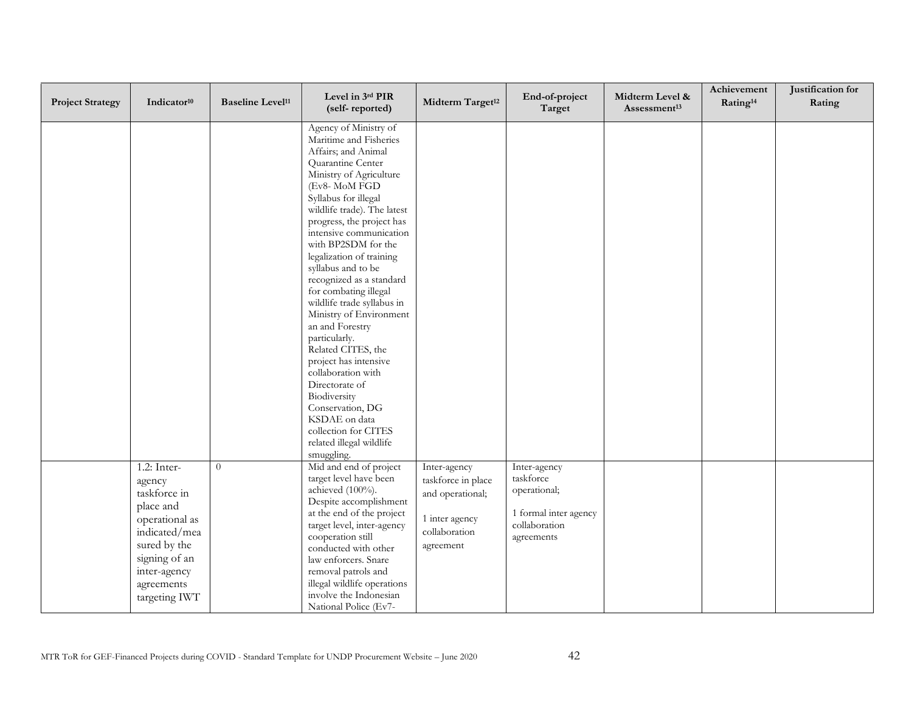| Project Strategy | Indicator[10] | Baseline Level[11] | Level in 3rd PIR (self- reported) | Midterm Target[12] | End-of-project Target | Midterm Level & Assessment[13] | Achievement Rating[14] | Justification for Rating |
|---|---|---|---|---|---|---|---|---|
| | | | Agency of Ministry of Maritime and Fisheries Affairs; and Animal Quarantine Center Ministry of Agriculture (Ev8- MoM FGD Syllabus for illegal wildlife trade). The latest progress, the project has intensive communication with BP2SDM for the legalization of training syllabus and to be recognized as a standard for combating illegal wildlife trade syllabus in Ministry of Environment an and Forestry particularly. Related CITES, the project has intensive collaboration with Directorate of Biodiversity Conservation, DG KSDAE on data collection for CITES related illegal wildlife smuggling. | | | | | |
| | 1.2: Inter-agency taskforce in place and operational as indicated/measured by the signing of an inter-agency agreements targeting IWT | 0 | Mid and end of project target level have been achieved (100%). Despite accomplishment at the end of the project target level, inter-agency cooperation still conducted with other law enforcers. Snare removal patrols and illegal wildlife operations involve the Indonesian National Police (Ev7- | Inter-agency taskforce in place and operational; 1 inter agency collaboration agreement | Inter-agency taskforce operational; 1 formal inter agency collaboration agreements | | | |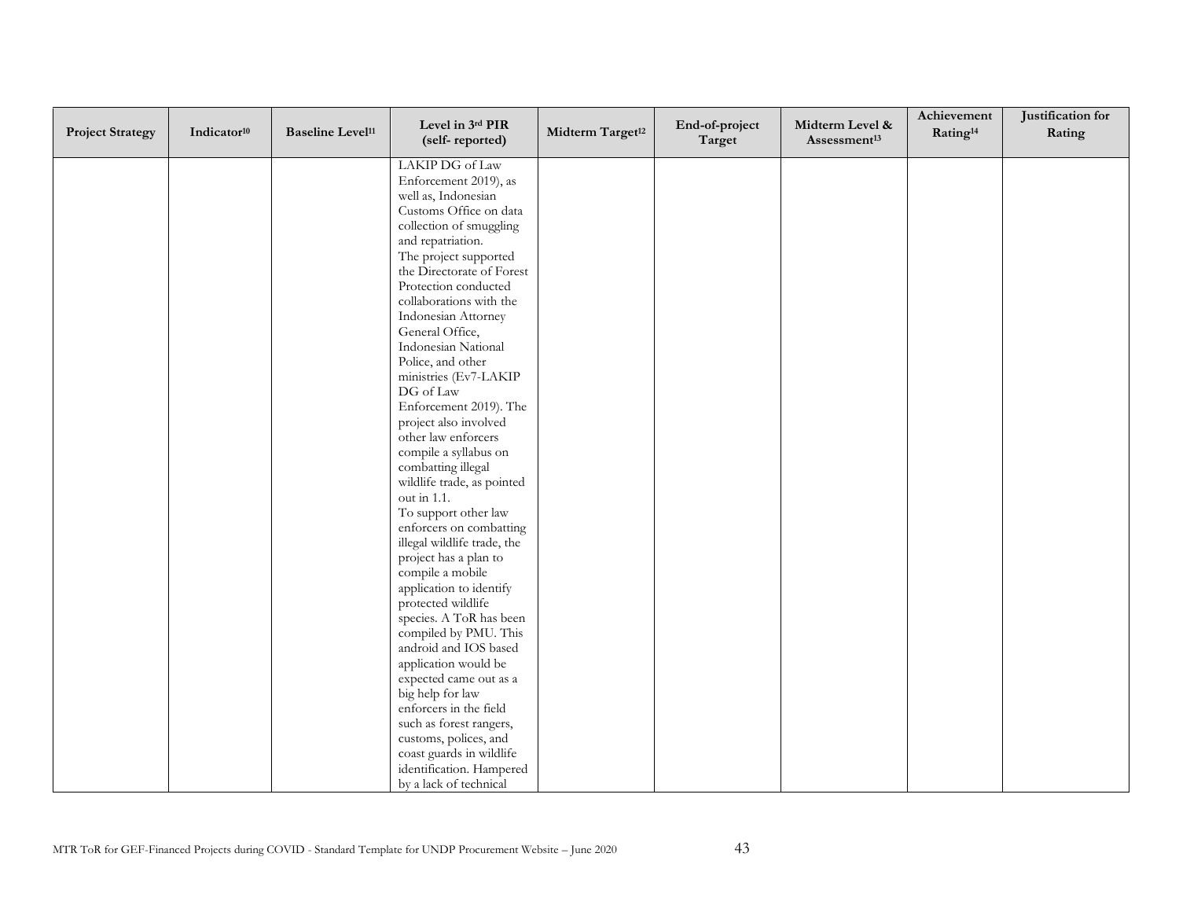| Project Strategy | Indicator[10] | Baseline Level[11] | Level in 3rd PIR (self- reported) | Midterm Target[12] | End-of-project Target | Midterm Level & Assessment[13] | Achievement Rating[14] | Justification for Rating |
|---|---|---|---|---|---|---|---|---|
| | | | LAKIP DG of Law Enforcement 2019), as well as, Indonesian Customs Office on data collection of smuggling and repatriation.<br>The project supported the Directorate of Forest Protection conducted collaborations with the Indonesian Attorney General Office, Indonesian National Police, and other ministries (Ev7-LAKIP DG of Law Enforcement 2019). The project also involved other law enforcers compile a syllabus on combatting illegal wildlife trade, as pointed out in 1.1.<br>To support other law enforcers on combatting illegal wildlife trade, the project has a plan to compile a mobile application to identify protected wildlife species. A ToR has been compiled by PMU. This android and IOS based application would be expected came out as a big help for law enforcers in the field such as forest rangers, customs, polices, and coast guards in wildlife identification. Hampered by a lack of technical | | | | | |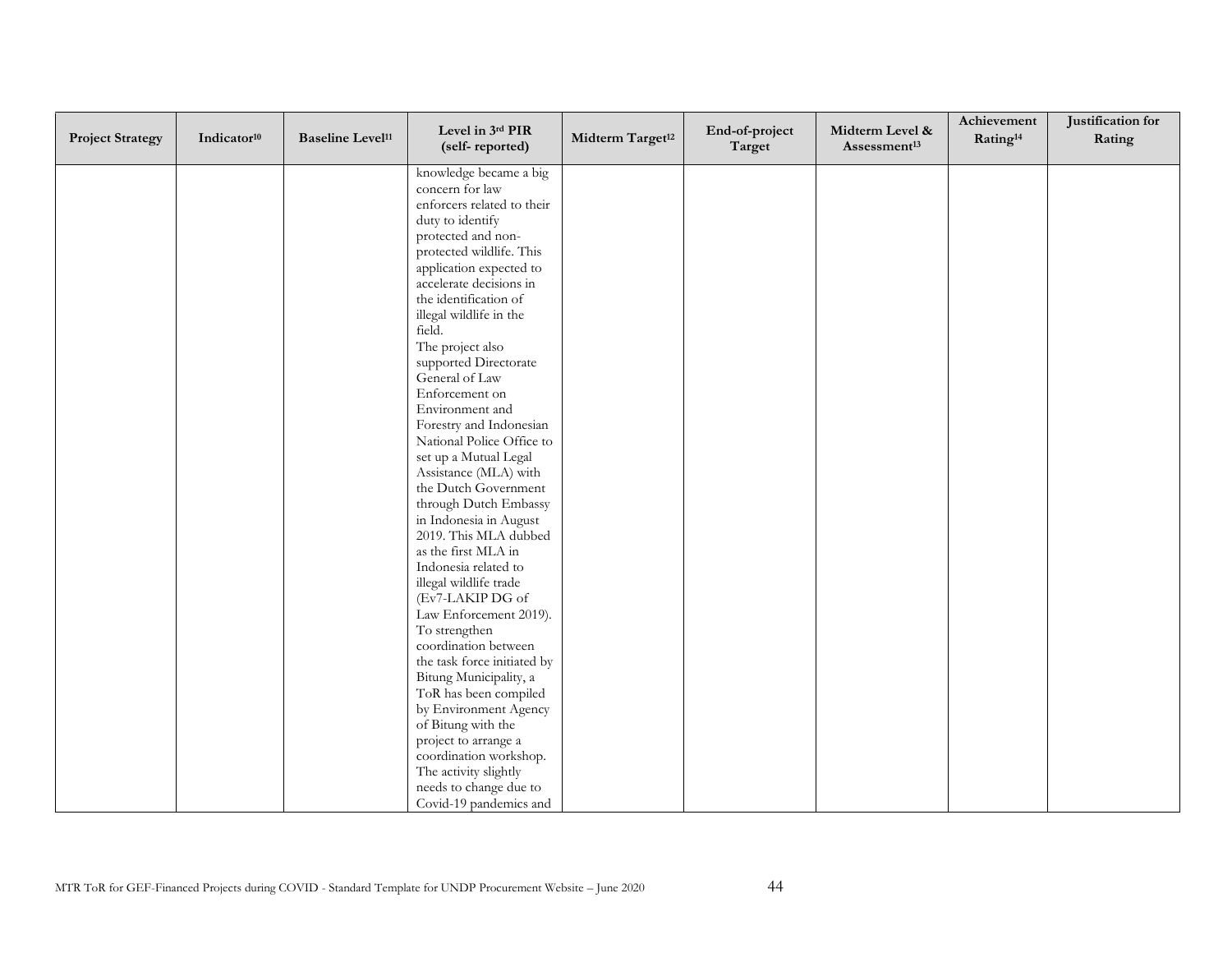| Project Strategy | Indicator[10] | Baseline Level[11] | Level in 3rd PIR (self- reported) | Midterm Target[12] | End-of-project Target | Midterm Level & Assessment[13] | Achievement Rating[14] | Justification for Rating |
|---|---|---|---|---|---|---|---|---|
| | | | knowledge became a big concern for law enforcers related to their duty to identify protected and non-protected wildlife. This application expected to accelerate decisions in the identification of illegal wildlife in the field.<br>The project also supported Directorate General of Law Enforcement on Environment and Forestry and Indonesian National Police Office to set up a Mutual Legal Assistance (MLA) with the Dutch Government through Dutch Embassy in Indonesia in August 2019. This MLA dubbed as the first MLA in Indonesia related to illegal wildlife trade (Ev7-LAKIP DG of Law Enforcement 2019).<br>To strengthen coordination between the task force initiated by Bitung Municipality, a ToR has been compiled by Environment Agency of Bitung with the project to arrange a coordination workshop. The activity slightly needs to change due to Covid-19 pandemics and | | | | | |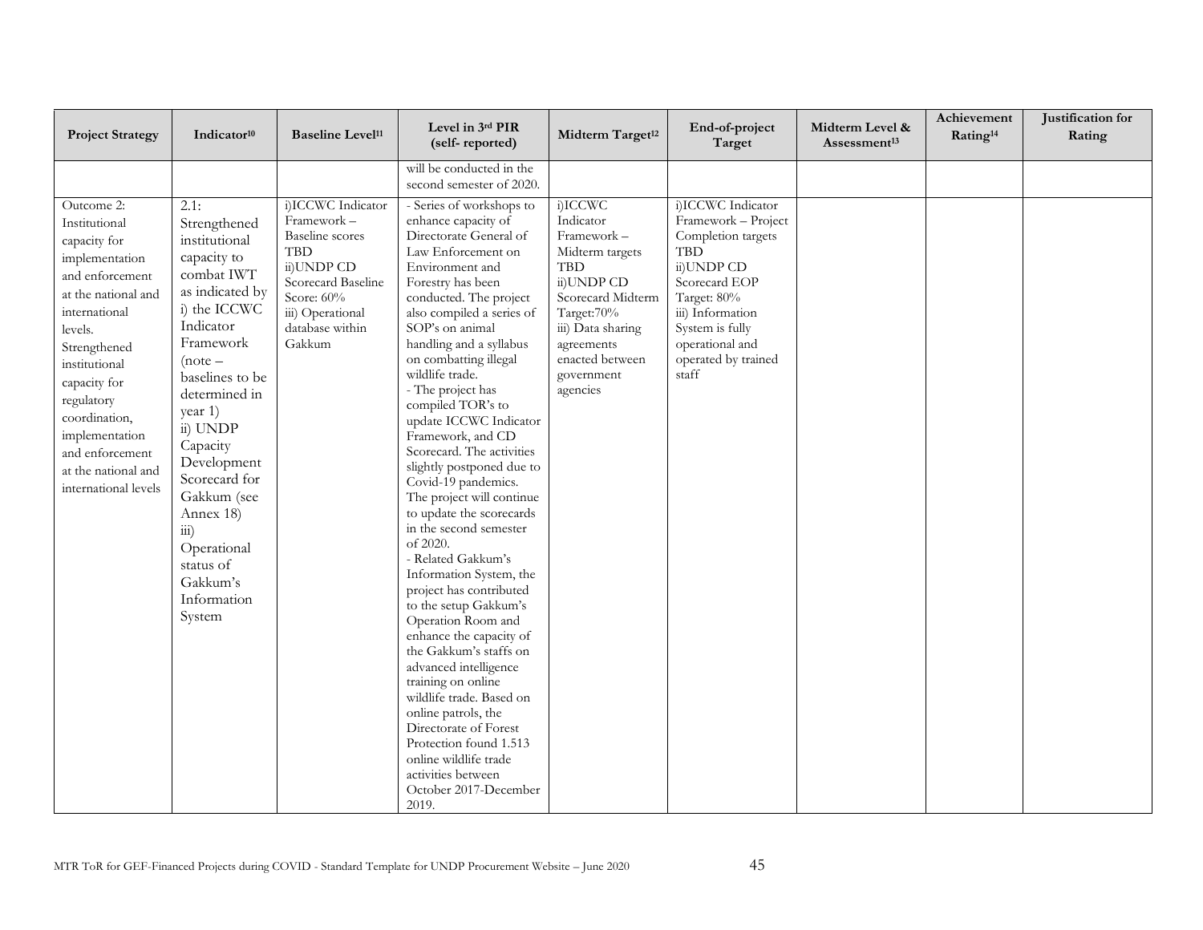| Project Strategy | Indicator[10] | Baseline Level[11] | Level in 3rd PIR (self- reported) | Midterm Target[12] | End-of-project Target | Midterm Level & Assessment[13] | Achievement Rating[14] | Justification for Rating |
|---|---|---|---|---|---|---|---|---|
| | | | will be conducted in the second semester of 2020. | | | | | |
| Outcome 2: Institutional capacity for implementation and enforcement at the national and international levels. Strengthened institutional capacity for regulatory coordination, implementation and enforcement at the national and international levels | 2.1: Strengthened institutional capacity to combat IWT as indicated by i) the ICCWC Indicator Framework (note – baselines to be determined in year 1) ii) UNDP Capacity Development Scorecard for Gakkum (see Annex 18) iii) Operational status of Gakkum's Information System | i)ICCWC Indicator Framework – Baseline scores TBD ii)UNDP CD Scorecard Baseline Score: 60% iii) Operational database within Gakkum | - Series of workshops to enhance capacity of Directorate General of Law Enforcement on Environment and Forestry has been conducted. The project also compiled a series of SOP's on animal handling and a syllabus on combatting illegal wildlife trade. - The project has compiled TOR's to update ICCWC Indicator Framework, and CD Scorecard. The activities slightly postponed due to Covid-19 pandemics. The project will continue to update the scorecards in the second semester of 2020. - Related Gakkum's Information System, the project has contributed to the setup Gakkum's Operation Room and enhance the capacity of the Gakkum's staffs on advanced intelligence training on online wildlife trade. Based on online patrols, the Directorate of Forest Protection found 1.513 online wildlife trade activities between October 2017-December 2019. | i)ICCWC Indicator Framework – Midterm targets TBD ii)UNDP CD Scorecard Midterm Target:70% iii) Data sharing agreements enacted between government agencies | i)ICCWC Indicator Framework – Project Completion targets TBD ii)UNDP CD Scorecard EOP Target: 80% iii) Information System is fully operational and operated by trained staff | | | |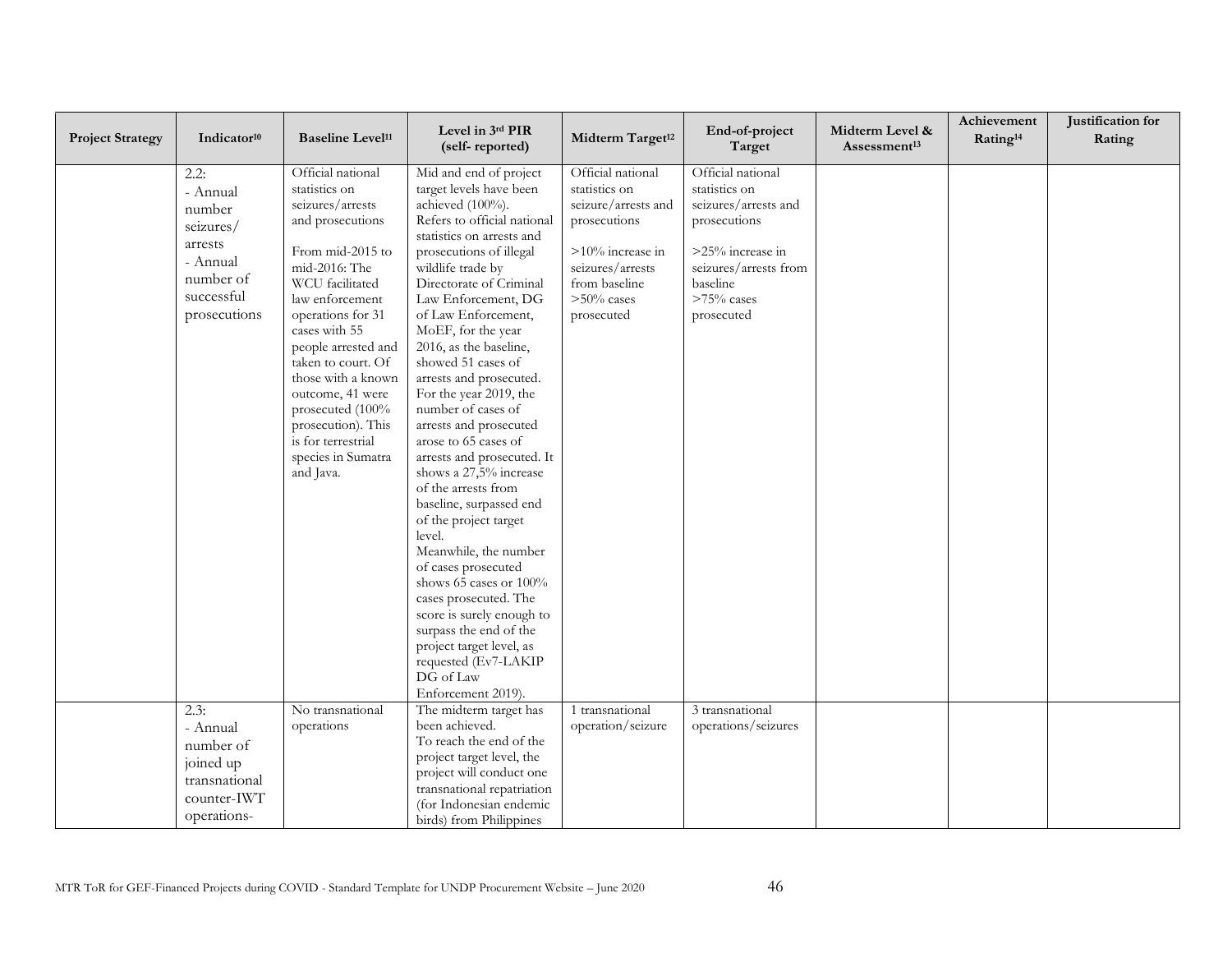| Project Strategy | Indicator[10] | Baseline Level[11] | Level in 3rd PIR (self- reported) | Midterm Target[12] | End-of-project Target | Midterm Level & Assessment[13] | Achievement Rating[14] | Justification for Rating |
|---|---|---|---|---|---|---|---|---|
| | 2.2:<br>- Annual number seizures/ arrests<br>- Annual number of successful prosecutions | Official national statistics on seizures/arrests and prosecutions<br><br>From mid-2015 to mid-2016: The WCU facilitated law enforcement operations for 31 cases with 55 people arrested and taken to court. Of those with a known outcome, 41 were prosecuted (100% prosecution). This is for terrestrial species in Sumatra and Java. | Mid and end of project target levels have been achieved (100%).<br>Refers to official national statistics on arrests and prosecutions of illegal wildlife trade by Directorate of Criminal Law Enforcement, DG of Law Enforcement, MoEF, for the year 2016, as the baseline, showed 51 cases of arrests and prosecuted. For the year 2019, the number of cases of arrests and prosecuted arose to 65 cases of arrests and prosecuted. It shows a 27,5% increase of the arrests from baseline, surpassed end of the project target level.<br>Meanwhile, the number of cases prosecuted shows 65 cases or 100% cases prosecuted. The score is surely enough to surpass the end of the project target level, as requested (Ev7-LAKIP DG of Law Enforcement 2019). | Official national statistics on seizure/arrests and prosecutions<br><br>>10% increase in seizures/arrests from baseline<br>>50% cases prosecuted | Official national statistics on seizures/arrests and prosecutions<br><br>>25% increase in seizures/arrests from baseline<br>>75% cases prosecuted | | | |
| | 2.3:<br>- Annual number of joined up transnational counter-IWT operations- | No transnational operations | The midterm target has been achieved.<br>To reach the end of the project target level, the project will conduct one transnational repatriation (for Indonesian endemic birds) from Philippines | 1 transnational operation/seizure | 3 transnational operations/seizures | | | |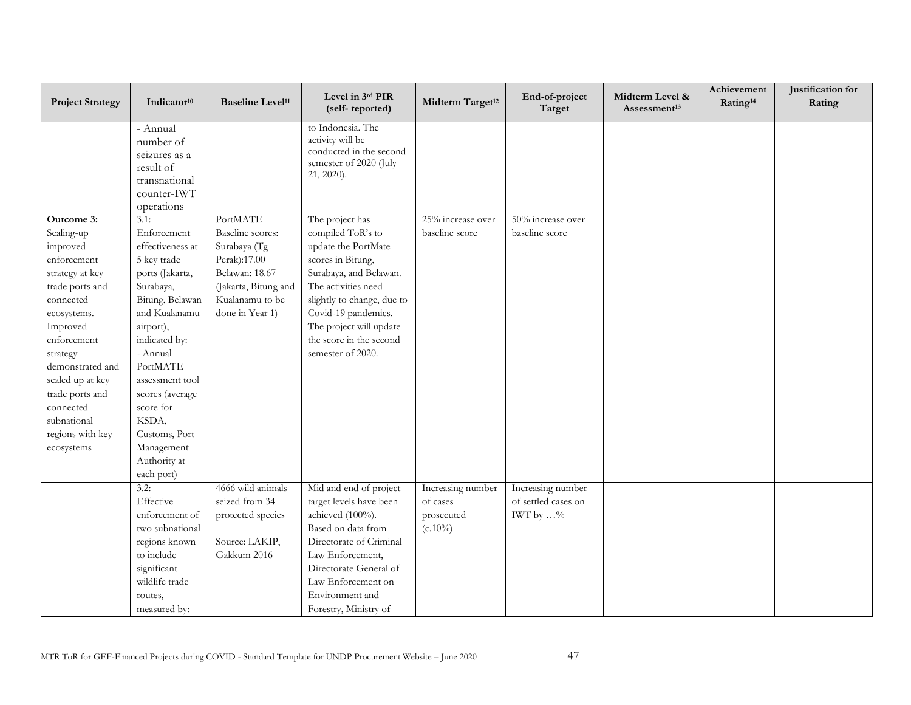| Project Strategy | Indicator[10] | Baseline Level[11] | Level in 3rd PIR (self- reported) | Midterm Target[12] | End-of-project Target | Midterm Level & Assessment[13] | Achievement Rating[14] | Justification for Rating |
|---|---|---|---|---|---|---|---|---|
| | - Annual number of seizures as a result of transnational counter-IWT operations | | to Indonesia. The activity will be conducted in the second semester of 2020 (July 21, 2020). | | | | | |
| **Outcome 3:** Scaling-up improved enforcement strategy at key trade ports and connected ecosystems. Improved enforcement strategy demonstrated and scaled up at key trade ports and connected subnational regions with key ecosystems | 3.1: Enforcement effectiveness at 5 key trade ports (Jakarta, Surabaya, Bitung, Belawan and Kualanamu airport), indicated by:<br>- Annual PortMATE assessment tool scores (average score for KSDA, Customs, Port Management Authority at each port) | PortMATE Baseline scores: Surabaya (Tg Perak):17.00 Belawan: 18.67 (Jakarta, Bitung and Kualanamu to be done in Year 1) | The project has compiled ToR's to update the PortMate scores in Bitung, Surabaya, and Belawan. The activities need slightly to change, due to Covid-19 pandemics. The project will update the score in the second semester of 2020. | 25% increase over baseline score | 50% increase over baseline score | | | |
| | 3.2: Effective enforcement of two subnational regions known to include significant wildlife trade routes, measured by: | 4666 wild animals seized from 34 protected species<br><br>Source: LAKIP, Gakkum 2016 | Mid and end of project target levels have been achieved (100%). Based on data from Directorate of Criminal Law Enforcement, Directorate General of Law Enforcement on Environment and Forestry, Ministry of | Increasing number of cases prosecuted (c.10%) | Increasing number of settled cases on IWT by …% | | | |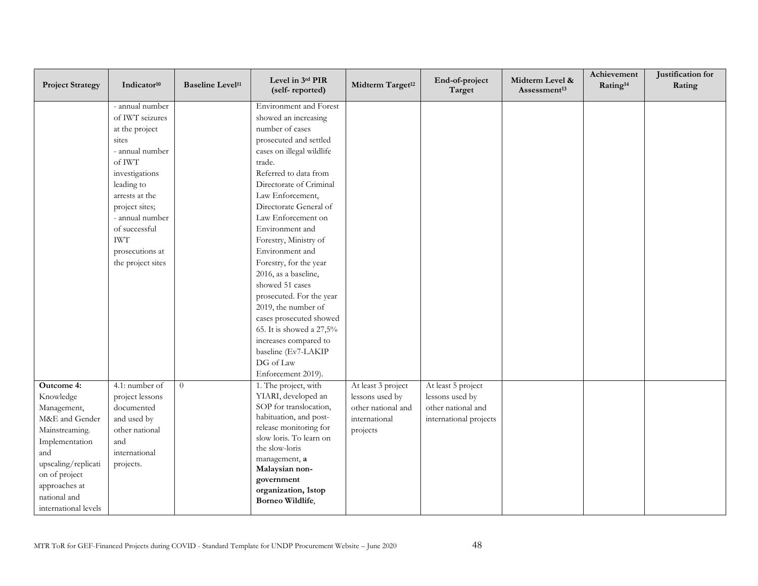| Project Strategy | Indicator[10] | Baseline Level[11] | Level in 3rd PIR (self- reported) | Midterm Target[12] | End-of-project Target | Midterm Level & Assessment[13] | Achievement Rating[14] | Justification for Rating |
|---|---|---|---|---|---|---|---|---|
| | - annual number of IWT seizures at the project sites<br>- annual number of IWT investigations leading to arrests at the project sites;<br>- annual number of successful IWT prosecutions at the project sites | | Environment and Forest showed an increasing number of cases prosecuted and settled cases on illegal wildlife trade.<br>Referred to data from Directorate of Criminal Law Enforcement, Directorate General of Law Enforcement on Environment and Forestry, Ministry of Environment and Forestry, for the year 2016, as a baseline, showed 51 cases prosecuted. For the year 2019, the number of cases prosecuted showed 65. It is showed a 27,5% increases compared to baseline (Ev7-LAKIP DG of Law Enforcement 2019). | | | | | |
| **Outcome 4:** Knowledge Management, M&E and Gender Mainstreaming. Implementation and upscaling/replication of project approaches at national and international levels | 4.1: number of project lessons documented and used by other national and international projects. | 0 | 1. The project, with YIARI, developed an SOP for translocation, habituation, and post-release monitoring for slow loris. To learn on the slow-loris management, **a Malaysian non-government organization, 1stop Borneo Wildlife**, | At least 3 project lessons used by other national and international projects | At least 5 project lessons used by other national and international projects | | | |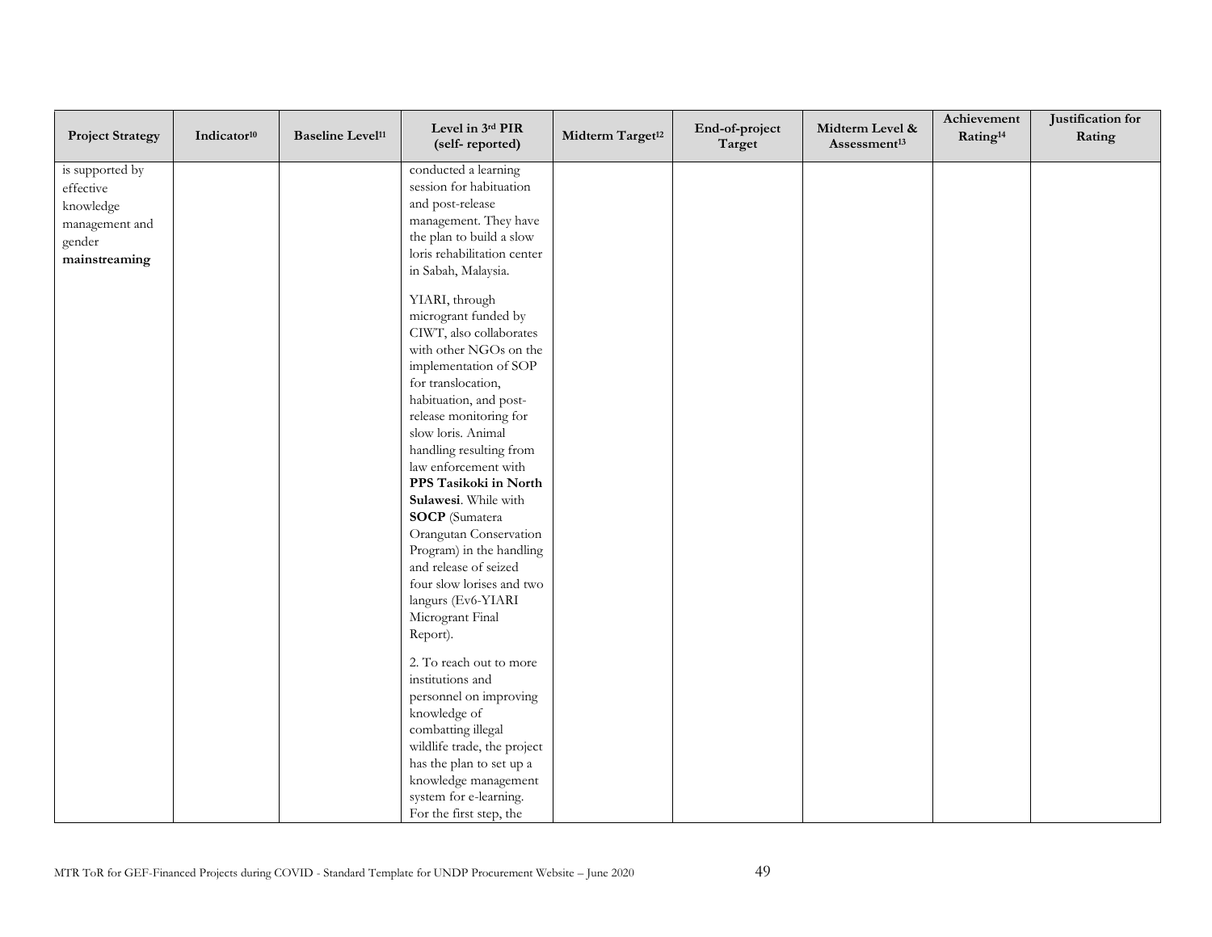| Project Strategy | Indicator[10] | Baseline Level[11] | Level in 3rd PIR (self- reported) | Midterm Target[12] | End-of-project Target | Midterm Level & Assessment[13] | Achievement Rating[14] | Justification for Rating |
|---|---|---|---|---|---|---|---|---|
| is supported by effective knowledge management and gender **mainstreaming** | | | conducted a learning session for habituation and post-release management. They have the plan to build a slow loris rehabilitation center in Sabah, Malaysia.<br><br>YIARI, through microgrant funded by CIWT, also collaborates with other NGOs on the implementation of SOP for translocation, habituation, and post-release monitoring for slow loris. Animal handling resulting from law enforcement with **PPS Tasikoki in North Sulawesi**. While with **SOCP** (Sumatera Orangutan Conservation Program) in the handling and release of seized four slow lorises and two langurs (Ev6-YIARI Microgrant Final Report).<br><br>2. To reach out to more institutions and personnel on improving knowledge of combatting illegal wildlife trade, the project has the plan to set up a knowledge management system for e-learning. For the first step, the | | | | | |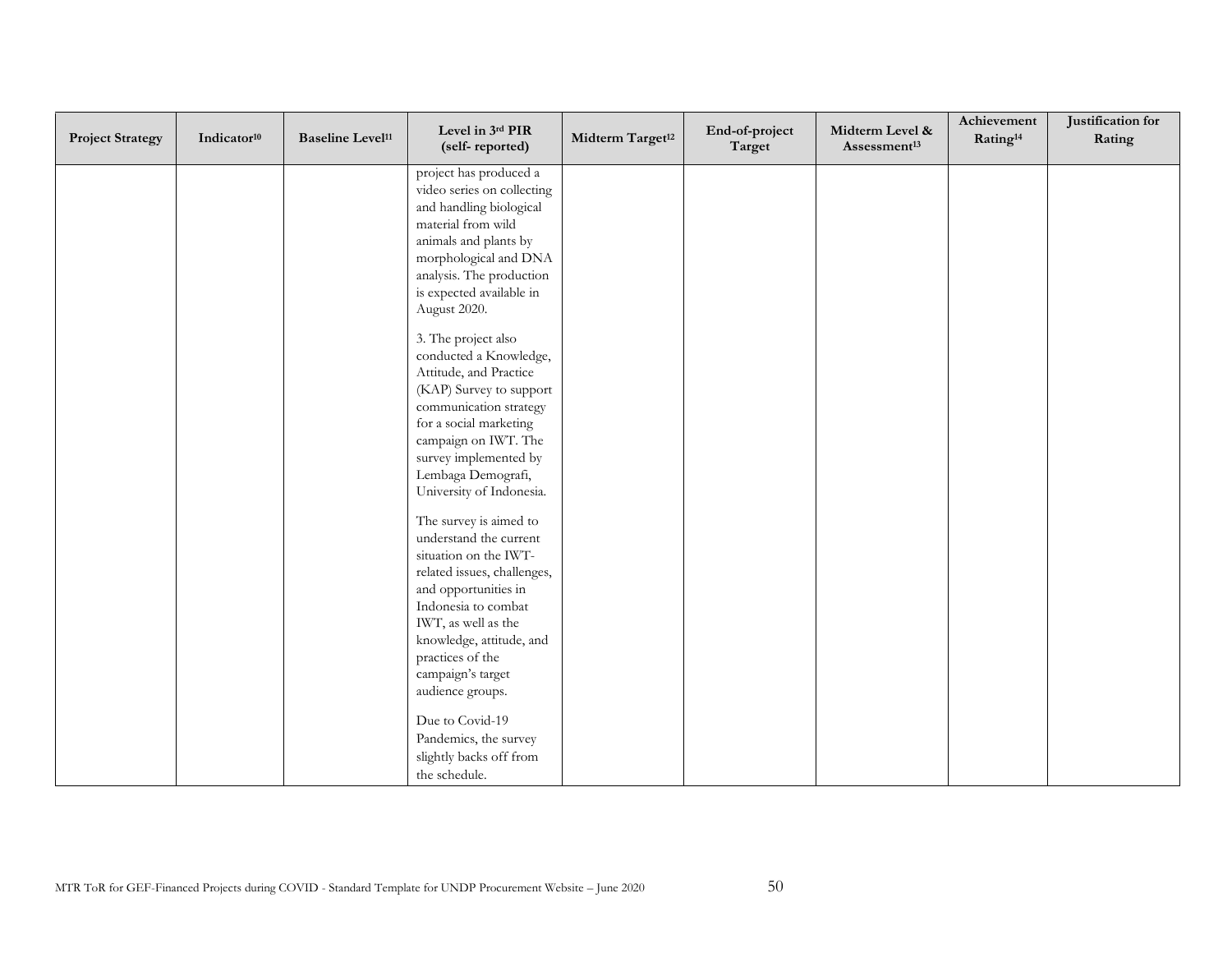| Project Strategy | Indicator[10] | Baseline Level[11] | Level in 3rd PIR (self- reported) | Midterm Target[12] | End-of-project Target | Midterm Level & Assessment[13] | Achievement Rating[14] | Justification for Rating |
|---|---|---|---|---|---|---|---|---|
| | | | project has produced a video series on collecting and handling biological material from wild animals and plants by morphological and DNA analysis. The production is expected available in August 2020.<br><br>3. The project also conducted a Knowledge, Attitude, and Practice (KAP) Survey to support communication strategy for a social marketing campaign on IWT. The survey implemented by Lembaga Demografi, University of Indonesia.<br><br>The survey is aimed to understand the current situation on the IWT-related issues, challenges, and opportunities in Indonesia to combat IWT, as well as the knowledge, attitude, and practices of the campaign's target audience groups.<br><br>Due to Covid-19 Pandemics, the survey slightly backs off from the schedule. | | | | | |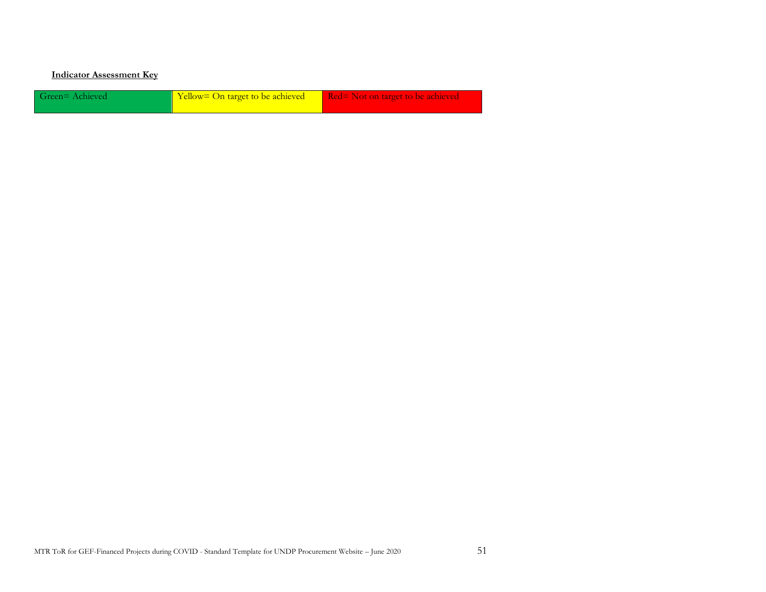**Indicator Assessment Key**

| Green= Achieved | Yellow= On target to be achieved | Red= Not on target to be achieved |
| --- | --- | --- |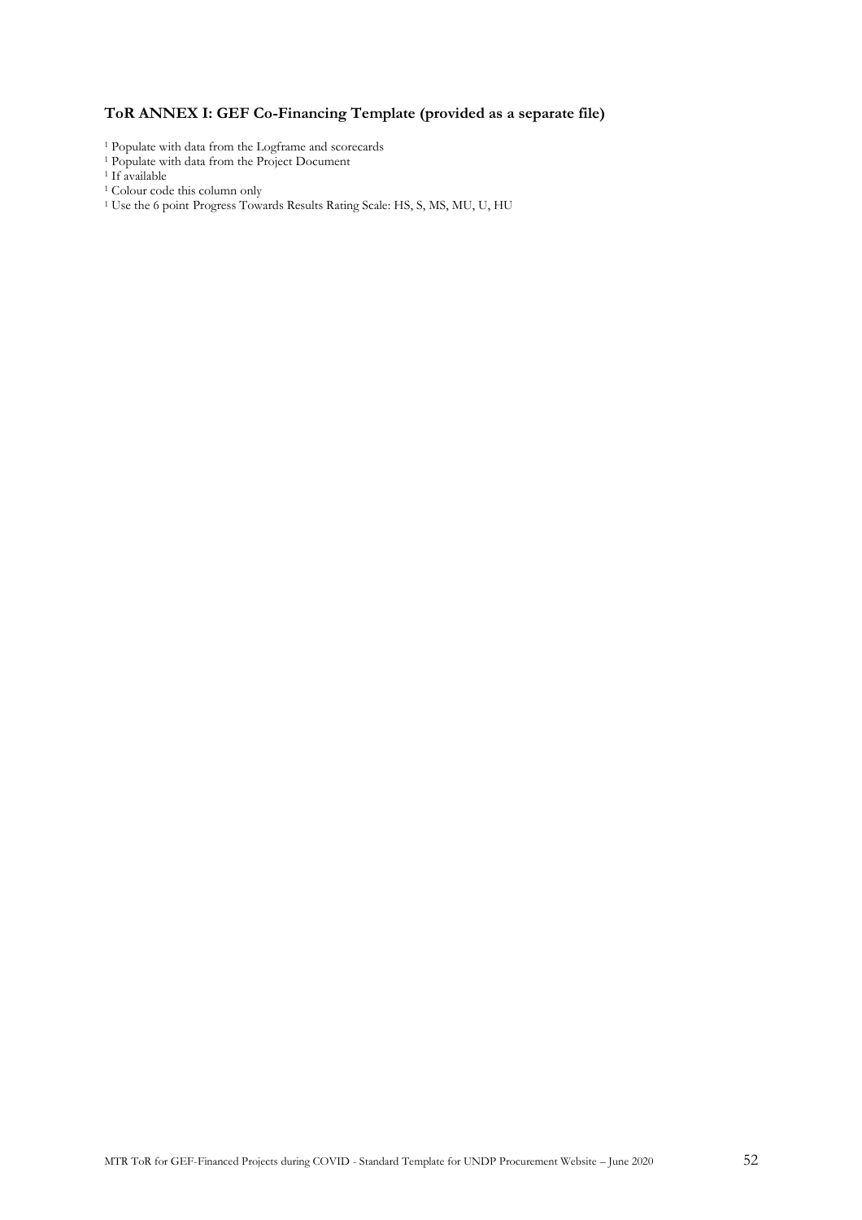**ToR ANNEX I: GEF Co-Financing Template (provided as a separate file)**

[1] Populate with data from the Logframe and scorecards

[1] Populate with data from the Project Document

[1] If available

[1] Colour code this column only

[1] Use the 6 point Progress Towards Results Rating Scale: HS, S, MS, MU, U, HU